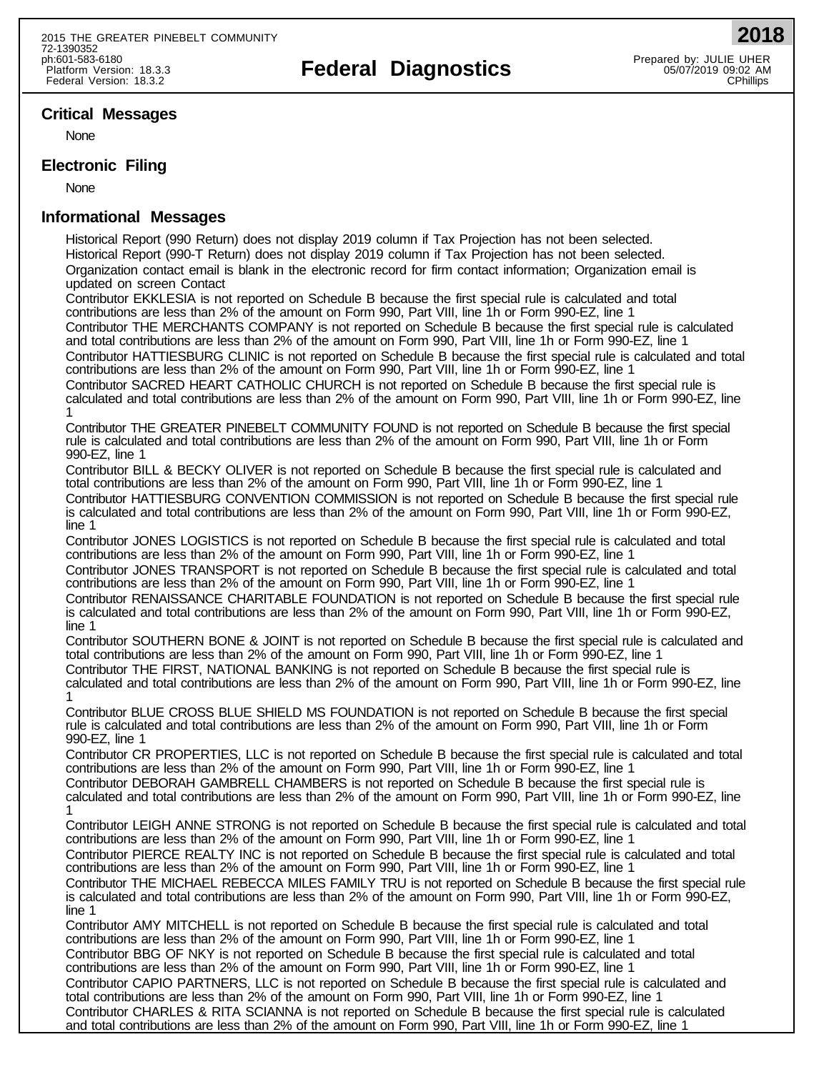2015 THE GREATER PINEBELT COMMUNITY
72-1390352
ph:601-583-6180
Platform Version: 18.3.3
Federal Version: 18.3.2

# Federal Diagnostics

**2018**

Prepared by: JULIE UHER
05/07/2019 09:02 AM
CPhillips

## Critical Messages

None

## Electronic Filing

None

## Informational Messages

Historical Report (990 Return) does not display 2019 column if Tax Projection has not been selected.

Historical Report (990-T Return) does not display 2019 column if Tax Projection has not been selected.

Organization contact email is blank in the electronic record for firm contact information; Organization email is updated on screen Contact

Contributor EKKLESIA is not reported on Schedule B because the first special rule is calculated and total contributions are less than 2% of the amount on Form 990, Part VIII, line 1h or Form 990-EZ, line 1

Contributor THE MERCHANTS COMPANY is not reported on Schedule B because the first special rule is calculated and total contributions are less than 2% of the amount on Form 990, Part VIII, line 1h or Form 990-EZ, line 1

Contributor HATTIESBURG CLINIC is not reported on Schedule B because the first special rule is calculated and total contributions are less than 2% of the amount on Form 990, Part VIII, line 1h or Form 990-EZ, line 1

Contributor SACRED HEART CATHOLIC CHURCH is not reported on Schedule B because the first special rule is calculated and total contributions are less than 2% of the amount on Form 990, Part VIII, line 1h or Form 990-EZ, line 1

Contributor THE GREATER PINEBELT COMMUNITY FOUND is not reported on Schedule B because the first special rule is calculated and total contributions are less than 2% of the amount on Form 990, Part VIII, line 1h or Form 990-EZ, line 1

Contributor BILL & BECKY OLIVER is not reported on Schedule B because the first special rule is calculated and total contributions are less than 2% of the amount on Form 990, Part VIII, line 1h or Form 990-EZ, line 1

Contributor HATTIESBURG CONVENTION COMMISSION is not reported on Schedule B because the first special rule is calculated and total contributions are less than 2% of the amount on Form 990, Part VIII, line 1h or Form 990-EZ, line 1

Contributor JONES LOGISTICS is not reported on Schedule B because the first special rule is calculated and total contributions are less than 2% of the amount on Form 990, Part VIII, line 1h or Form 990-EZ, line 1

Contributor JONES TRANSPORT is not reported on Schedule B because the first special rule is calculated and total contributions are less than 2% of the amount on Form 990, Part VIII, line 1h or Form 990-EZ, line 1

Contributor RENAISSANCE CHARITABLE FOUNDATION is not reported on Schedule B because the first special rule is calculated and total contributions are less than 2% of the amount on Form 990, Part VIII, line 1h or Form 990-EZ, line 1

Contributor SOUTHERN BONE & JOINT is not reported on Schedule B because the first special rule is calculated and total contributions are less than 2% of the amount on Form 990, Part VIII, line 1h or Form 990-EZ, line 1

Contributor THE FIRST, NATIONAL BANKING is not reported on Schedule B because the first special rule is calculated and total contributions are less than 2% of the amount on Form 990, Part VIII, line 1h or Form 990-EZ, line 1

Contributor BLUE CROSS BLUE SHIELD MS FOUNDATION is not reported on Schedule B because the first special rule is calculated and total contributions are less than 2% of the amount on Form 990, Part VIII, line 1h or Form 990-EZ, line 1

Contributor CR PROPERTIES, LLC is not reported on Schedule B because the first special rule is calculated and total contributions are less than 2% of the amount on Form 990, Part VIII, line 1h or Form 990-EZ, line 1

Contributor DEBORAH GAMBRELL CHAMBERS is not reported on Schedule B because the first special rule is calculated and total contributions are less than 2% of the amount on Form 990, Part VIII, line 1h or Form 990-EZ, line 1

Contributor LEIGH ANNE STRONG is not reported on Schedule B because the first special rule is calculated and total contributions are less than 2% of the amount on Form 990, Part VIII, line 1h or Form 990-EZ, line 1

Contributor PIERCE REALTY INC is not reported on Schedule B because the first special rule is calculated and total contributions are less than 2% of the amount on Form 990, Part VIII, line 1h or Form 990-EZ, line 1

Contributor THE MICHAEL REBECCA MILES FAMILY TRU is not reported on Schedule B because the first special rule is calculated and total contributions are less than 2% of the amount on Form 990, Part VIII, line 1h or Form 990-EZ, line 1

Contributor AMY MITCHELL is not reported on Schedule B because the first special rule is calculated and total contributions are less than 2% of the amount on Form 990, Part VIII, line 1h or Form 990-EZ, line 1

Contributor BBG OF NKY is not reported on Schedule B because the first special rule is calculated and total contributions are less than 2% of the amount on Form 990, Part VIII, line 1h or Form 990-EZ, line 1

Contributor CAPIO PARTNERS, LLC is not reported on Schedule B because the first special rule is calculated and total contributions are less than 2% of the amount on Form 990, Part VIII, line 1h or Form 990-EZ, line 1

Contributor CHARLES & RITA SCIANNA is not reported on Schedule B because the first special rule is calculated and total contributions are less than 2% of the amount on Form 990, Part VIII, line 1h or Form 990-EZ, line 1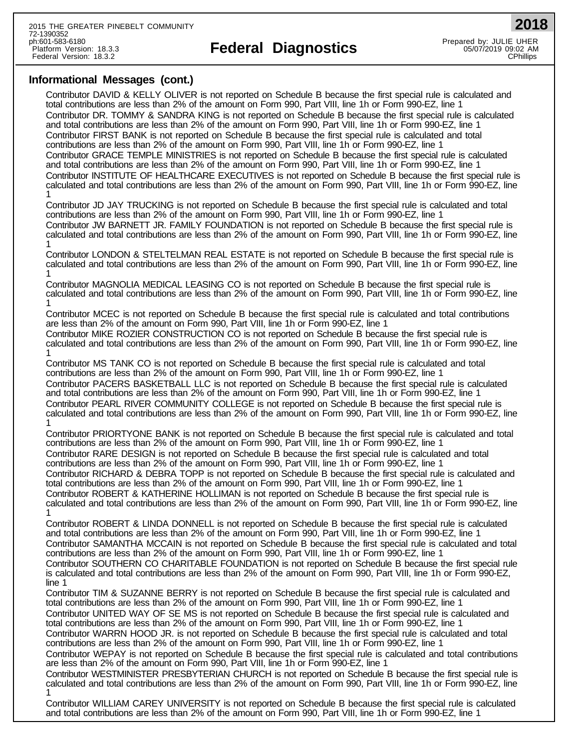## Informational Messages (cont.)

Contributor DAVID & KELLY OLIVER is not reported on Schedule B because the first special rule is calculated and total contributions are less than 2% of the amount on Form 990, Part VIII, line 1h or Form 990-EZ, line 1

Contributor DR. TOMMY & SANDRA KING is not reported on Schedule B because the first special rule is calculated and total contributions are less than 2% of the amount on Form 990, Part VIII, line 1h or Form 990-EZ, line 1

Contributor FIRST BANK is not reported on Schedule B because the first special rule is calculated and total contributions are less than 2% of the amount on Form 990, Part VIII, line 1h or Form 990-EZ, line 1

Contributor GRACE TEMPLE MINISTRIES is not reported on Schedule B because the first special rule is calculated and total contributions are less than 2% of the amount on Form 990, Part VIII, line 1h or Form 990-EZ, line 1

Contributor INSTITUTE OF HEALTHCARE EXECUTIVES is not reported on Schedule B because the first special rule is calculated and total contributions are less than 2% of the amount on Form 990, Part VIII, line 1h or Form 990-EZ, line 1

Contributor JD JAY TRUCKING is not reported on Schedule B because the first special rule is calculated and total contributions are less than 2% of the amount on Form 990, Part VIII, line 1h or Form 990-EZ, line 1

Contributor JW BARNETT JR. FAMILY FOUNDATION is not reported on Schedule B because the first special rule is calculated and total contributions are less than 2% of the amount on Form 990, Part VIII, line 1h or Form 990-EZ, line 1

Contributor LONDON & STELTELMAN REAL ESTATE is not reported on Schedule B because the first special rule is calculated and total contributions are less than 2% of the amount on Form 990, Part VIII, line 1h or Form 990-EZ, line 1

Contributor MAGNOLIA MEDICAL LEASING CO is not reported on Schedule B because the first special rule is calculated and total contributions are less than 2% of the amount on Form 990, Part VIII, line 1h or Form 990-EZ, line 1

Contributor MCEC is not reported on Schedule B because the first special rule is calculated and total contributions are less than 2% of the amount on Form 990, Part VIII, line 1h or Form 990-EZ, line 1

Contributor MIKE ROZIER CONSTRUCTION CO is not reported on Schedule B because the first special rule is calculated and total contributions are less than 2% of the amount on Form 990, Part VIII, line 1h or Form 990-EZ, line 1

Contributor MS TANK CO is not reported on Schedule B because the first special rule is calculated and total contributions are less than 2% of the amount on Form 990, Part VIII, line 1h or Form 990-EZ, line 1

Contributor PACERS BASKETBALL LLC is not reported on Schedule B because the first special rule is calculated and total contributions are less than 2% of the amount on Form 990, Part VIII, line 1h or Form 990-EZ, line 1

Contributor PEARL RIVER COMMUNITY COLLEGE is not reported on Schedule B because the first special rule is calculated and total contributions are less than 2% of the amount on Form 990, Part VIII, line 1h or Form 990-EZ, line 1

Contributor PRIORTYONE BANK is not reported on Schedule B because the first special rule is calculated and total contributions are less than 2% of the amount on Form 990, Part VIII, line 1h or Form 990-EZ, line 1

Contributor RARE DESIGN is not reported on Schedule B because the first special rule is calculated and total contributions are less than 2% of the amount on Form 990, Part VIII, line 1h or Form 990-EZ, line 1

Contributor RICHARD & DEBRA TOPP is not reported on Schedule B because the first special rule is calculated and total contributions are less than 2% of the amount on Form 990, Part VIII, line 1h or Form 990-EZ, line 1

Contributor ROBERT & KATHERINE HOLLIMAN is not reported on Schedule B because the first special rule is calculated and total contributions are less than 2% of the amount on Form 990, Part VIII, line 1h or Form 990-EZ, line 1

Contributor ROBERT & LINDA DONNELL is not reported on Schedule B because the first special rule is calculated and total contributions are less than 2% of the amount on Form 990, Part VIII, line 1h or Form 990-EZ, line 1

Contributor SAMANTHA MCCAIN is not reported on Schedule B because the first special rule is calculated and total contributions are less than 2% of the amount on Form 990, Part VIII, line 1h or Form 990-EZ, line 1

Contributor SOUTHERN CO CHARITABLE FOUNDATION is not reported on Schedule B because the first special rule is calculated and total contributions are less than 2% of the amount on Form 990, Part VIII, line 1h or Form 990-EZ, line 1

Contributor TIM & SUZANNE BERRY is not reported on Schedule B because the first special rule is calculated and total contributions are less than 2% of the amount on Form 990, Part VIII, line 1h or Form 990-EZ, line 1

Contributor UNITED WAY OF SE MS is not reported on Schedule B because the first special rule is calculated and total contributions are less than 2% of the amount on Form 990, Part VIII, line 1h or Form 990-EZ, line 1

Contributor WARRN HOOD JR. is not reported on Schedule B because the first special rule is calculated and total contributions are less than 2% of the amount on Form 990, Part VIII, line 1h or Form 990-EZ, line 1

Contributor WEPAY is not reported on Schedule B because the first special rule is calculated and total contributions are less than 2% of the amount on Form 990, Part VIII, line 1h or Form 990-EZ, line 1

Contributor WESTMINISTER PRESBYTERIAN CHURCH is not reported on Schedule B because the first special rule is calculated and total contributions are less than 2% of the amount on Form 990, Part VIII, line 1h or Form 990-EZ, line 1

Contributor WILLIAM CAREY UNIVERSITY is not reported on Schedule B because the first special rule is calculated and total contributions are less than 2% of the amount on Form 990, Part VIII, line 1h or Form 990-EZ, line 1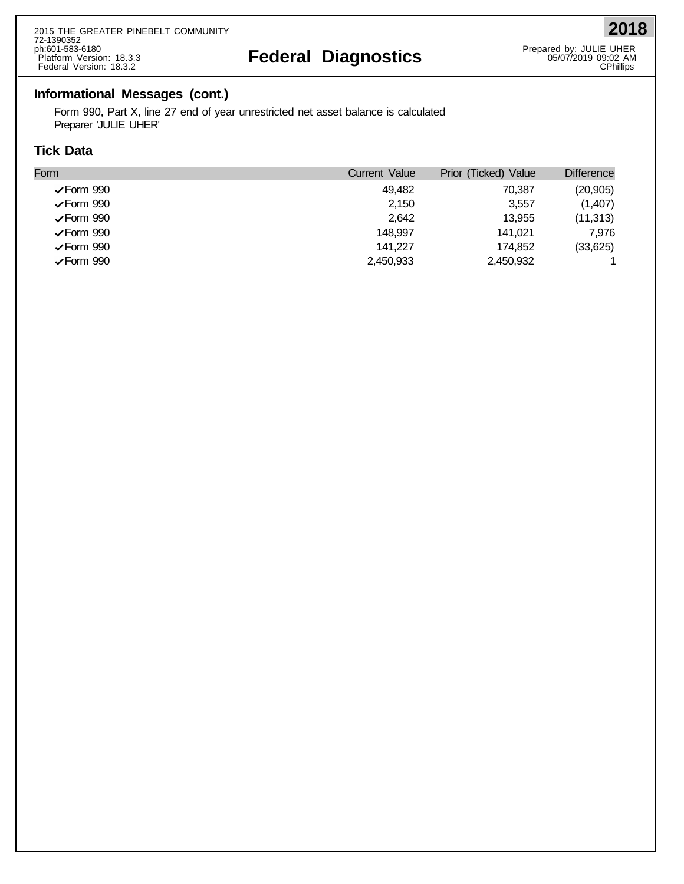## Informational Messages (cont.)

Form 990, Part X, line 27 end of year unrestricted net asset balance is calculated
Preparer 'JULIE UHER'

## Tick Data

| Form | Current Value | Prior (Ticked) Value | Difference |
|---|---|---|---|
| ✓Form 990 | 49,482 | 70,387 | (20,905) |
| ✓Form 990 | 2,150 | 3,557 | (1,407) |
| ✓Form 990 | 2,642 | 13,955 | (11,313) |
| ✓Form 990 | 148,997 | 141,021 | 7,976 |
| ✓Form 990 | 141,227 | 174,852 | (33,625) |
| ✓Form 990 | 2,450,933 | 2,450,932 | 1 |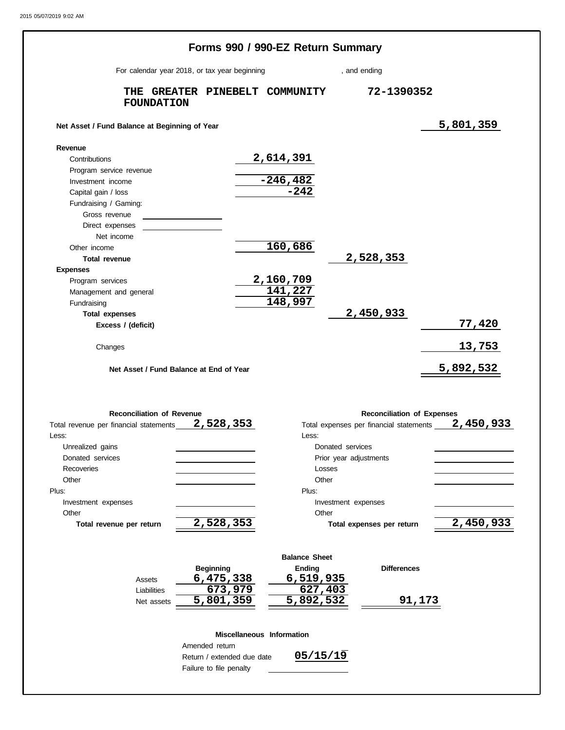# Forms 990 / 990-EZ Return Summary

For calendar year 2018, or tax year beginning , and ending

**THE GREATER PINEBELT COMMUNITY FOUNDATION** 72-1390352

| | | | |
|---|---|---|---|
| **Net Asset / Fund Balance at Beginning of Year** | | | 5,801,359 |
| **Revenue** | | | |
| Contributions | 2,614,391 | | |
| Program service revenue | | | |
| Investment income | -246,482 | | |
| Capital gain / loss | -242 | | |
| Fundraising / Gaming: | | | |
| Gross revenue | | | |
| Direct expenses | | | |
| Net income | | | |
| Other income | 160,686 | | |
| **Total revenue** | | 2,528,353 | |
| **Expenses** | | | |
| Program services | 2,160,709 | | |
| Management and general | 141,227 | | |
| Fundraising | 148,997 | | |
| **Total expenses** | | 2,450,933 | |
| **Excess / (deficit)** | | | 77,420 |
| Changes | | | 13,753 |
| **Net Asset / Fund Balance at End of Year** | | | 5,892,532 |

| **Reconciliation of Revenue** | | **Reconciliation of Expenses** | |
|---|---|---|---|
| Total revenue per financial statements | 2,528,353 | Total expenses per financial statements | 2,450,933 |
| Less: | | Less: | |
| Unrealized gains | | Donated services | |
| Donated services | | Prior year adjustments | |
| Recoveries | | Losses | |
| Other | | Other | |
| Plus: | | Plus: | |
| Investment expenses | | Investment expenses | |
| Other | | Other | |
| **Total revenue per return** | 2,528,353 | **Total expenses per return** | 2,450,933 |

**Balance Sheet**

| | Beginning | Ending | Differences |
|---|---|---|---|
| Assets | 6,475,338 | 6,519,935 | |
| Liabilities | 673,979 | 627,403 | |
| Net assets | 5,801,359 | 5,892,532 | 91,173 |

**Miscellaneous Information**

| | |
|---|---|
| Amended return | |
| Return / extended due date | 05/15/19 |
| Failure to file penalty | |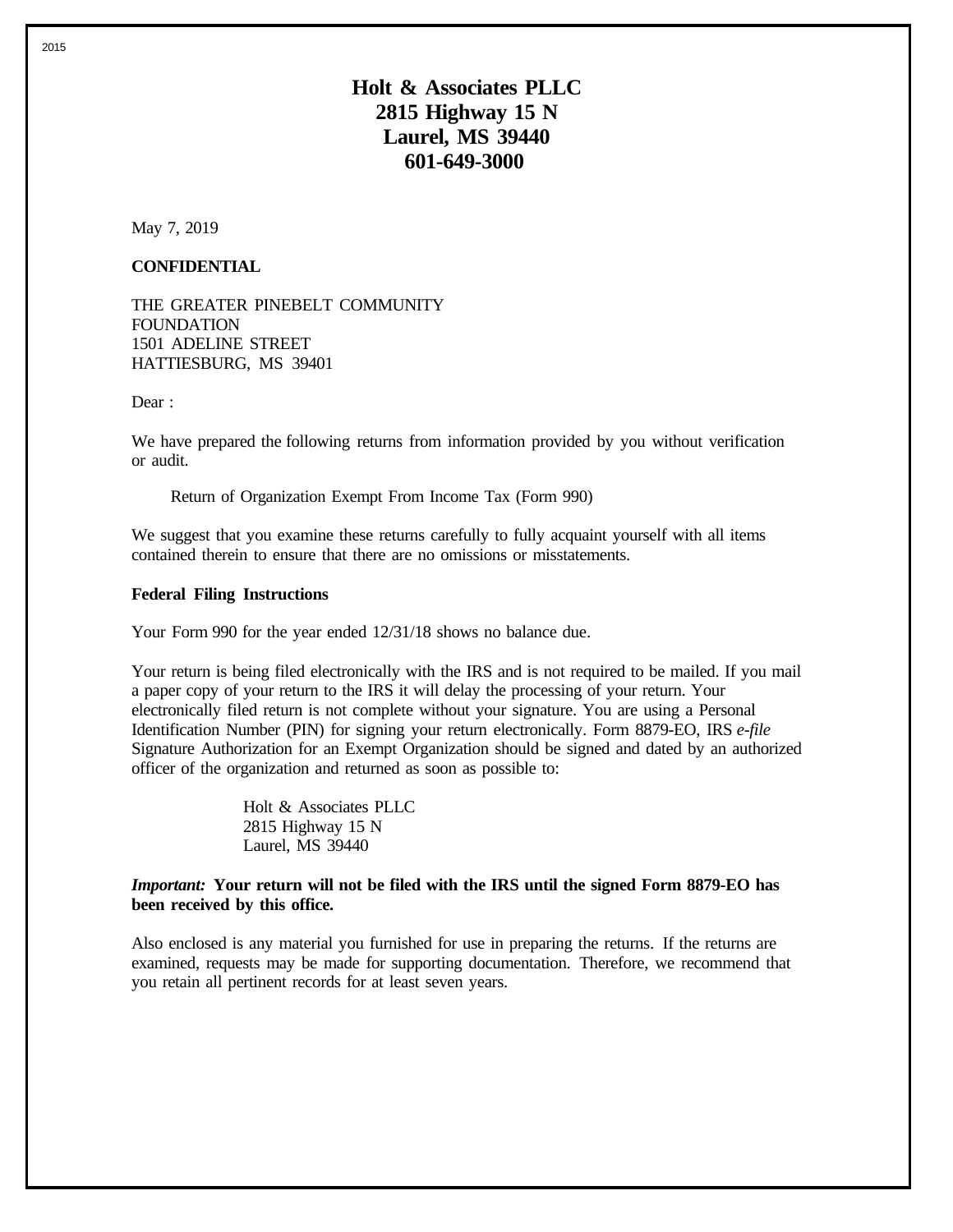# Holt & Associates PLLC
# 2815 Highway 15 N
# Laurel, MS 39440
# 601-649-3000

May 7, 2019

**CONFIDENTIAL**

THE GREATER PINEBELT COMMUNITY
FOUNDATION
1501 ADELINE STREET
HATTIESBURG, MS 39401

Dear :

We have prepared the following returns from information provided by you without verification or audit.

Return of Organization Exempt From Income Tax (Form 990)

We suggest that you examine these returns carefully to fully acquaint yourself with all items contained therein to ensure that there are no omissions or misstatements.

**Federal Filing Instructions**

Your Form 990 for the year ended 12/31/18 shows no balance due.

Your return is being filed electronically with the IRS and is not required to be mailed. If you mail a paper copy of your return to the IRS it will delay the processing of your return. Your electronically filed return is not complete without your signature. You are using a Personal Identification Number (PIN) for signing your return electronically. Form 8879-EO, IRS *e-file* Signature Authorization for an Exempt Organization should be signed and dated by an authorized officer of the organization and returned as soon as possible to:

Holt & Associates PLLC
2815 Highway 15 N
Laurel, MS 39440

***Important:*** **Your return will not be filed with the IRS until the signed Form 8879-EO has been received by this office.**

Also enclosed is any material you furnished for use in preparing the returns. If the returns are examined, requests may be made for supporting documentation. Therefore, we recommend that you retain all pertinent records for at least seven years.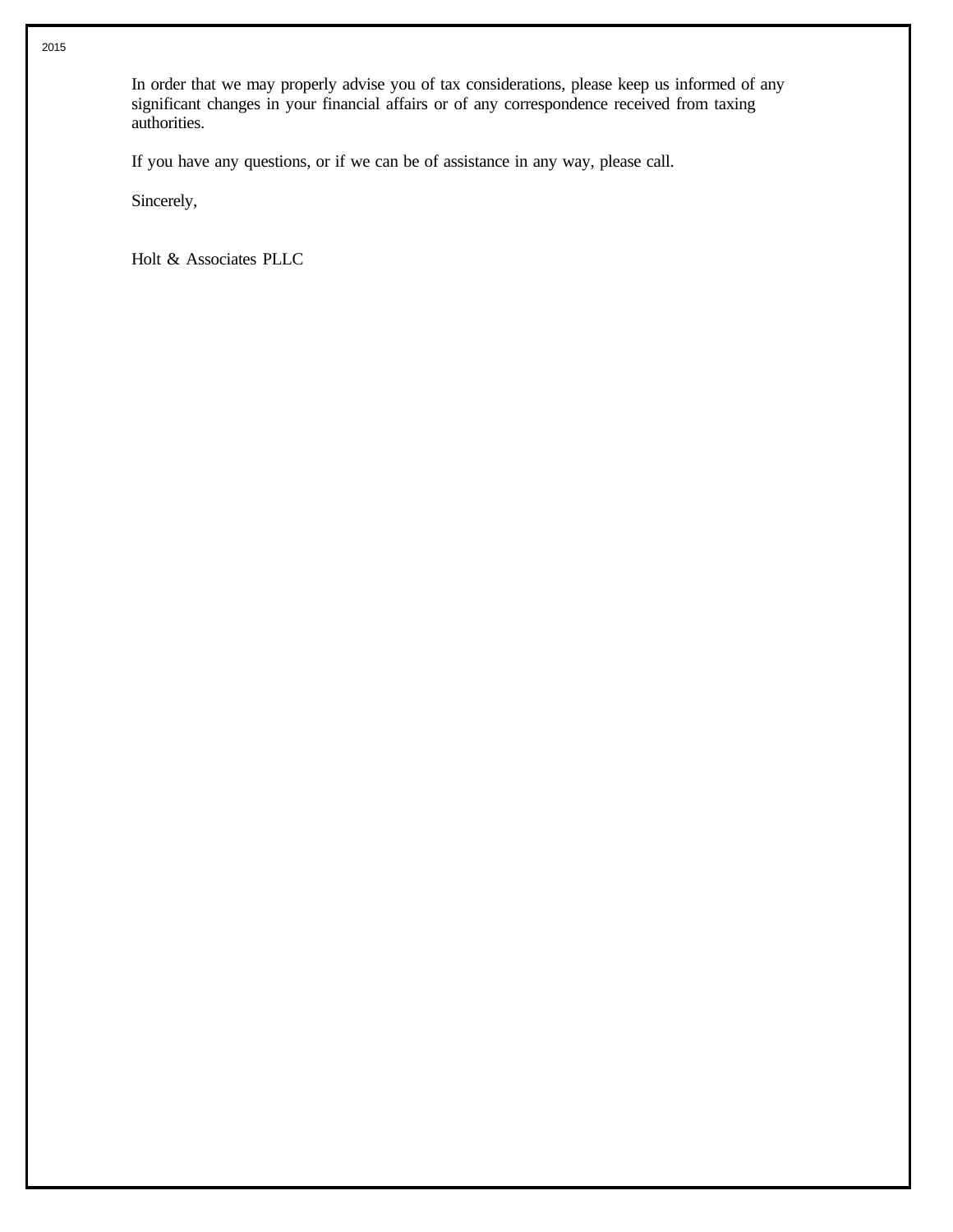In order that we may properly advise you of tax considerations, please keep us informed of any significant changes in your financial affairs or of any correspondence received from taxing authorities.

If you have any questions, or if we can be of assistance in any way, please call.

Sincerely,

Holt & Associates PLLC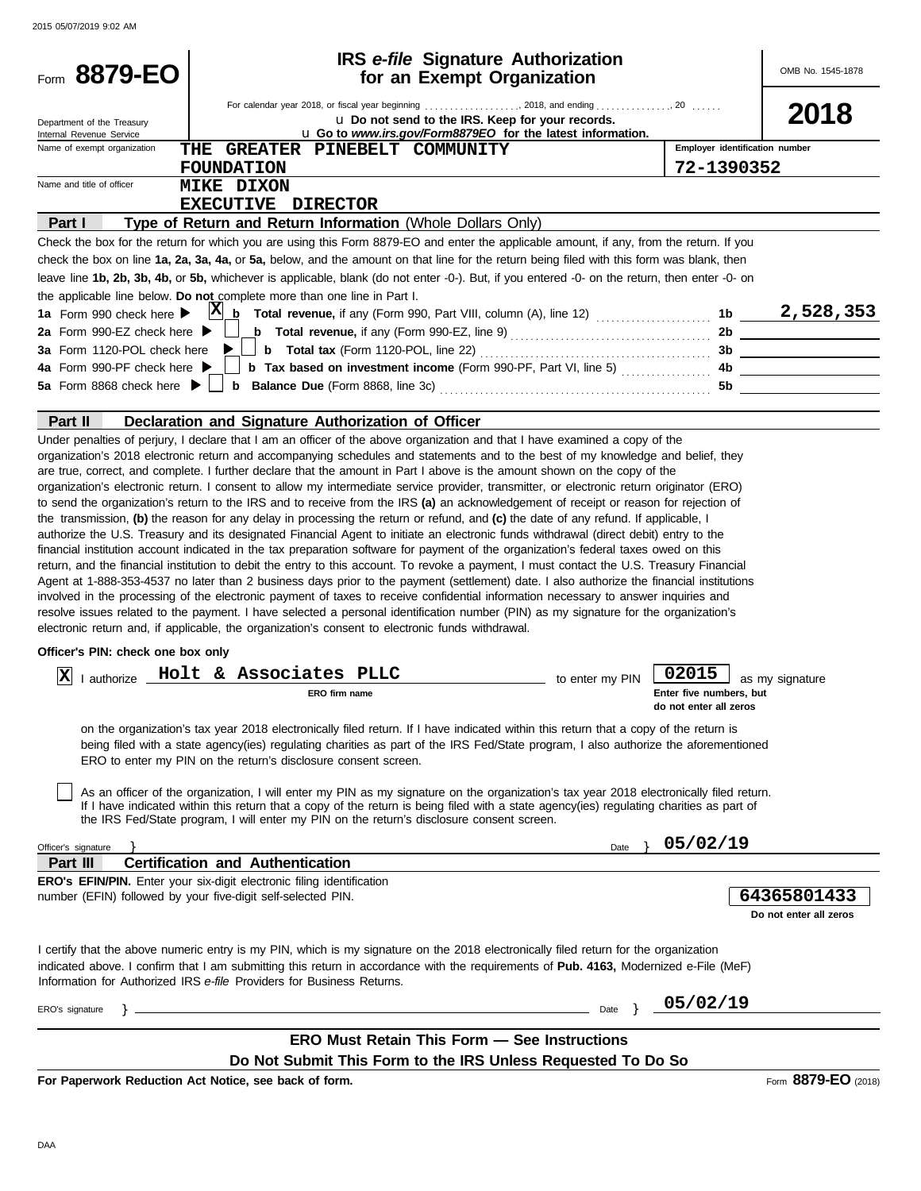Form **8879-EO**

Department of the Treasury
Internal Revenue Service

# IRS *e-file* Signature Authorization for an Exempt Organization

OMB No. 1545-1878

**2018**

For calendar year 2018, or fiscal year beginning .................., 2018, and ending ..............., 20 ......

u **Do not send to the IRS. Keep for your records.**

u **Go to *www.irs.gov/Form8879EO* for the latest information.**

| | | |
|---|---|---|
| Name of exempt organization | THE GREATER PINEBELT COMMUNITY FOUNDATION | **Employer identification number** 72-1390352 |
| Name and title of officer | MIKE DIXON<br>EXECUTIVE DIRECTOR | |

**Part I — Type of Return and Return Information** (Whole Dollars Only)

Check the box for the return for which you are using this Form 8879-EO and enter the applicable amount, if any, from the return. If you check the box on line **1a, 2a, 3a, 4a,** or **5a,** below, and the amount on that line for the return being filed with this form was blank, then leave line **1b, 2b, 3b, 4b,** or **5b,** whichever is applicable, blank (do not enter -0-). But, if you entered -0- on the return, then enter -0- on the applicable line below. **Do not** complete more than one line in Part I.

| | | | |
|---|---|---|---|
| **1a** Form 990 check here ▶ [X] | **b Total revenue,** if any (Form 990, Part VIII, column (A), line 12) | **1b** | 2,528,353 |
| **2a** Form 990-EZ check here ▶ [ ] | **b Total revenue,** if any (Form 990-EZ, line 9) | **2b** | |
| **3a** Form 1120-POL check here ▶ [ ] | **b Total tax** (Form 1120-POL, line 22) | **3b** | |
| **4a** Form 990-PF check here ▶ [ ] | **b Tax based on investment income** (Form 990-PF, Part VI, line 5) | **4b** | |
| **5a** Form 8868 check here ▶ [ ] | **b Balance Due** (Form 8868, line 3c) | **5b** | |

**Part II — Declaration and Signature Authorization of Officer**

Under penalties of perjury, I declare that I am an officer of the above organization and that I have examined a copy of the organization's 2018 electronic return and accompanying schedules and statements and to the best of my knowledge and belief, they are true, correct, and complete. I further declare that the amount in Part I above is the amount shown on the copy of the organization's electronic return. I consent to allow my intermediate service provider, transmitter, or electronic return originator (ERO) to send the organization's return to the IRS and to receive from the IRS **(a)** an acknowledgement of receipt or reason for rejection of the transmission, **(b)** the reason for any delay in processing the return or refund, and **(c)** the date of any refund. If applicable, I authorize the U.S. Treasury and its designated Financial Agent to initiate an electronic funds withdrawal (direct debit) entry to the financial institution account indicated in the tax preparation software for payment of the organization's federal taxes owed on this return, and the financial institution to debit the entry to this account. To revoke a payment, I must contact the U.S. Treasury Financial Agent at 1-888-353-4537 no later than 2 business days prior to the payment (settlement) date. I also authorize the financial institutions involved in the processing of the electronic payment of taxes to receive confidential information necessary to answer inquiries and resolve issues related to the payment. I have selected a personal identification number (PIN) as my signature for the organization's electronic return and, if applicable, the organization's consent to electronic funds withdrawal.

**Officer's PIN: check one box only**

[X] I authorize **Holt & Associates PLLC** (ERO firm name) to enter my PIN **02015** (Enter five numbers, but do not enter all zeros) as my signature on the organization's tax year 2018 electronically filed return. If I have indicated within this return that a copy of the return is being filed with a state agency(ies) regulating charities as part of the IRS Fed/State program, I also authorize the aforementioned ERO to enter my PIN on the return's disclosure consent screen.

[ ] As an officer of the organization, I will enter my PIN as my signature on the organization's tax year 2018 electronically filed return. If I have indicated within this return that a copy of the return is being filed with a state agency(ies) regulating charities as part of the IRS Fed/State program, I will enter my PIN on the return's disclosure consent screen.

Officer's signature } &nbsp;&nbsp;&nbsp;&nbsp; Date } 05/02/19

**Part III — Certification and Authentication**

**ERO's EFIN/PIN.** Enter your six-digit electronic filing identification number (EFIN) followed by your five-digit self-selected PIN. **64365801433** (Do not enter all zeros)

I certify that the above numeric entry is my PIN, which is my signature on the 2018 electronically filed return for the organization indicated above. I confirm that I am submitting this return in accordance with the requirements of **Pub. 4163,** Modernized e-File (MeF) Information for Authorized IRS *e-file* Providers for Business Returns.

ERO's signature } &nbsp;&nbsp;&nbsp;&nbsp; Date } 05/02/19

**ERO Must Retain This Form — See Instructions**

**Do Not Submit This Form to the IRS Unless Requested To Do So**

**For Paperwork Reduction Act Notice, see back of form.** Form **8879-EO** (2018)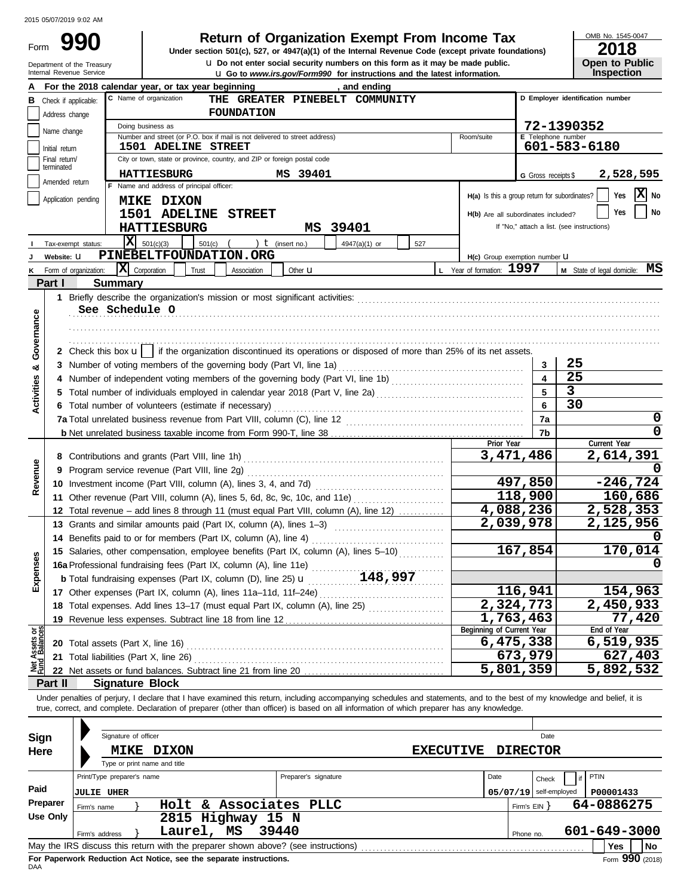2015 05/07/2019 9:02 AM

Form **990**

Department of the Treasury
Internal Revenue Service

# Return of Organization Exempt From Income Tax

**Under section 501(c), 527, or 4947(a)(1) of the Internal Revenue Code (except private foundations)**

u Do not enter social security numbers on this form as it may be made public.
u Go to *www.irs.gov/Form990* for instructions and the latest information.

OMB No. 1545-0047
**2018**
**Open to Public Inspection**

**A** For the 2018 calendar year, or tax year beginning , and ending

**B** Check if applicable:
- Address change
- Name change
- Initial return
- Final return/terminated
- Amended return
- Application pending

**C** Name of organization: **THE GREATER PINEBELT COMMUNITY FOUNDATION**

Doing business as

Number and street (or P.O. box if mail is not delivered to street address): **1501 ADELINE STREET** Room/suite

City or town, state or province, country, and ZIP or foreign postal code: **HATTIESBURG MS 39401**

**D** Employer identification number: **72-1390352**

**E** Telephone number: **601-583-6180**

**G** Gross receipts $ **2,528,595**

**F** Name and address of principal officer:
**MIKE DIXON**
**1501 ADELINE STREET**
**HATTIESBURG MS 39401**

H(a) Is this a group return for subordinates? Yes [ ] No [X]
H(b) Are all subordinates included? Yes [ ] No [ ]
If "No," attach a list. (see instructions)

**I** Tax-exempt status: [X] 501(c)(3) [ ] 501(c) ( ) t (insert no.) [ ] 4947(a)(1) or [ ] 527

**J** Website: u **PINEBELTFOUNDATION.ORG**

H(c) Group exemption number u

**K** Form of organization: [X] Corporation [ ] Trust [ ] Association [ ] Other u

**L** Year of formation: **1997**

**M** State of legal domicile: **MS**

## Part I Summary

**Activities & Governance**

1 Briefly describe the organization's mission or most significant activities: **See Schedule O**

2 Check this box u [ ] if the organization discontinued its operations or disposed of more than 25% of its net assets.

| | | | |
|---|---|---|---|
| 3 | Number of voting members of the governing body (Part VI, line 1a) | 3 | 25 |
| 4 | Number of independent voting members of the governing body (Part VI, line 1b) | 4 | 25 |
| 5 | Total number of individuals employed in calendar year 2018 (Part V, line 2a) | 5 | 3 |
| 6 | Total number of volunteers (estimate if necessary) | 6 | 30 |
| 7a | Total unrelated business revenue from Part VIII, column (C), line 12 | 7a | 0 |
| b | Net unrelated business taxable income from Form 990-T, line 38 | 7b | 0 |

| | | Prior Year | Current Year |
|---|---|---|---|
| **Revenue** | | | |
| 8 | Contributions and grants (Part VIII, line 1h) | 3,471,486 | 2,614,391 |
| 9 | Program service revenue (Part VIII, line 2g) | | 0 |
| 10 | Investment income (Part VIII, column (A), lines 3, 4, and 7d) | 497,850 | -246,724 |
| 11 | Other revenue (Part VIII, column (A), lines 5, 6d, 8c, 9c, 10c, and 11e) | 118,900 | 160,686 |
| 12 | Total revenue – add lines 8 through 11 (must equal Part VIII, column (A), line 12) | 4,088,236 | 2,528,353 |
| **Expenses** | | | |
| 13 | Grants and similar amounts paid (Part IX, column (A), lines 1–3) | 2,039,978 | 2,125,956 |
| 14 | Benefits paid to or for members (Part IX, column (A), line 4) | | 0 |
| 15 | Salaries, other compensation, employee benefits (Part IX, column (A), lines 5–10) | 167,854 | 170,014 |
| 16a | Professional fundraising fees (Part IX, column (A), line 11e) | | 0 |
| b | Total fundraising expenses (Part IX, column (D), line 25) u 148,997 | | |
| 17 | Other expenses (Part IX, column (A), lines 11a–11d, 11f–24e) | 116,941 | 154,963 |
| 18 | Total expenses. Add lines 13–17 (must equal Part IX, column (A), line 25) | 2,324,773 | 2,450,933 |
| 19 | Revenue less expenses. Subtract line 18 from line 12 | 1,763,463 | 77,420 |
| **Net Assets or Fund Balances** | | **Beginning of Current Year** | **End of Year** |
| 20 | Total assets (Part X, line 16) | 6,475,338 | 6,519,935 |
| 21 | Total liabilities (Part X, line 26) | 673,979 | 627,403 |
| 22 | Net assets or fund balances. Subtract line 21 from line 20 | 5,801,359 | 5,892,532 |

## Part II Signature Block

Under penalties of perjury, I declare that I have examined this return, including accompanying schedules and statements, and to the best of my knowledge and belief, it is true, correct, and complete. Declaration of preparer (other than officer) is based on all information of which preparer has any knowledge.

**Sign Here**

Signature of officer Date

**MIKE DIXON EXECUTIVE DIRECTOR**
Type or print name and title

**Paid Preparer Use Only**

| Print/Type preparer's name | Preparer's signature | Date | Check [ ] if self-employed | PTIN |
|---|---|---|---|---|
| JULIE UHER | | 05/07/19 | | P00001433 |

Firm's name } **Holt & Associates PLLC** Firm's EIN } **64-0886275**

Firm's address } **2815 Highway 15 N, Laurel, MS 39440** Phone no. **601-649-3000**

May the IRS discuss this return with the preparer shown above? (see instructions) Yes [ ] No [ ]

**For Paperwork Reduction Act Notice, see the separate instructions.**

DAA Form **990** (2018)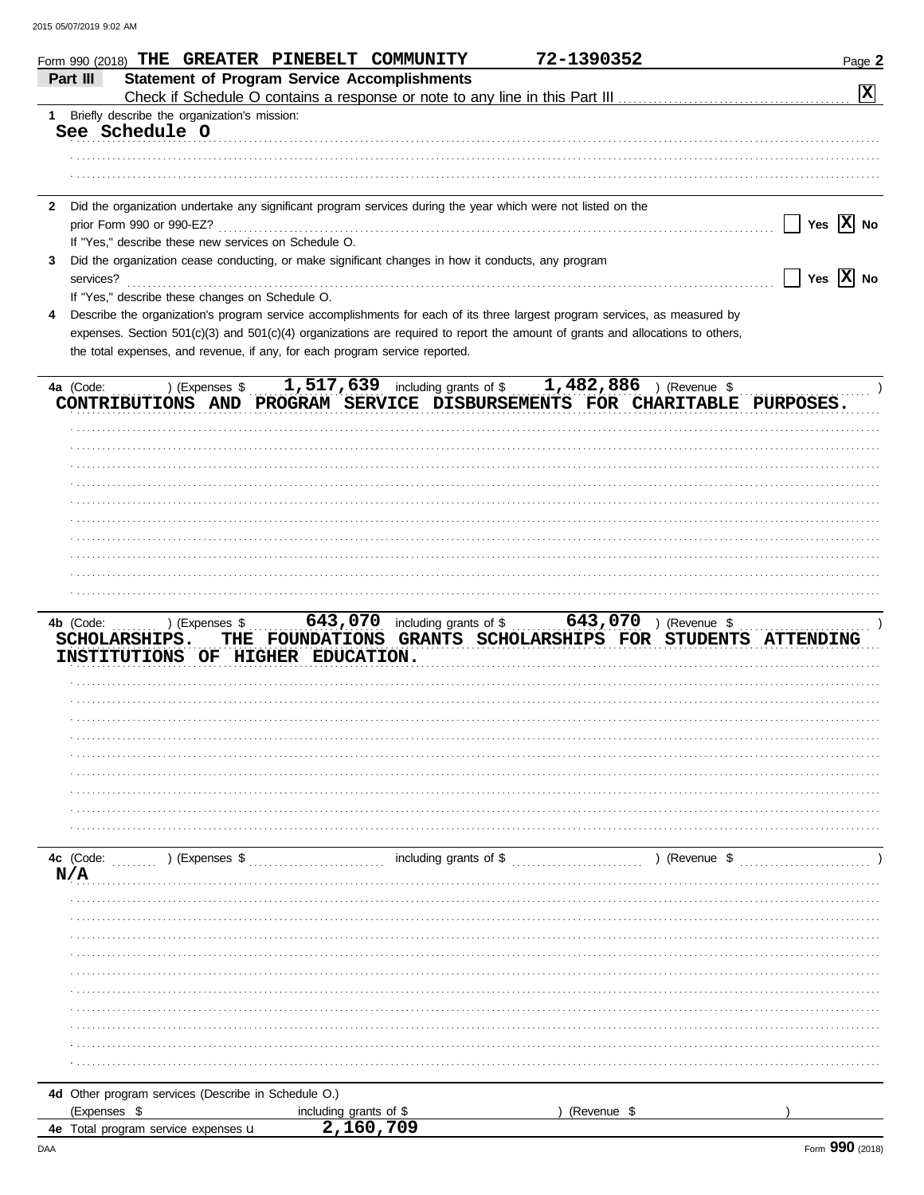Form 990 (2018) THE GREATER PINEBELT COMMUNITY 72-1390352 Page **2**

**Part III Statement of Program Service Accomplishments**

Check if Schedule O contains a response or note to any line in this Part III . . . . . . . . . . . . [X]

**1** Briefly describe the organization's mission:

See Schedule O

**2** Did the organization undertake any significant program services during the year which were not listed on the prior Form 990 or 990-EZ? . . . . . . [ ] Yes [X] No

If "Yes," describe these new services on Schedule O.

**3** Did the organization cease conducting, or make significant changes in how it conducts, any program services? . . . . . . [ ] Yes [X] No

If "Yes," describe these changes on Schedule O.

**4** Describe the organization's program service accomplishments for each of its three largest program services, as measured by expenses. Section 501(c)(3) and 501(c)(4) organizations are required to report the amount of grants and allocations to others, the total expenses, and revenue, if any, for each program service reported.

**4a** (Code: ) (Expenses $ 1,517,639 including grants of $ 1,482,886 ) (Revenue $ )

CONTRIBUTIONS AND PROGRAM SERVICE DISBURSEMENTS FOR CHARITABLE PURPOSES.

**4b** (Code: ) (Expenses $ 643,070 including grants of $ 643,070 ) (Revenue $ )

SCHOLARSHIPS. THE FOUNDATIONS GRANTS SCHOLARSHIPS FOR STUDENTS ATTENDING INSTITUTIONS OF HIGHER EDUCATION.

**4c** (Code: ) (Expenses $ including grants of $ ) (Revenue $ )

N/A

**4d** Other program services (Describe in Schedule O.)

(Expenses $ including grants of $ ) (Revenue $ )

**4e** Total program service expenses ▸ 2,160,709

Form **990** (2018)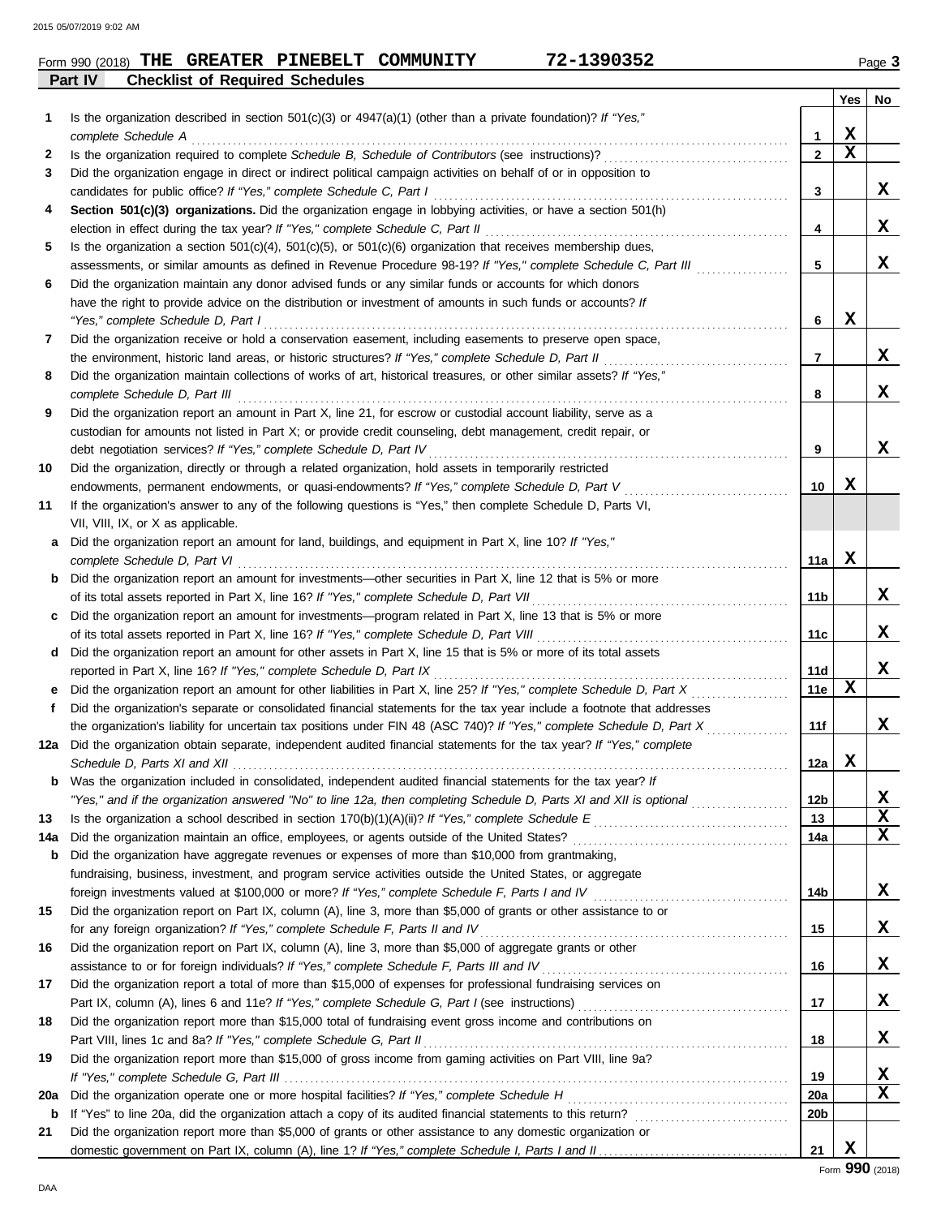Form 990 (2018) **THE GREATER PINEBELT COMMUNITY** **72-1390352** Page **3**

## Part IV Checklist of Required Schedules

| | | | Yes | No |
|---|---|---|---|---|
| **1** | Is the organization described in section 501(c)(3) or 4947(a)(1) (other than a private foundation)? *If "Yes," complete Schedule A* | **1** | X | |
| **2** | Is the organization required to complete *Schedule B, Schedule of Contributors* (see instructions)? | **2** | X | |
| **3** | Did the organization engage in direct or indirect political campaign activities on behalf of or in opposition to candidates for public office? *If "Yes," complete Schedule C, Part I* | **3** | | X |
| **4** | **Section 501(c)(3) organizations.** Did the organization engage in lobbying activities, or have a section 501(h) election in effect during the tax year? *If "Yes," complete Schedule C, Part II* | **4** | | X |
| **5** | Is the organization a section 501(c)(4), 501(c)(5), or 501(c)(6) organization that receives membership dues, assessments, or similar amounts as defined in Revenue Procedure 98-19? *If "Yes," complete Schedule C, Part III* | **5** | | X |
| **6** | Did the organization maintain any donor advised funds or any similar funds or accounts for which donors have the right to provide advice on the distribution or investment of amounts in such funds or accounts? *If "Yes," complete Schedule D, Part I* | **6** | X | |
| **7** | Did the organization receive or hold a conservation easement, including easements to preserve open space, the environment, historic land areas, or historic structures? *If "Yes," complete Schedule D, Part II* | **7** | | X |
| **8** | Did the organization maintain collections of works of art, historical treasures, or other similar assets? *If "Yes," complete Schedule D, Part III* | **8** | | X |
| **9** | Did the organization report an amount in Part X, line 21, for escrow or custodial account liability, serve as a custodian for amounts not listed in Part X; or provide credit counseling, debt management, credit repair, or debt negotiation services? *If "Yes," complete Schedule D, Part IV* | **9** | | X |
| **10** | Did the organization, directly or through a related organization, hold assets in temporarily restricted endowments, permanent endowments, or quasi-endowments? *If "Yes," complete Schedule D, Part V* | **10** | X | |
| **11** | If the organization's answer to any of the following questions is "Yes," then complete Schedule D, Parts VI, VII, VIII, IX, or X as applicable. | | | |
| **a** | Did the organization report an amount for land, buildings, and equipment in Part X, line 10? *If "Yes," complete Schedule D, Part VI* | **11a** | X | |
| **b** | Did the organization report an amount for investments—other securities in Part X, line 12 that is 5% or more of its total assets reported in Part X, line 16? *If "Yes," complete Schedule D, Part VII* | **11b** | | X |
| **c** | Did the organization report an amount for investments—program related in Part X, line 13 that is 5% or more of its total assets reported in Part X, line 16? *If "Yes," complete Schedule D, Part VIII* | **11c** | | X |
| **d** | Did the organization report an amount for other assets in Part X, line 15 that is 5% or more of its total assets reported in Part X, line 16? *If "Yes," complete Schedule D, Part IX* | **11d** | | X |
| **e** | Did the organization report an amount for other liabilities in Part X, line 25? *If "Yes," complete Schedule D, Part X* | **11e** | X | |
| **f** | Did the organization's separate or consolidated financial statements for the tax year include a footnote that addresses the organization's liability for uncertain tax positions under FIN 48 (ASC 740)? *If "Yes," complete Schedule D, Part X* | **11f** | | X |
| **12a** | Did the organization obtain separate, independent audited financial statements for the tax year? *If "Yes," complete Schedule D, Parts XI and XII* | **12a** | X | |
| **b** | Was the organization included in consolidated, independent audited financial statements for the tax year? *If "Yes," and if the organization answered "No" to line 12a, then completing Schedule D, Parts XI and XII is optional* | **12b** | | X |
| **13** | Is the organization a school described in section 170(b)(1)(A)(ii)? *If "Yes," complete Schedule E* | **13** | | X |
| **14a** | Did the organization maintain an office, employees, or agents outside of the United States? | **14a** | | X |
| **b** | Did the organization have aggregate revenues or expenses of more than $10,000 from grantmaking, fundraising, business, investment, and program service activities outside the United States, or aggregate foreign investments valued at $100,000 or more? *If "Yes," complete Schedule F, Parts I and IV* | **14b** | | X |
| **15** | Did the organization report on Part IX, column (A), line 3, more than $5,000 of grants or other assistance to or for any foreign organization? *If "Yes," complete Schedule F, Parts II and IV* | **15** | | X |
| **16** | Did the organization report on Part IX, column (A), line 3, more than $5,000 of aggregate grants or other assistance to or for foreign individuals? *If "Yes," complete Schedule F, Parts III and IV* | **16** | | X |
| **17** | Did the organization report a total of more than $15,000 of expenses for professional fundraising services on Part IX, column (A), lines 6 and 11e? *If "Yes," complete Schedule G, Part I* (see instructions) | **17** | | X |
| **18** | Did the organization report more than $15,000 total of fundraising event gross income and contributions on Part VIII, lines 1c and 8a? *If "Yes," complete Schedule G, Part II* | **18** | | X |
| **19** | Did the organization report more than $15,000 of gross income from gaming activities on Part VIII, line 9a? *If "Yes," complete Schedule G, Part III* | **19** | | X |
| **20a** | Did the organization operate one or more hospital facilities? *If "Yes," complete Schedule H* | **20a** | | X |
| **b** | If "Yes" to line 20a, did the organization attach a copy of its audited financial statements to this return? | **20b** | | |
| **21** | Did the organization report more than $5,000 of grants or other assistance to any domestic organization or domestic government on Part IX, column (A), line 1? *If "Yes," complete Schedule I, Parts I and II* | **21** | X | |

Form **990** (2018)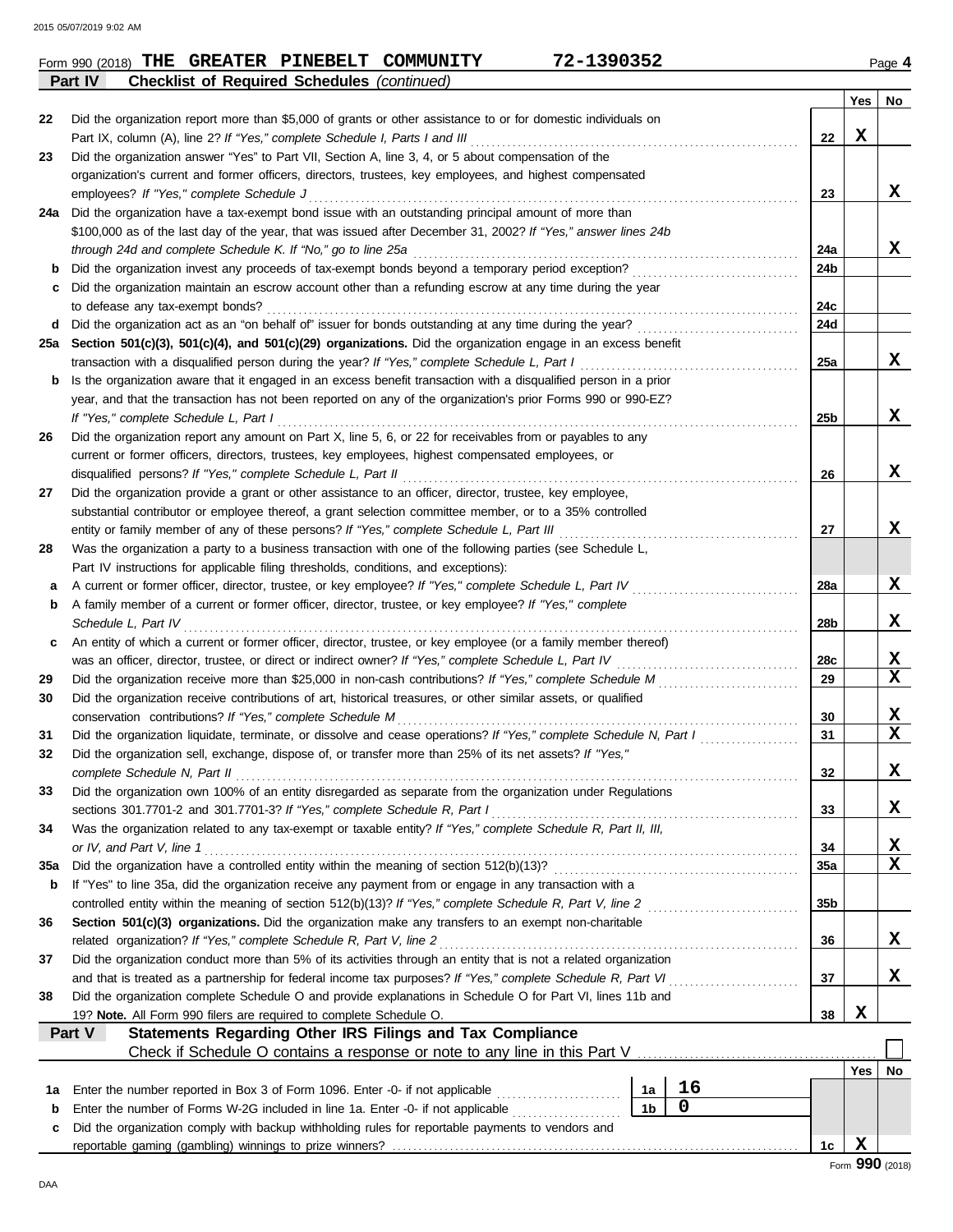Form 990 (2018) **THE GREATER PINEBELT COMMUNITY** **72-1390352** Page **4**

**Part IV** **Checklist of Required Schedules** *(continued)*

| | | | Yes | No |
|---|---|---|---|---|
| 22 | Did the organization report more than $5,000 of grants or other assistance to or for domestic individuals on Part IX, column (A), line 2? *If "Yes," complete Schedule I, Parts I and III* | 22 | X | |
| 23 | Did the organization answer "Yes" to Part VII, Section A, line 3, 4, or 5 about compensation of the organization's current and former officers, directors, trustees, key employees, and highest compensated employees? *If "Yes," complete Schedule J* | 23 | | X |
| 24a | Did the organization have a tax-exempt bond issue with an outstanding principal amount of more than $100,000 as of the last day of the year, that was issued after December 31, 2002? *If "Yes," answer lines 24b through 24d and complete Schedule K. If "No," go to line 25a* | 24a | | X |
| b | Did the organization invest any proceeds of tax-exempt bonds beyond a temporary period exception? | 24b | | |
| c | Did the organization maintain an escrow account other than a refunding escrow at any time during the year to defease any tax-exempt bonds? | 24c | | |
| d | Did the organization act as an "on behalf of" issuer for bonds outstanding at any time during the year? | 24d | | |
| 25a | **Section 501(c)(3), 501(c)(4), and 501(c)(29) organizations.** Did the organization engage in an excess benefit transaction with a disqualified person during the year? *If "Yes," complete Schedule L, Part I* | 25a | | X |
| b | Is the organization aware that it engaged in an excess benefit transaction with a disqualified person in a prior year, and that the transaction has not been reported on any of the organization's prior Forms 990 or 990-EZ? *If "Yes," complete Schedule L, Part I* | 25b | | X |
| 26 | Did the organization report any amount on Part X, line 5, 6, or 22 for receivables from or payables to any current or former officers, directors, trustees, key employees, highest compensated employees, or disqualified persons? *If "Yes," complete Schedule L, Part II* | 26 | | X |
| 27 | Did the organization provide a grant or other assistance to an officer, director, trustee, key employee, substantial contributor or employee thereof, a grant selection committee member, or to a 35% controlled entity or family member of any of these persons? *If "Yes," complete Schedule L, Part III* | 27 | | X |
| 28 | Was the organization a party to a business transaction with one of the following parties (see Schedule L, Part IV instructions for applicable filing thresholds, conditions, and exceptions): | | | |
| a | A current or former officer, director, trustee, or key employee? *If "Yes," complete Schedule L, Part IV* | 28a | | X |
| b | A family member of a current or former officer, director, trustee, or key employee? *If "Yes," complete Schedule L, Part IV* | 28b | | X |
| c | An entity of which a current or former officer, director, trustee, or key employee (or a family member thereof) was an officer, director, trustee, or direct or indirect owner? *If "Yes," complete Schedule L, Part IV* | 28c | | X |
| 29 | Did the organization receive more than $25,000 in non-cash contributions? *If "Yes," complete Schedule M* | 29 | | X |
| 30 | Did the organization receive contributions of art, historical treasures, or other similar assets, or qualified conservation contributions? *If "Yes," complete Schedule M* | 30 | | X |
| 31 | Did the organization liquidate, terminate, or dissolve and cease operations? *If "Yes," complete Schedule N, Part I* | 31 | | X |
| 32 | Did the organization sell, exchange, dispose of, or transfer more than 25% of its net assets? *If "Yes," complete Schedule N, Part II* | 32 | | X |
| 33 | Did the organization own 100% of an entity disregarded as separate from the organization under Regulations sections 301.7701-2 and 301.7701-3? *If "Yes," complete Schedule R, Part I* | 33 | | X |
| 34 | Was the organization related to any tax-exempt or taxable entity? *If "Yes," complete Schedule R, Part II, III, or IV, and Part V, line 1* | 34 | | X |
| 35a | Did the organization have a controlled entity within the meaning of section 512(b)(13)? | 35a | | X |
| b | If "Yes" to line 35a, did the organization receive any payment from or engage in any transaction with a controlled entity within the meaning of section 512(b)(13)? *If "Yes," complete Schedule R, Part V, line 2* | 35b | | |
| 36 | **Section 501(c)(3) organizations.** Did the organization make any transfers to an exempt non-charitable related organization? *If "Yes," complete Schedule R, Part V, line 2* | 36 | | X |
| 37 | Did the organization conduct more than 5% of its activities through an entity that is not a related organization and that is treated as a partnership for federal income tax purposes? *If "Yes," complete Schedule R, Part VI* | 37 | | X |
| 38 | Did the organization complete Schedule O and provide explanations in Schedule O for Part VI, lines 11b and 19? **Note.** All Form 990 filers are required to complete Schedule O. | 38 | X | |

**Part V** **Statements Regarding Other IRS Filings and Tax Compliance**

Check if Schedule O contains a response or note to any line in this Part V ☐

| | | | | | Yes | No |
|---|---|---|---|---|---|---|
| 1a | Enter the number reported in Box 3 of Form 1096. Enter -0- if not applicable | 1a | 16 | | | |
| b | Enter the number of Forms W-2G included in line 1a. Enter -0- if not applicable | 1b | 0 | | | |
| c | Did the organization comply with backup withholding rules for reportable payments to vendors and reportable gaming (gambling) winnings to prize winners? | | | 1c | X | |

Form **990** (2018)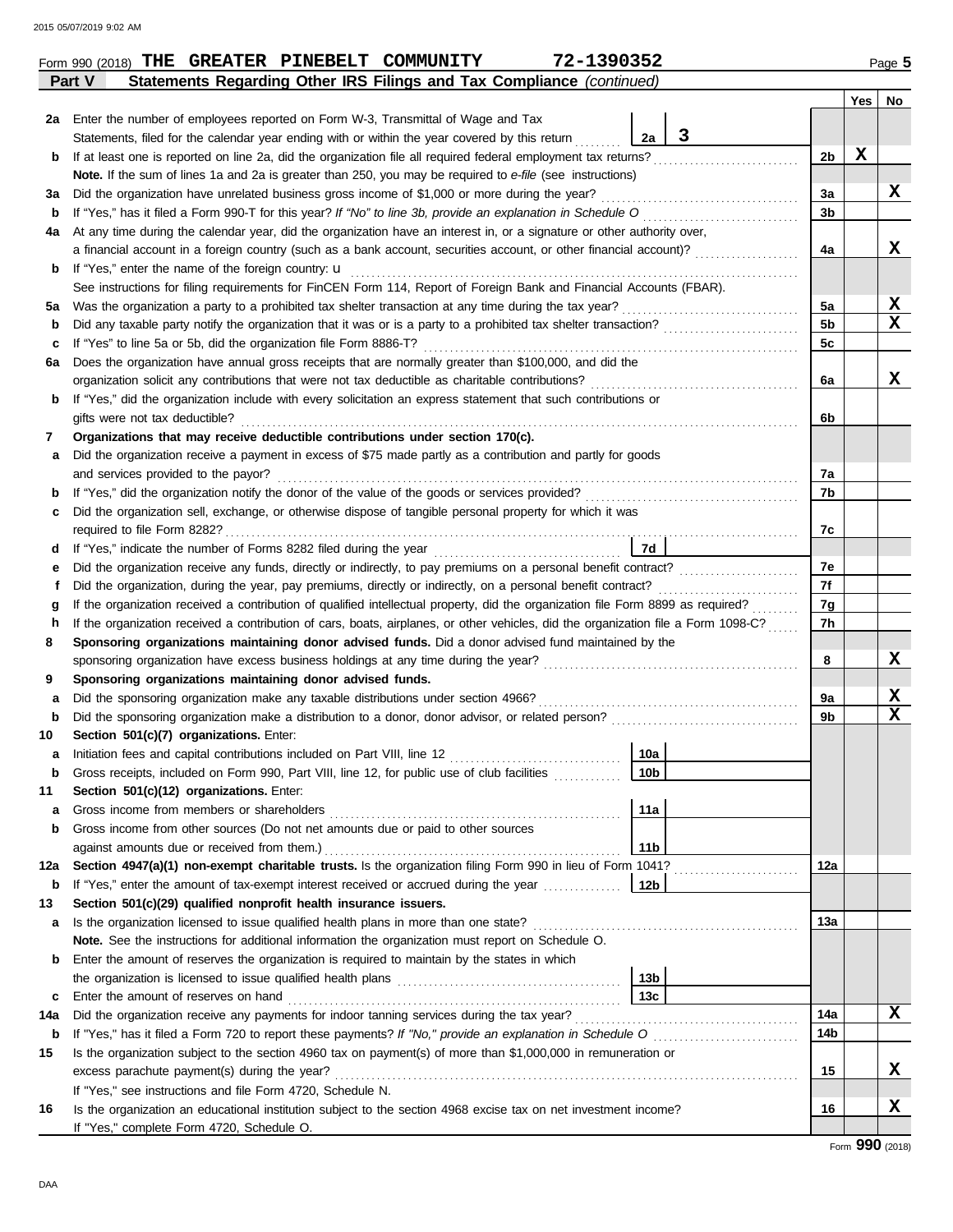Form 990 (2018) **THE GREATER PINEBELT COMMUNITY** **72-1390352** Page **5**

**Part V** **Statements Regarding Other IRS Filings and Tax Compliance** *(continued)*

| | | | | Yes | No |
|---|---|---|---|---|---|
| **2a** | Enter the number of employees reported on Form W-3, Transmittal of Wage and Tax Statements, filed for the calendar year ending with or within the year covered by this return | 2a | 3 | | |
| **b** | If at least one is reported on line 2a, did the organization file all required federal employment tax returns? | | 2b | X | |
| | **Note.** If the sum of lines 1a and 2a is greater than 250, you may be required to *e-file* (see instructions) | | | | |
| **3a** | Did the organization have unrelated business gross income of $1,000 or more during the year? | | 3a | | X |
| **b** | If "Yes," has it filed a Form 990-T for this year? *If "No" to line 3b, provide an explanation in Schedule O* | | 3b | | |
| **4a** | At any time during the calendar year, did the organization have an interest in, or a signature or other authority over, a financial account in a foreign country (such as a bank account, securities account, or other financial account)? | | 4a | | X |
| **b** | If "Yes," enter the name of the foreign country: u | | | | |
| | See instructions for filing requirements for FinCEN Form 114, Report of Foreign Bank and Financial Accounts (FBAR). | | | | |
| **5a** | Was the organization a party to a prohibited tax shelter transaction at any time during the tax year? | | 5a | | X |
| **b** | Did any taxable party notify the organization that it was or is a party to a prohibited tax shelter transaction? | | 5b | | X |
| **c** | If "Yes" to line 5a or 5b, did the organization file Form 8886-T? | | 5c | | |
| **6a** | Does the organization have annual gross receipts that are normally greater than $100,000, and did the organization solicit any contributions that were not tax deductible as charitable contributions? | | 6a | | X |
| **b** | If "Yes," did the organization include with every solicitation an express statement that such contributions or gifts were not tax deductible? | | 6b | | |
| **7** | **Organizations that may receive deductible contributions under section 170(c).** | | | | |
| **a** | Did the organization receive a payment in excess of $75 made partly as a contribution and partly for goods and services provided to the payor? | | 7a | | |
| **b** | If "Yes," did the organization notify the donor of the value of the goods or services provided? | | 7b | | |
| **c** | Did the organization sell, exchange, or otherwise dispose of tangible personal property for which it was required to file Form 8282? | | 7c | | |
| **d** | If "Yes," indicate the number of Forms 8282 filed during the year | 7d | | | |
| **e** | Did the organization receive any funds, directly or indirectly, to pay premiums on a personal benefit contract? | | 7e | | |
| **f** | Did the organization, during the year, pay premiums, directly or indirectly, on a personal benefit contract? | | 7f | | |
| **g** | If the organization received a contribution of qualified intellectual property, did the organization file Form 8899 as required? | | 7g | | |
| **h** | If the organization received a contribution of cars, boats, airplanes, or other vehicles, did the organization file a Form 1098-C? | | 7h | | |
| **8** | **Sponsoring organizations maintaining donor advised funds.** Did a donor advised fund maintained by the sponsoring organization have excess business holdings at any time during the year? | | 8 | | X |
| **9** | **Sponsoring organizations maintaining donor advised funds.** | | | | |
| **a** | Did the sponsoring organization make any taxable distributions under section 4966? | | 9a | | X |
| **b** | Did the sponsoring organization make a distribution to a donor, donor advisor, or related person? | | 9b | | X |
| **10** | **Section 501(c)(7) organizations.** Enter: | | | | |
| **a** | Initiation fees and capital contributions included on Part VIII, line 12 | 10a | | | |
| **b** | Gross receipts, included on Form 990, Part VIII, line 12, for public use of club facilities | 10b | | | |
| **11** | **Section 501(c)(12) organizations.** Enter: | | | | |
| **a** | Gross income from members or shareholders | 11a | | | |
| **b** | Gross income from other sources (Do not net amounts due or paid to other sources against amounts due or received from them.) | 11b | | | |
| **12a** | **Section 4947(a)(1) non-exempt charitable trusts.** Is the organization filing Form 990 in lieu of Form 1041? | | 12a | | |
| **b** | If "Yes," enter the amount of tax-exempt interest received or accrued during the year | 12b | | | |
| **13** | **Section 501(c)(29) qualified nonprofit health insurance issuers.** | | | | |
| **a** | Is the organization licensed to issue qualified health plans in more than one state? | | 13a | | |
| | **Note.** See the instructions for additional information the organization must report on Schedule O. | | | | |
| **b** | Enter the amount of reserves the organization is required to maintain by the states in which the organization is licensed to issue qualified health plans | 13b | | | |
| **c** | Enter the amount of reserves on hand | 13c | | | |
| **14a** | Did the organization receive any payments for indoor tanning services during the tax year? | | 14a | | X |
| **b** | If "Yes," has it filed a Form 720 to report these payments? *If "No," provide an explanation in Schedule O* | | 14b | | |
| **15** | Is the organization subject to the section 4960 tax on payment(s) of more than $1,000,000 in remuneration or excess parachute payment(s) during the year? | | 15 | | X |
| | If "Yes," see instructions and file Form 4720, Schedule N. | | | | |
| **16** | Is the organization an educational institution subject to the section 4968 excise tax on net investment income? | | 16 | | X |
| | If "Yes," complete Form 4720, Schedule O. | | | | |

Form **990** (2018)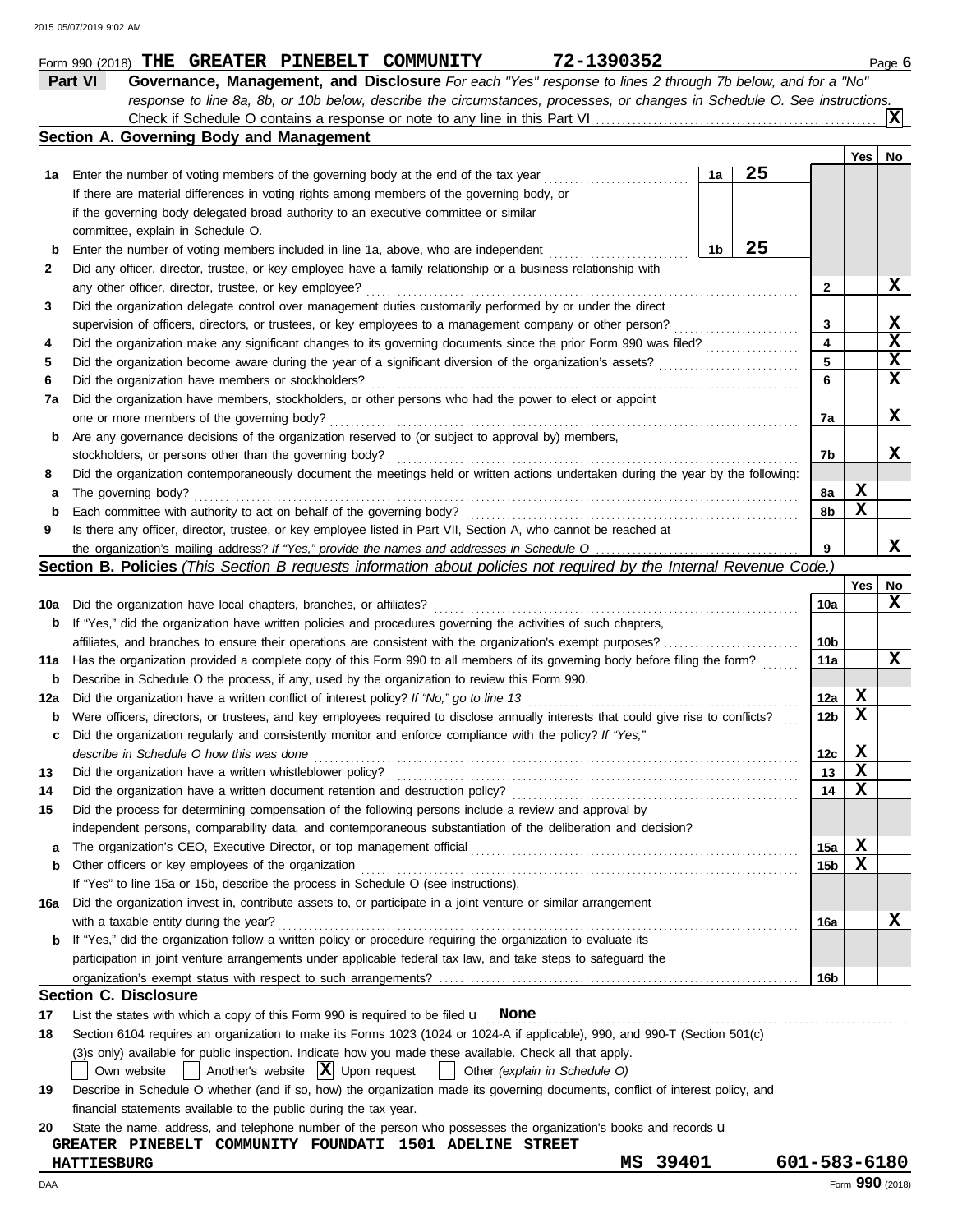Form 990 (2018) **THE GREATER PINEBELT COMMUNITY** **72-1390352** Page **6**

**Part VI** **Governance, Management, and Disclosure** *For each "Yes" response to lines 2 through 7b below, and for a "No" response to line 8a, 8b, or 10b below, describe the circumstances, processes, or changes in Schedule O. See instructions.*

Check if Schedule O contains a response or note to any line in this Part VI ..... [X]

## Section A. Governing Body and Management

| | | | | Yes | No |
|---|---|---|---|---|---|
| **1a** | Enter the number of voting members of the governing body at the end of the tax year ..... If there are material differences in voting rights among members of the governing body, or if the governing body delegated broad authority to an executive committee or similar committee, explain in Schedule O. | 1a: 25 | | | |
| **b** | Enter the number of voting members included in line 1a, above, who are independent ..... | 1b: 25 | | | |
| **2** | Did any officer, director, trustee, or key employee have a family relationship or a business relationship with any other officer, director, trustee, or key employee? ..... | | 2 | | X |
| **3** | Did the organization delegate control over management duties customarily performed by or under the direct supervision of officers, directors, or trustees, or key employees to a management company or other person? ..... | | 3 | | X |
| **4** | Did the organization make any significant changes to its governing documents since the prior Form 990 was filed? ..... | | 4 | | X |
| **5** | Did the organization become aware during the year of a significant diversion of the organization's assets? ..... | | 5 | | X |
| **6** | Did the organization have members or stockholders? ..... | | 6 | | X |
| **7a** | Did the organization have members, stockholders, or other persons who had the power to elect or appoint one or more members of the governing body? ..... | | 7a | | X |
| **b** | Are any governance decisions of the organization reserved to (or subject to approval by) members, stockholders, or persons other than the governing body? ..... | | 7b | | X |
| **8** | Did the organization contemporaneously document the meetings held or written actions undertaken during the year by the following: | | | | |
| **a** | The governing body? ..... | | 8a | X | |
| **b** | Each committee with authority to act on behalf of the governing body? ..... | | 8b | X | |
| **9** | Is there any officer, director, trustee, or key employee listed in Part VII, Section A, who cannot be reached at the organization's mailing address? *If "Yes," provide the names and addresses in Schedule O* ..... | | 9 | | X |

## Section B. Policies *(This Section B requests information about policies not required by the Internal Revenue Code.)*

| | | | Yes | No |
|---|---|---|---|---|
| **10a** | Did the organization have local chapters, branches, or affiliates? ..... | 10a | | X |
| **b** | If "Yes," did the organization have written policies and procedures governing the activities of such chapters, affiliates, and branches to ensure their operations are consistent with the organization's exempt purposes? ..... | 10b | | |
| **11a** | Has the organization provided a complete copy of this Form 990 to all members of its governing body before filing the form? ..... | 11a | | X |
| **b** | Describe in Schedule O the process, if any, used by the organization to review this Form 990. | | | |
| **12a** | Did the organization have a written conflict of interest policy? *If "No," go to line 13* ..... | 12a | X | |
| **b** | Were officers, directors, or trustees, and key employees required to disclose annually interests that could give rise to conflicts? ..... | 12b | X | |
| **c** | Did the organization regularly and consistently monitor and enforce compliance with the policy? *If "Yes," describe in Schedule O how this was done* ..... | 12c | X | |
| **13** | Did the organization have a written whistleblower policy? ..... | 13 | X | |
| **14** | Did the organization have a written document retention and destruction policy? ..... | 14 | X | |
| **15** | Did the process for determining compensation of the following persons include a review and approval by independent persons, comparability data, and contemporaneous substantiation of the deliberation and decision? | | | |
| **a** | The organization's CEO, Executive Director, or top management official ..... | 15a | X | |
| **b** | Other officers or key employees of the organization ..... If "Yes" to line 15a or 15b, describe the process in Schedule O (see instructions). | 15b | X | |
| **16a** | Did the organization invest in, contribute assets to, or participate in a joint venture or similar arrangement with a taxable entity during the year? ..... | 16a | | X |
| **b** | If "Yes," did the organization follow a written policy or procedure requiring the organization to evaluate its participation in joint venture arrangements under applicable federal tax law, and take steps to safeguard the organization's exempt status with respect to such arrangements? ..... | 16b | | |

## Section C. Disclosure

**17** List the states with which a copy of this Form 990 is required to be filed u **None**

**18** Section 6104 requires an organization to make its Forms 1023 (1024 or 1024-A if applicable), 990, and 990-T (Section 501(c)(3)s only) available for public inspection. Indicate how you made these available. Check all that apply.

[ ] Own website [ ] Another's website [X] Upon request [ ] Other *(explain in Schedule O)*

**19** Describe in Schedule O whether (and if so, how) the organization made its governing documents, conflict of interest policy, and financial statements available to the public during the tax year.

**20** State the name, address, and telephone number of the person who possesses the organization's books and records u

**GREATER PINEBELT COMMUNITY FOUNDATI 1501 ADELINE STREET**
**HATTIESBURG** **MS 39401** **601-583-6180**

Form **990** (2018)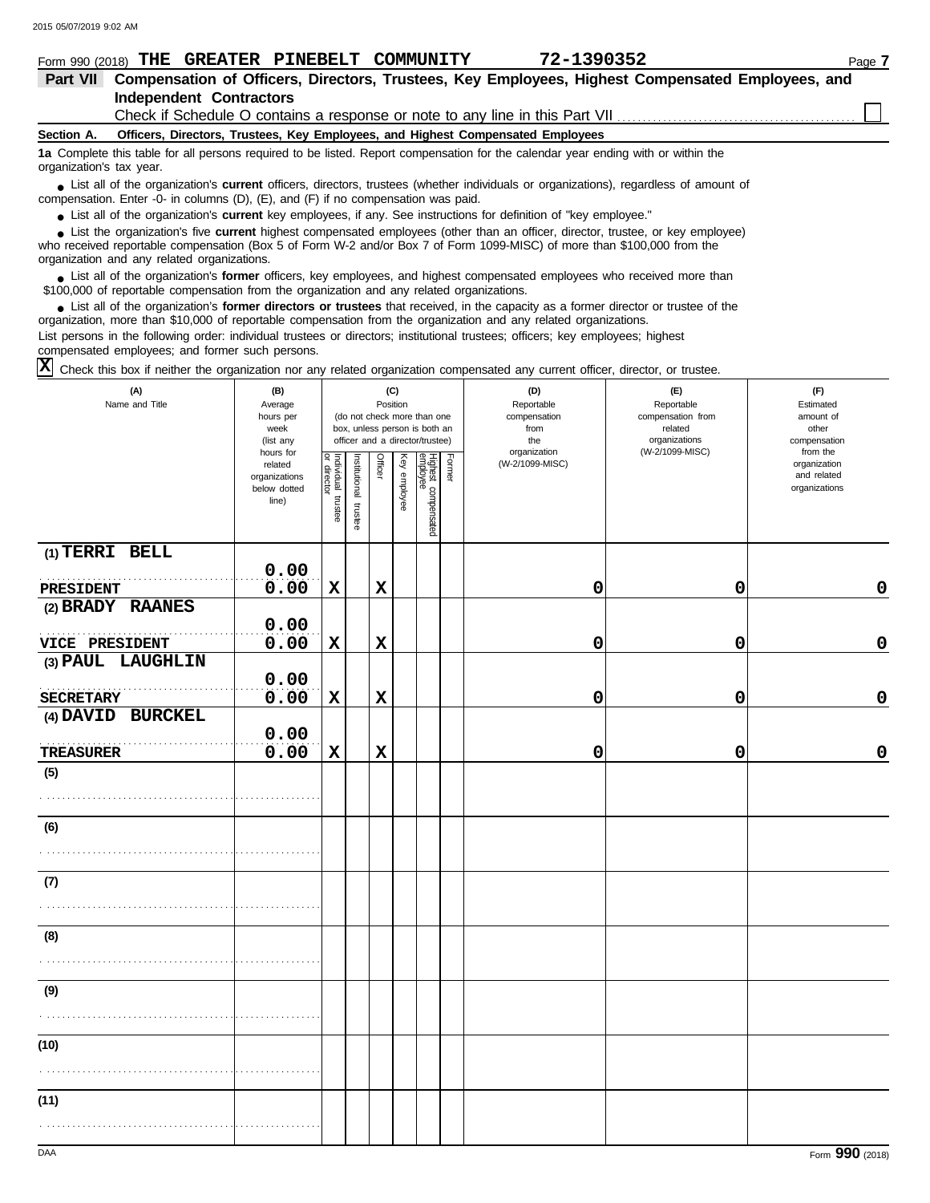Form 990 (2018) **THE GREATER PINEBELT COMMUNITY** **72-1390352** Page **7**

## Part VII Compensation of Officers, Directors, Trustees, Key Employees, Highest Compensated Employees, and Independent Contractors

Check if Schedule O contains a response or note to any line in this Part VII ☐

### Section A. Officers, Directors, Trustees, Key Employees, and Highest Compensated Employees

**1a** Complete this table for all persons required to be listed. Report compensation for the calendar year ending with or within the organization's tax year.

- List all of the organization's **current** officers, directors, trustees (whether individuals or organizations), regardless of amount of compensation. Enter -0- in columns (D), (E), and (F) if no compensation was paid.
- List all of the organization's **current** key employees, if any. See instructions for definition of "key employee."
- List the organization's five **current** highest compensated employees (other than an officer, director, trustee, or key employee) who received reportable compensation (Box 5 of Form W-2 and/or Box 7 of Form 1099-MISC) of more than $100,000 from the organization and any related organizations.
- List all of the organization's **former** officers, key employees, and highest compensated employees who received more than $100,000 of reportable compensation from the organization and any related organizations.
- List all of the organization's **former directors or trustees** that received, in the capacity as a former director or trustee of the organization, more than $10,000 of reportable compensation from the organization and any related organizations.

List persons in the following order: individual trustees or directors; institutional trustees; officers; key employees; highest compensated employees; and former such persons.

☒ Check this box if neither the organization nor any related organization compensated any current officer, director, or trustee.

| (A) Name and Title | (B) Average hours per week (list any hours for related organizations below dotted line) | (C) Position (do not check more than one box, unless person is both an officer and a director/trustee) | | | | | | (D) Reportable compensation from the organization (W-2/1099-MISC) | (E) Reportable compensation from related organizations (W-2/1099-MISC) | (F) Estimated amount of other compensation from the organization and related organizations |
|---|---|---|---|---|---|---|---|---|---|---|
| | | Individual trustee or director | Institutional trustee | Officer | Key employee | Highest compensated employee | Former | | | |
| (1) TERRI BELL<br>PRESIDENT | 0.00<br>0.00 | X | | X | | | | 0 | 0 | 0 |
| (2) BRADY RAANES<br>VICE PRESIDENT | 0.00<br>0.00 | X | | X | | | | 0 | 0 | 0 |
| (3) PAUL LAUGHLIN<br>SECRETARY | 0.00<br>0.00 | X | | X | | | | 0 | 0 | 0 |
| (4) DAVID BURCKEL<br>TREASURER | 0.00<br>0.00 | X | | X | | | | 0 | 0 | 0 |
| (5) | | | | | | | | | | |
| (6) | | | | | | | | | | |
| (7) | | | | | | | | | | |
| (8) | | | | | | | | | | |
| (9) | | | | | | | | | | |
| (10) | | | | | | | | | | |
| (11) | | | | | | | | | | |

DAA Form **990** (2018)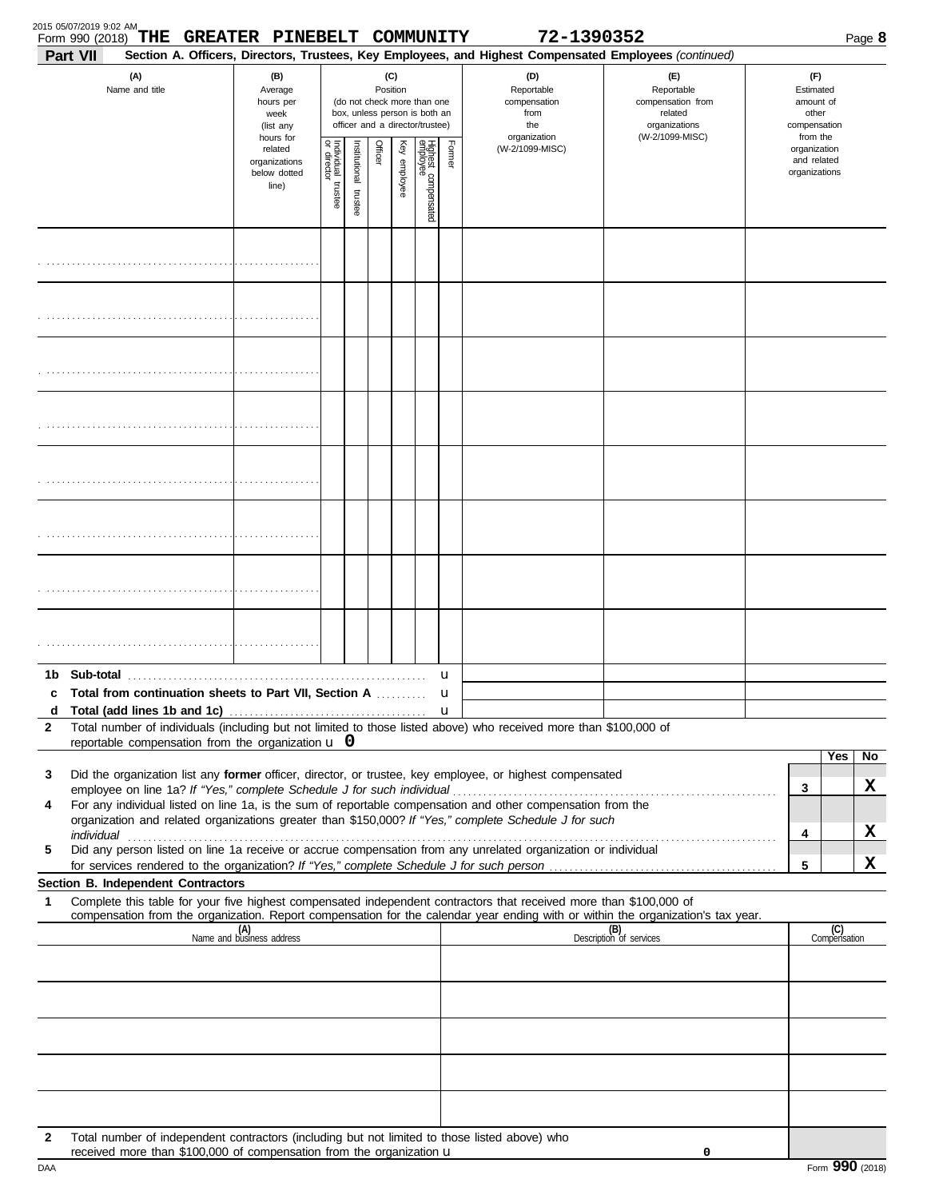Form 990 (2018) **THE GREATER PINEBELT COMMUNITY** **72-1390352** Page **8**

**Part VII** **Section A. Officers, Directors, Trustees, Key Employees, and Highest Compensated Employees** *(continued)*

| (A) Name and title | (B) Average hours per week (list any hours for related organizations below dotted line) | (C) Position (do not check more than one box, unless person is both an officer and a director/trustee) Individual trustee or director | Institutional trustee | Officer | Key employee | Highest compensated employee | Former | (D) Reportable compensation from the organization (W-2/1099-MISC) | (E) Reportable compensation from related organizations (W-2/1099-MISC) | (F) Estimated amount of other compensation from the organization and related organizations |
|---|---|---|---|---|---|---|---|---|---|---|
| | | | | | | | | | | |
| | | | | | | | | | | |
| | | | | | | | | | | |
| | | | | | | | | | | |
| | | | | | | | | | | |
| | | | | | | | | | | |
| | | | | | | | | | | |
| | | | | | | | | | | |

**1b Sub-total** u

**c Total from continuation sheets to Part VII, Section A** u

**d Total (add lines 1b and 1c)** u

**2** Total number of individuals (including but not limited to those listed above) who received more than $100,000 of reportable compensation from the organization u **0**

| | | Yes | No |
|---|---|---|---|
| **3** Did the organization list any **former** officer, director, or trustee, key employee, or highest compensated employee on line 1a? *If "Yes," complete Schedule J for such individual* | 3 | | X |
| **4** For any individual listed on line 1a, is the sum of reportable compensation and other compensation from the organization and related organizations greater than $150,000? *If "Yes," complete Schedule J for such individual* | 4 | | X |
| **5** Did any person listed on line 1a receive or accrue compensation from any unrelated organization or individual for services rendered to the organization? *If "Yes," complete Schedule J for such person* | 5 | | X |

**Section B. Independent Contractors**

**1** Complete this table for your five highest compensated independent contractors that received more than $100,000 of compensation from the organization. Report compensation for the calendar year ending with or within the organization's tax year.

| (A) Name and business address | (B) Description of services | (C) Compensation |
|---|---|---|
| | | |
| | | |
| | | |
| | | |
| | | |

**2** Total number of independent contractors (including but not limited to those listed above) who received more than $100,000 of compensation from the organization u **0**

DAA Form **990** (2018)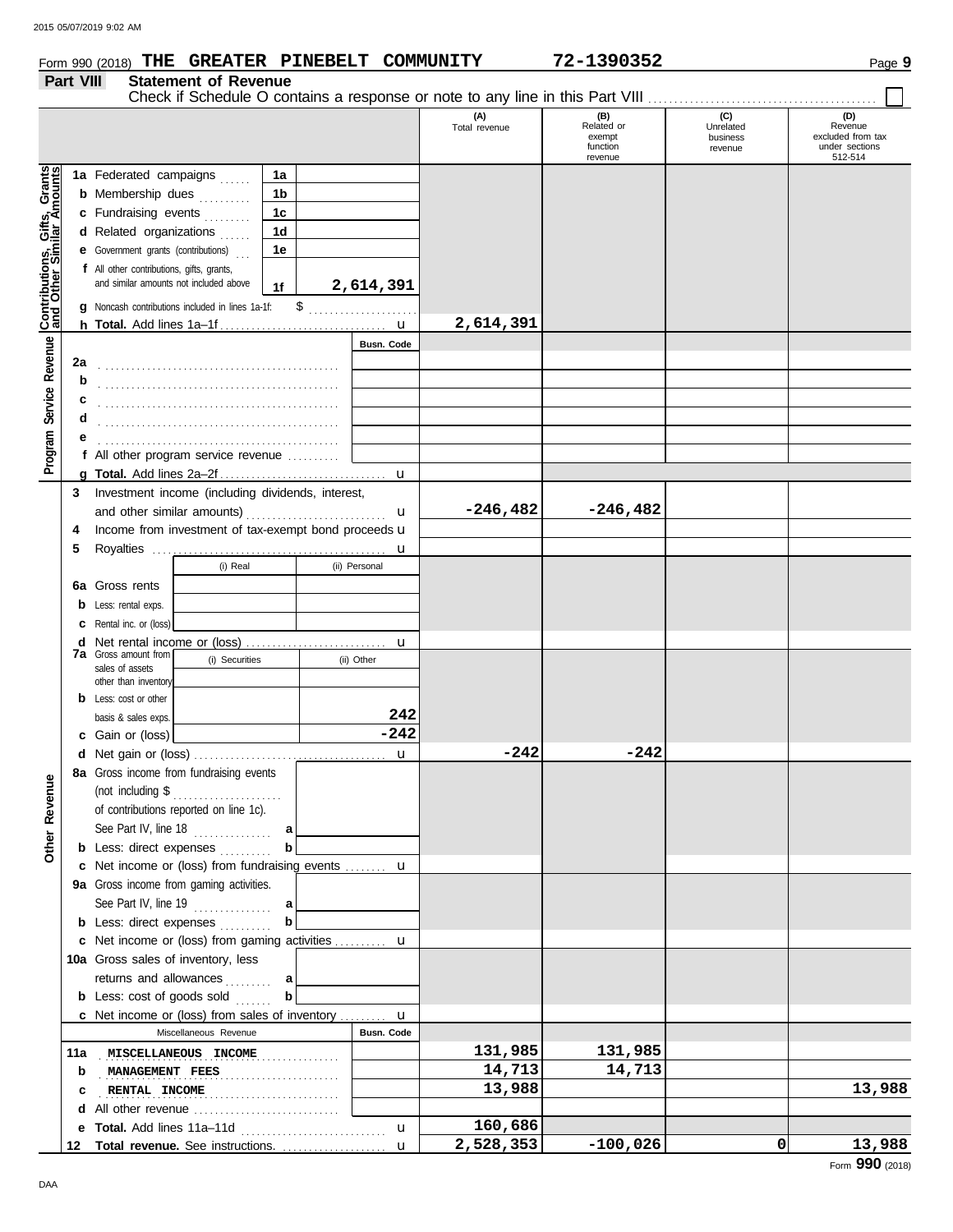Form 990 (2018) **THE GREATER PINEBELT COMMUNITY** **72-1390352** Page **9**

## Part VIII Statement of Revenue

Check if Schedule O contains a response or note to any line in this Part VIII ☐

| | | | (A) Total revenue | (B) Related or exempt function revenue | (C) Unrelated business revenue | (D) Revenue excluded from tax under sections 512-514 |
|---|---|---|---|---|---|---|
| **Contributions, Gifts, Grants and Other Similar Amounts** | 1a Federated campaigns | 1a | | | | |
| | b Membership dues | 1b | | | | |
| | c Fundraising events | 1c | | | | |
| | d Related organizations | 1d | | | | |
| | e Government grants (contributions) | 1e | | | | |
| | f All other contributions, gifts, grants, and similar amounts not included above | 1f 2,614,391 | | | | |
| | g Noncash contributions included in lines 1a-1f: $ | | | | | |
| | h **Total.** Add lines 1a–1f | u | 2,614,391 | | | |
| **Program Service Revenue** | | Busn. Code | | | | |
| | 2a | | | | | |
| | b | | | | | |
| | c | | | | | |
| | d | | | | | |
| | e | | | | | |
| | f All other program service revenue | | | | | |
| | g **Total.** Add lines 2a–2f | u | | | | |
| **Other Revenue** | 3 Investment income (including dividends, interest, and other similar amounts) | u | -246,482 | -246,482 | | |
| | 4 Income from investment of tax-exempt bond proceeds | u | | | | |
| | 5 Royalties | u | | | | |
| | 6a Gross rents | (i) Real / (ii) Personal | | | | |
| | b Less: rental exps. | | | | | |
| | c Rental inc. or (loss) | | | | | |
| | d Net rental income or (loss) | u | | | | |
| | 7a Gross amount from sales of assets other than inventory | (i) Securities / (ii) Other | | | | |
| | b Less: cost or other basis & sales exps. | (ii) 242 | | | | |
| | c Gain or (loss) | (ii) -242 | | | | |
| | d Net gain or (loss) | u | -242 | -242 | | |
| | 8a Gross income from fundraising events (not including $ of contributions reported on line 1c). See Part IV, line 18 | a | | | | |
| | b Less: direct expenses | b | | | | |
| | c Net income or (loss) from fundraising events | u | | | | |
| | 9a Gross income from gaming activities. See Part IV, line 19 | a | | | | |
| | b Less: direct expenses | b | | | | |
| | c Net income or (loss) from gaming activities | u | | | | |
| | 10a Gross sales of inventory, less returns and allowances | a | | | | |
| | b Less: cost of goods sold | b | | | | |
| | c Net income or (loss) from sales of inventory | u | | | | |
| | Miscellaneous Revenue | Busn. Code | | | | |
| | 11a MISCELLANEOUS INCOME | | 131,985 | 131,985 | | |
| | b MANAGEMENT FEES | | 14,713 | 14,713 | | |
| | c RENTAL INCOME | | 13,988 | | | 13,988 |
| | d All other revenue | | | | | |
| | e **Total.** Add lines 11a–11d | u | 160,686 | | | |
| | 12 **Total revenue.** See instructions. | u | 2,528,353 | -100,026 | 0 | 13,988 |

Form **990** (2018)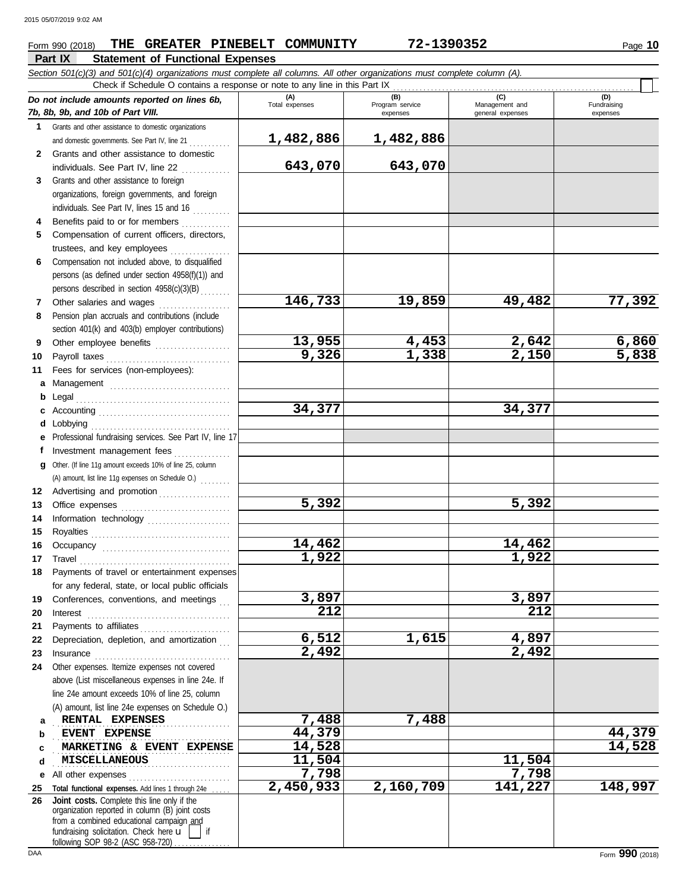Form 990 (2018) **THE GREATER PINEBELT COMMUNITY** **72-1390352**

## Part IX Statement of Functional Expenses

*Section 501(c)(3) and 501(c)(4) organizations must complete all columns. All other organizations must complete column (A).*

Check if Schedule O contains a response or note to any line in this Part IX ☐

| *Do not include amounts reported on lines 6b, 7b, 8b, 9b, and 10b of Part VIII.* | (A) Total expenses | (B) Program service expenses | (C) Management and general expenses | (D) Fundraising expenses |
|---|---|---|---|---|
| **1** Grants and other assistance to domestic organizations and domestic governments. See Part IV, line 21 | 1,482,886 | 1,482,886 | | |
| **2** Grants and other assistance to domestic individuals. See Part IV, line 22 | 643,070 | 643,070 | | |
| **3** Grants and other assistance to foreign organizations, foreign governments, and foreign individuals. See Part IV, lines 15 and 16 | | | | |
| **4** Benefits paid to or for members | | | | |
| **5** Compensation of current officers, directors, trustees, and key employees | | | | |
| **6** Compensation not included above, to disqualified persons (as defined under section 4958(f)(1)) and persons described in section 4958(c)(3)(B) | | | | |
| **7** Other salaries and wages | 146,733 | 19,859 | 49,482 | 77,392 |
| **8** Pension plan accruals and contributions (include section 401(k) and 403(b) employer contributions) | | | | |
| **9** Other employee benefits | 13,955 | 4,453 | 2,642 | 6,860 |
| **10** Payroll taxes | 9,326 | 1,338 | 2,150 | 5,838 |
| **11** Fees for services (non-employees): | | | | |
| **a** Management | | | | |
| **b** Legal | | | | |
| **c** Accounting | 34,377 | | 34,377 | |
| **d** Lobbying | | | | |
| **e** Professional fundraising services. See Part IV, line 17 | | | | |
| **f** Investment management fees | | | | |
| **g** Other. (If line 11g amount exceeds 10% of line 25, column (A) amount, list line 11g expenses on Schedule O.) | | | | |
| **12** Advertising and promotion | | | | |
| **13** Office expenses | 5,392 | | 5,392 | |
| **14** Information technology | | | | |
| **15** Royalties | | | | |
| **16** Occupancy | 14,462 | | 14,462 | |
| **17** Travel | 1,922 | | 1,922 | |
| **18** Payments of travel or entertainment expenses for any federal, state, or local public officials | | | | |
| **19** Conferences, conventions, and meetings | 3,897 | | 3,897 | |
| **20** Interest | 212 | | 212 | |
| **21** Payments to affiliates | | | | |
| **22** Depreciation, depletion, and amortization | 6,512 | 1,615 | 4,897 | |
| **23** Insurance | 2,492 | | 2,492 | |
| **24** Other expenses. Itemize expenses not covered above (List miscellaneous expenses in line 24e. If line 24e amount exceeds 10% of line 25, column (A) amount, list line 24e expenses on Schedule O.) | | | | |
| **a** RENTAL EXPENSES | 7,488 | 7,488 | | |
| **b** EVENT EXPENSE | 44,379 | | | 44,379 |
| **c** MARKETING & EVENT EXPENSE | 14,528 | | | 14,528 |
| **d** MISCELLANEOUS | 11,504 | | 11,504 | |
| **e** All other expenses | 7,798 | | 7,798 | |
| **25** **Total functional expenses.** Add lines 1 through 24e | 2,450,933 | 2,160,709 | 141,227 | 148,997 |
| **26** **Joint costs.** Complete this line only if the organization reported in column (B) joint costs from a combined educational campaign and fundraising solicitation. Check here ☐ if following SOP 98-2 (ASC 958-720) | | | | |

Form **990** (2018)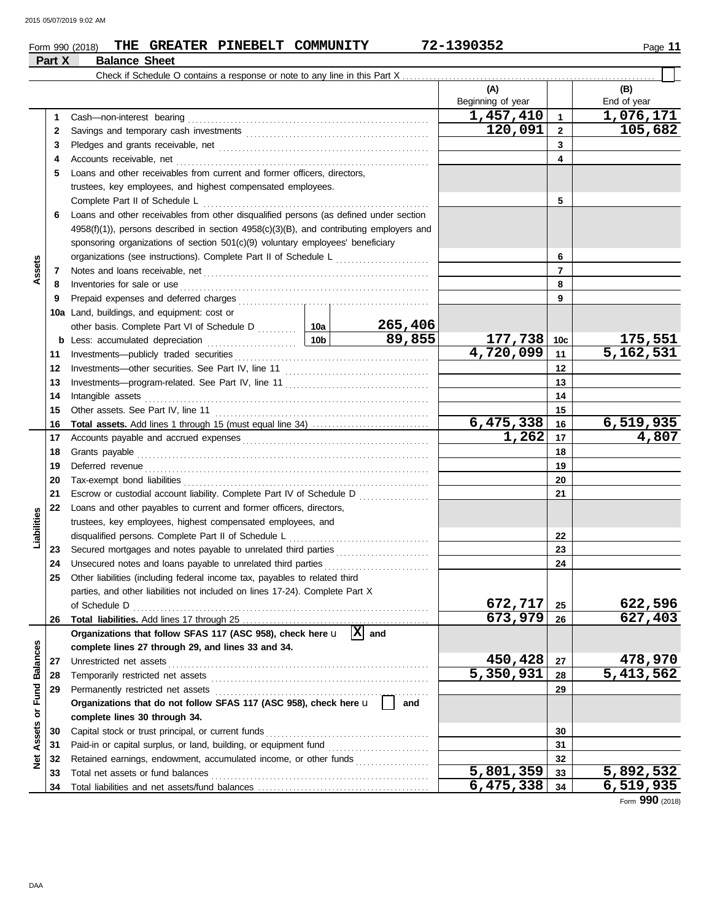Form 990 (2018) **THE GREATER PINEBELT COMMUNITY** **72-1390352**

## Part X Balance Sheet

Check if Schedule O contains a response or note to any line in this Part X . . . . . . . . . . . . . . . . . . . . . . . . . . . . . . . ☐

| | | Description | | (A) Beginning of year | | (B) End of year |
|---|---|---|---|---|---|---|
| **Assets** | 1 | Cash—non-interest bearing | | 1,457,410 | 1 | 1,076,171 |
| | 2 | Savings and temporary cash investments | | 120,091 | 2 | 105,682 |
| | 3 | Pledges and grants receivable, net | | | 3 | |
| | 4 | Accounts receivable, net | | | 4 | |
| | 5 | Loans and other receivables from current and former officers, directors, trustees, key employees, and highest compensated employees. Complete Part II of Schedule L | | | 5 | |
| | 6 | Loans and other receivables from other disqualified persons (as defined under section 4958(f)(1)), persons described in section 4958(c)(3)(B), and contributing employers and sponsoring organizations of section 501(c)(9) voluntary employees' beneficiary organizations (see instructions). Complete Part II of Schedule L | | | 6 | |
| | 7 | Notes and loans receivable, net | | | 7 | |
| | 8 | Inventories for sale or use | | | 8 | |
| | 9 | Prepaid expenses and deferred charges | | | 9 | |
| | 10a | Land, buildings, and equipment: cost or other basis. Complete Part VI of Schedule D | 10a 265,406 | | | |
| | b | Less: accumulated depreciation | 10b 89,855 | 177,738 | 10c | 175,551 |
| | 11 | Investments—publicly traded securities | | 4,720,099 | 11 | 5,162,531 |
| | 12 | Investments—other securities. See Part IV, line 11 | | | 12 | |
| | 13 | Investments—program-related. See Part IV, line 11 | | | 13 | |
| | 14 | Intangible assets | | | 14 | |
| | 15 | Other assets. See Part IV, line 11 | | | 15 | |
| | 16 | **Total assets.** Add lines 1 through 15 (must equal line 34) | | 6,475,338 | 16 | 6,519,935 |
| **Liabilities** | 17 | Accounts payable and accrued expenses | | 1,262 | 17 | 4,807 |
| | 18 | Grants payable | | | 18 | |
| | 19 | Deferred revenue | | | 19 | |
| | 20 | Tax-exempt bond liabilities | | | 20 | |
| | 21 | Escrow or custodial account liability. Complete Part IV of Schedule D | | | 21 | |
| | 22 | Loans and other payables to current and former officers, directors, trustees, key employees, highest compensated employees, and disqualified persons. Complete Part II of Schedule L | | | 22 | |
| | 23 | Secured mortgages and notes payable to unrelated third parties | | | 23 | |
| | 24 | Unsecured notes and loans payable to unrelated third parties | | | 24 | |
| | 25 | Other liabilities (including federal income tax, payables to related third parties, and other liabilities not included on lines 17-24). Complete Part X of Schedule D | | 672,717 | 25 | 622,596 |
| | 26 | **Total liabilities.** Add lines 17 through 25 | | 673,979 | 26 | 627,403 |
| **Net Assets or Fund Balances** | | **Organizations that follow SFAS 117 (ASC 958), check here** ☒ **and complete lines 27 through 29, and lines 33 and 34.** | | | | |
| | 27 | Unrestricted net assets | | 450,428 | 27 | 478,970 |
| | 28 | Temporarily restricted net assets | | 5,350,931 | 28 | 5,413,562 |
| | 29 | Permanently restricted net assets | | | 29 | |
| | | **Organizations that do not follow SFAS 117 (ASC 958), check here** ☐ **and complete lines 30 through 34.** | | | | |
| | 30 | Capital stock or trust principal, or current funds | | | 30 | |
| | 31 | Paid-in or capital surplus, or land, building, or equipment fund | | | 31 | |
| | 32 | Retained earnings, endowment, accumulated income, or other funds | | | 32 | |
| | 33 | Total net assets or fund balances | | 5,801,359 | 33 | 5,892,532 |
| | 34 | Total liabilities and net assets/fund balances | | 6,475,338 | 34 | 6,519,935 |

Form **990** (2018)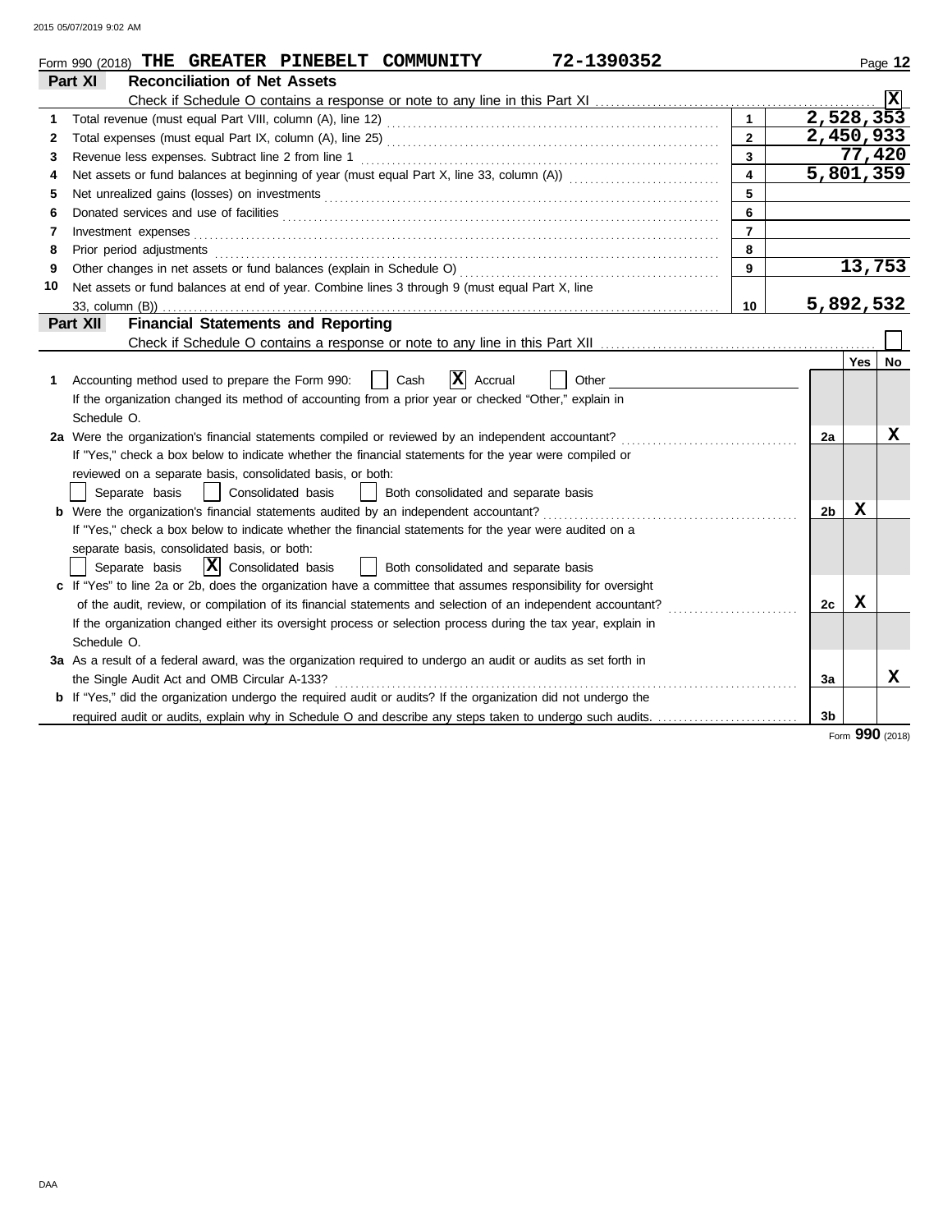Form 990 (2018) **THE GREATER PINEBELT COMMUNITY** **72-1390352**

## Part XI — Reconciliation of Net Assets

Check if Schedule O contains a response or note to any line in this Part XI .......... [X]

| | | | |
|---|---|---|---|
| 1 | Total revenue (must equal Part VIII, column (A), line 12) | 1 | 2,528,353 |
| 2 | Total expenses (must equal Part IX, column (A), line 25) | 2 | 2,450,933 |
| 3 | Revenue less expenses. Subtract line 2 from line 1 | 3 | 77,420 |
| 4 | Net assets or fund balances at beginning of year (must equal Part X, line 33, column (A)) | 4 | 5,801,359 |
| 5 | Net unrealized gains (losses) on investments | 5 | |
| 6 | Donated services and use of facilities | 6 | |
| 7 | Investment expenses | 7 | |
| 8 | Prior period adjustments | 8 | |
| 9 | Other changes in net assets or fund balances (explain in Schedule O) | 9 | 13,753 |
| 10 | Net assets or fund balances at end of year. Combine lines 3 through 9 (must equal Part X, line 33, column (B)) | 10 | 5,892,532 |

## Part XII — Financial Statements and Reporting

Check if Schedule O contains a response or note to any line in this Part XII .......... [ ]

| | | | Yes | No |
|---|---|---|---|---|
| 1 | Accounting method used to prepare the Form 990: [ ] Cash [X] Accrual [ ] Other<br>If the organization changed its method of accounting from a prior year or checked "Other," explain in Schedule O. | | | |
| 2a | Were the organization's financial statements compiled or reviewed by an independent accountant?<br>If "Yes," check a box below to indicate whether the financial statements for the year were compiled or reviewed on a separate basis, consolidated basis, or both:<br>[ ] Separate basis [ ] Consolidated basis [ ] Both consolidated and separate basis | 2a | | X |
| b | Were the organization's financial statements audited by an independent accountant?<br>If "Yes," check a box below to indicate whether the financial statements for the year were audited on a separate basis, consolidated basis, or both:<br>[ ] Separate basis [X] Consolidated basis [ ] Both consolidated and separate basis | 2b | X | |
| c | If "Yes" to line 2a or 2b, does the organization have a committee that assumes responsibility for oversight of the audit, review, or compilation of its financial statements and selection of an independent accountant?<br>If the organization changed either its oversight process or selection process during the tax year, explain in Schedule O. | 2c | X | |
| 3a | As a result of a federal award, was the organization required to undergo an audit or audits as set forth in the Single Audit Act and OMB Circular A-133? | 3a | | X |
| b | If "Yes," did the organization undergo the required audit or audits? If the organization did not undergo the required audit or audits, explain why in Schedule O and describe any steps taken to undergo such audits. | 3b | | |

Form **990** (2018)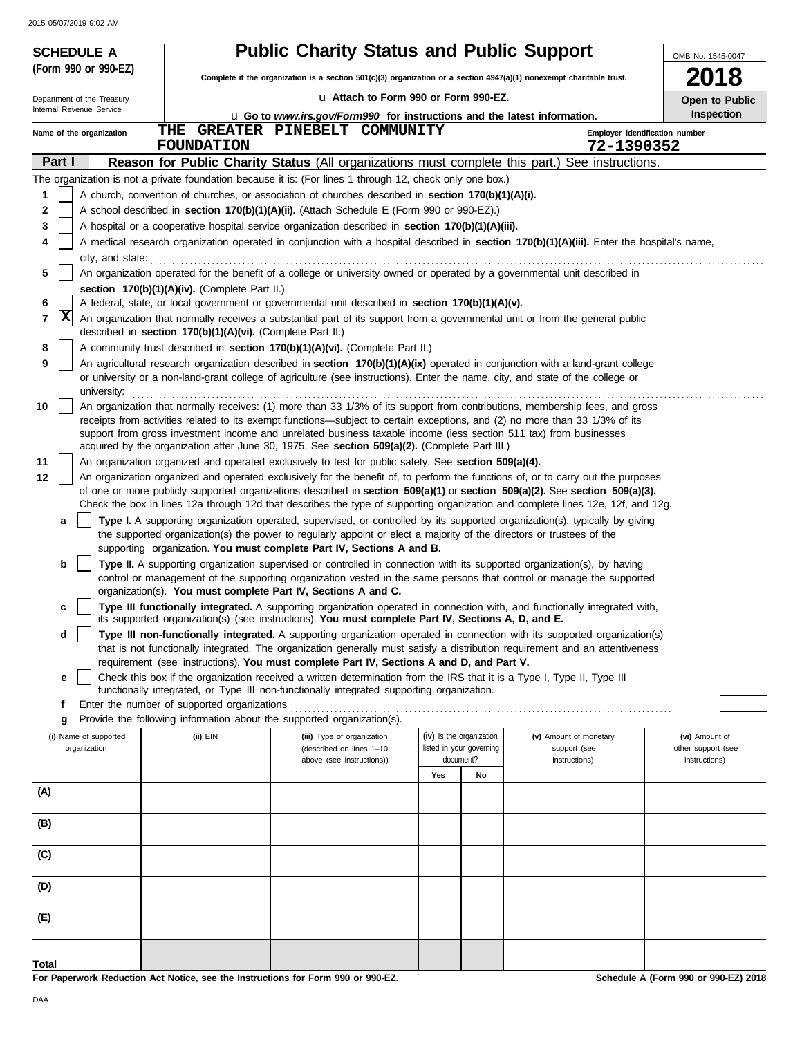**SCHEDULE A (Form 990 or 990-EZ)**

Department of the Treasury
Internal Revenue Service

# Public Charity Status and Public Support

**Complete if the organization is a section 501(c)(3) organization or a section 4947(a)(1) nonexempt charitable trust.**

u **Attach to Form 990 or Form 990-EZ.**

u **Go to *www.irs.gov/Form990* for instructions and the latest information.**

OMB No. 1545-0047

**2018**

**Open to Public Inspection**

Name of the organization: THE GREATER PINEBELT COMMUNITY FOUNDATION

Employer identification number: 72-1390352

## Part I — Reason for Public Charity Status (All organizations must complete this part.) See instructions.

The organization is not a private foundation because it is: (For lines 1 through 12, check only one box.)

1. [ ] A church, convention of churches, or association of churches described in **section 170(b)(1)(A)(i).**
2. [ ] A school described in **section 170(b)(1)(A)(ii).** (Attach Schedule E (Form 990 or 990-EZ).)
3. [ ] A hospital or a cooperative hospital service organization described in **section 170(b)(1)(A)(iii).**
4. [ ] A medical research organization operated in conjunction with a hospital described in **section 170(b)(1)(A)(iii).** Enter the hospital's name, city, and state:
5. [ ] An organization operated for the benefit of a college or university owned or operated by a governmental unit described in **section 170(b)(1)(A)(iv).** (Complete Part II.)
6. [ ] A federal, state, or local government or governmental unit described in **section 170(b)(1)(A)(v).**
7. [X] An organization that normally receives a substantial part of its support from a governmental unit or from the general public described in **section 170(b)(1)(A)(vi).** (Complete Part II.)
8. [ ] A community trust described in **section 170(b)(1)(A)(vi).** (Complete Part II.)
9. [ ] An agricultural research organization described in **section 170(b)(1)(A)(ix)** operated in conjunction with a land-grant college or university or a non-land-grant college of agriculture (see instructions). Enter the name, city, and state of the college or university:
10. [ ] An organization that normally receives: (1) more than 33 1/3% of its support from contributions, membership fees, and gross receipts from activities related to its exempt functions—subject to certain exceptions, and (2) no more than 33 1/3% of its support from gross investment income and unrelated business taxable income (less section 511 tax) from businesses acquired by the organization after June 30, 1975. See **section 509(a)(2).** (Complete Part III.)
11. [ ] An organization organized and operated exclusively to test for public safety. See **section 509(a)(4).**
12. [ ] An organization organized and operated exclusively for the benefit of, to perform the functions of, or to carry out the purposes of one or more publicly supported organizations described in **section 509(a)(1)** or **section 509(a)(2).** See **section 509(a)(3).** Check the box in lines 12a through 12d that describes the type of supporting organization and complete lines 12e, 12f, and 12g.
   - **a** [ ] **Type I.** A supporting organization operated, supervised, or controlled by its supported organization(s), typically by giving the supported organization(s) the power to regularly appoint or elect a majority of the directors or trustees of the supporting organization. **You must complete Part IV, Sections A and B.**
   - **b** [ ] **Type II.** A supporting organization supervised or controlled in connection with its supported organization(s), by having control or management of the supporting organization vested in the same persons that control or manage the supported organization(s). **You must complete Part IV, Sections A and C.**
   - **c** [ ] **Type III functionally integrated.** A supporting organization operated in connection with, and functionally integrated with, its supported organization(s) (see instructions). **You must complete Part IV, Sections A, D, and E.**
   - **d** [ ] **Type III non-functionally integrated.** A supporting organization operated in connection with its supported organization(s) that is not functionally integrated. The organization generally must satisfy a distribution requirement and an attentiveness requirement (see instructions). **You must complete Part IV, Sections A and D, and Part V.**
   - **e** [ ] Check this box if the organization received a written determination from the IRS that it is a Type I, Type II, Type III functionally integrated, or Type III non-functionally integrated supporting organization.
   - **f** Enter the number of supported organizations
   - **g** Provide the following information about the supported organization(s).

| (i) Name of supported organization | (ii) EIN | (iii) Type of organization (described on lines 1–10 above (see instructions)) | (iv) Is the organization listed in your governing document? Yes | No | (v) Amount of monetary support (see instructions) | (vi) Amount of other support (see instructions) |
|---|---|---|---|---|---|---|
| (A) | | | | | | |
| (B) | | | | | | |
| (C) | | | | | | |
| (D) | | | | | | |
| (E) | | | | | | |
| Total | | | | | | |

**For Paperwork Reduction Act Notice, see the Instructions for Form 990 or 990-EZ.**

**Schedule A (Form 990 or 990-EZ) 2018**

DAA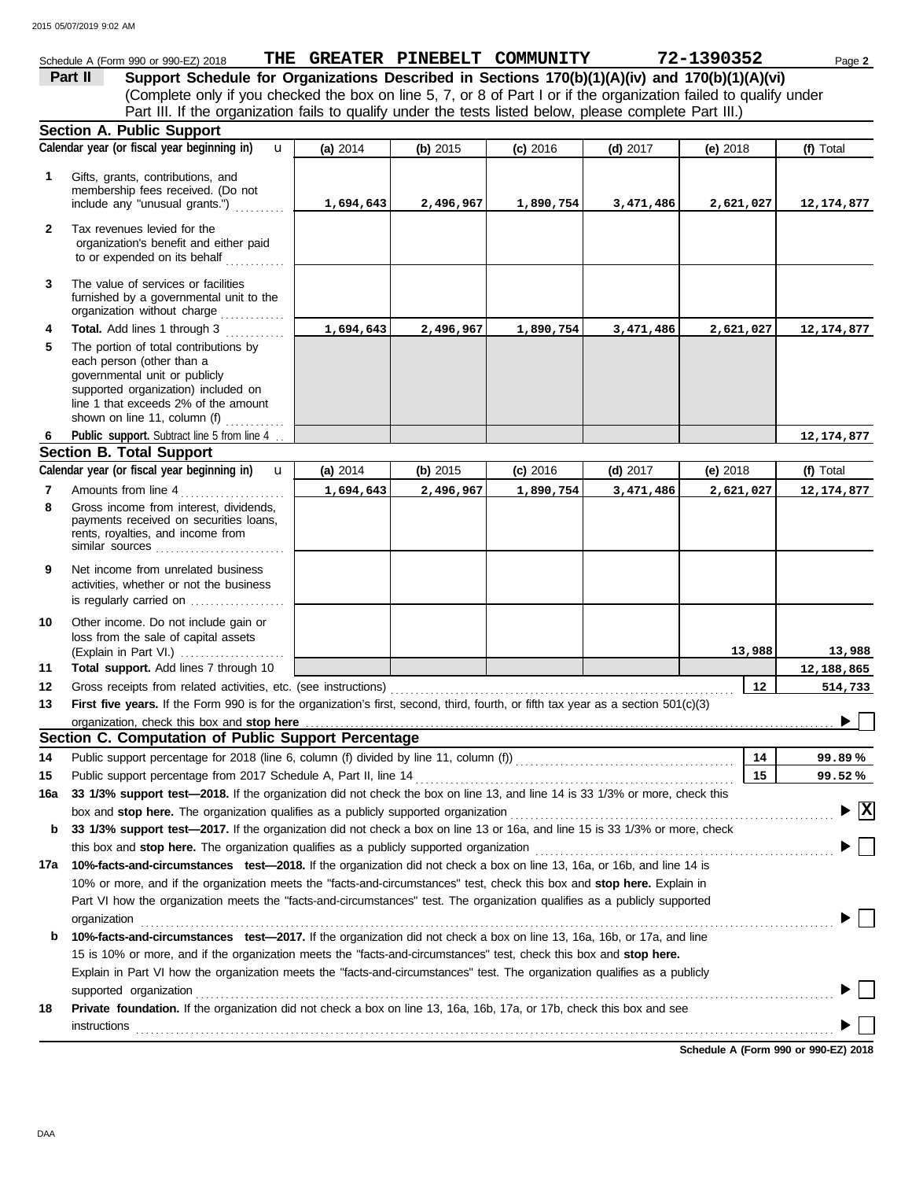Schedule A (Form 990 or 990-EZ) 2018 **THE GREATER PINEBELT COMMUNITY** **72-1390352** Page **2**

**Part II** **Support Schedule for Organizations Described in Sections 170(b)(1)(A)(iv) and 170(b)(1)(A)(vi)**
(Complete only if you checked the box on line 5, 7, or 8 of Part I or if the organization failed to qualify under Part III. If the organization fails to qualify under the tests listed below, please complete Part III.)

## Section A. Public Support

| Calendar year (or fiscal year beginning in) | (a) 2014 | (b) 2015 | (c) 2016 | (d) 2017 | (e) 2018 | (f) Total |
|---|---|---|---|---|---|---|
| **1** Gifts, grants, contributions, and membership fees received. (Do not include any "unusual grants.") | 1,694,643 | 2,496,967 | 1,890,754 | 3,471,486 | 2,621,027 | 12,174,877 |
| **2** Tax revenues levied for the organization's benefit and either paid to or expended on its behalf | | | | | | |
| **3** The value of services or facilities furnished by a governmental unit to the organization without charge | | | | | | |
| **4** **Total.** Add lines 1 through 3 | 1,694,643 | 2,496,967 | 1,890,754 | 3,471,486 | 2,621,027 | 12,174,877 |
| **5** The portion of total contributions by each person (other than a governmental unit or publicly supported organization) included on line 1 that exceeds 2% of the amount shown on line 11, column (f) | | | | | | |
| **6** **Public support.** Subtract line 5 from line 4 | | | | | | 12,174,877 |

## Section B. Total Support

| Calendar year (or fiscal year beginning in) | (a) 2014 | (b) 2015 | (c) 2016 | (d) 2017 | (e) 2018 | (f) Total |
|---|---|---|---|---|---|---|
| **7** Amounts from line 4 | 1,694,643 | 2,496,967 | 1,890,754 | 3,471,486 | 2,621,027 | 12,174,877 |
| **8** Gross income from interest, dividends, payments received on securities loans, rents, royalties, and income from similar sources | | | | | | |
| **9** Net income from unrelated business activities, whether or not the business is regularly carried on | | | | | | |
| **10** Other income. Do not include gain or loss from the sale of capital assets (Explain in Part VI.) | | | | | 13,988 | 13,988 |
| **11** **Total support.** Add lines 7 through 10 | | | | | | 12,188,865 |

**12** Gross receipts from related activities, etc. (see instructions) **12** 514,733

**13** **First five years.** If the Form 990 is for the organization's first, second, third, fourth, or fifth tax year as a section 501(c)(3) organization, check this box and **stop here** ☐

## Section C. Computation of Public Support Percentage

**14** Public support percentage for 2018 (line 6, column (f) divided by line 11, column (f)) **14** 99.89 %

**15** Public support percentage from 2017 Schedule A, Part II, line 14 **15** 99.52 %

**16a** **33 1/3% support test—2018.** If the organization did not check the box on line 13, and line 14 is 33 1/3% or more, check this box and **stop here.** The organization qualifies as a publicly supported organization ☒

**b** **33 1/3% support test—2017.** If the organization did not check a box on line 13 or 16a, and line 15 is 33 1/3% or more, check this box and **stop here.** The organization qualifies as a publicly supported organization ☐

**17a** **10%-facts-and-circumstances test—2018.** If the organization did not check a box on line 13, 16a, or 16b, and line 14 is 10% or more, and if the organization meets the "facts-and-circumstances" test, check this box and **stop here.** Explain in Part VI how the organization meets the "facts-and-circumstances" test. The organization qualifies as a publicly supported organization ☐

**b** **10%-facts-and-circumstances test—2017.** If the organization did not check a box on line 13, 16a, 16b, or 17a, and line 15 is 10% or more, and if the organization meets the "facts-and-circumstances" test, check this box and **stop here.** Explain in Part VI how the organization meets the "facts-and-circumstances" test. The organization qualifies as a publicly supported organization ☐

**18** **Private foundation.** If the organization did not check a box on line 13, 16a, 16b, 17a, or 17b, check this box and see instructions ☐

**Schedule A (Form 990 or 990-EZ) 2018**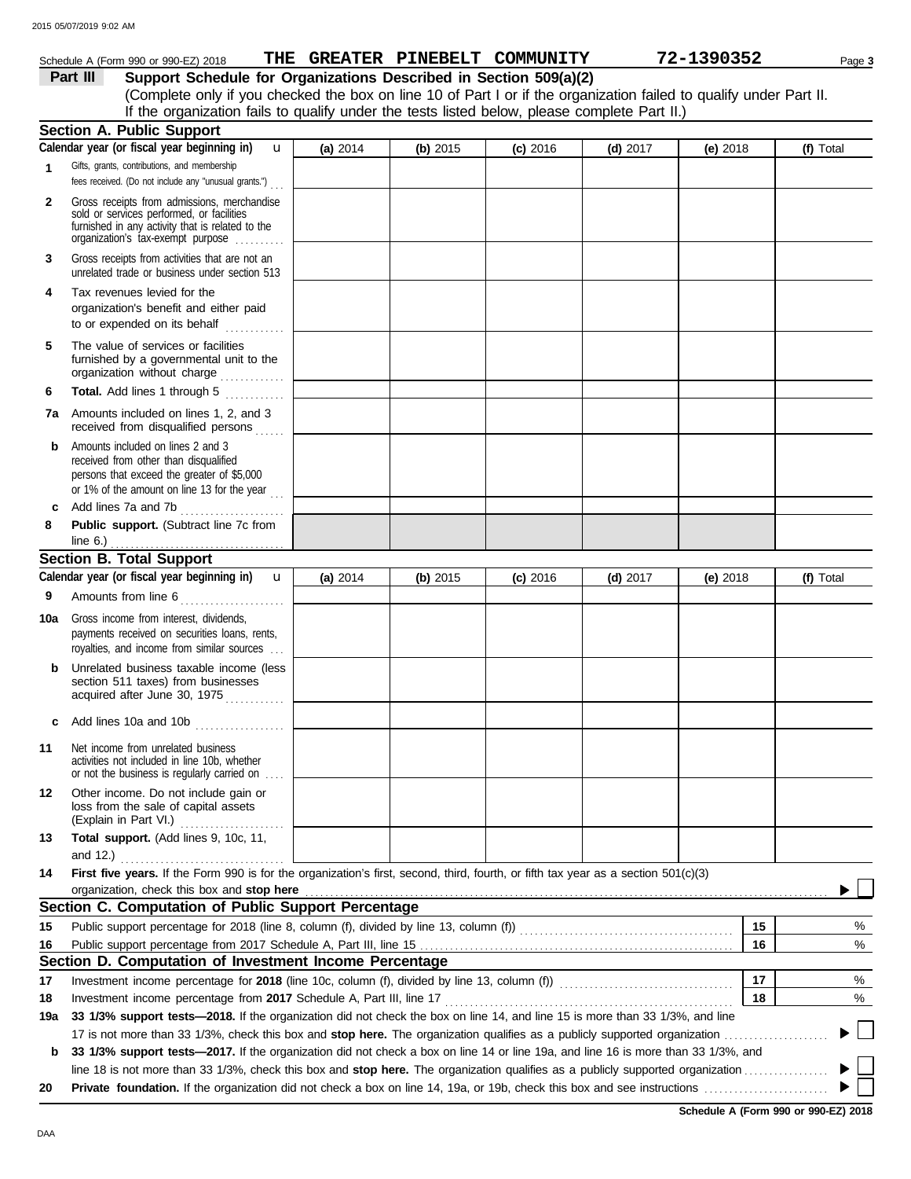Schedule A (Form 990 or 990-EZ) 2018 **THE GREATER PINEBELT COMMUNITY** **72-1390352**

## Part III Support Schedule for Organizations Described in Section 509(a)(2)

(Complete only if you checked the box on line 10 of Part I or if the organization failed to qualify under Part II. If the organization fails to qualify under the tests listed below, please complete Part II.)

### Section A. Public Support

| Calendar year (or fiscal year beginning in) | (a) 2014 | (b) 2015 | (c) 2016 | (d) 2017 | (e) 2018 | (f) Total |
|---|---|---|---|---|---|---|
| **1** Gifts, grants, contributions, and membership fees received. (Do not include any "unusual grants.") | | | | | | |
| **2** Gross receipts from admissions, merchandise sold or services performed, or facilities furnished in any activity that is related to the organization's tax-exempt purpose | | | | | | |
| **3** Gross receipts from activities that are not an unrelated trade or business under section 513 | | | | | | |
| **4** Tax revenues levied for the organization's benefit and either paid to or expended on its behalf | | | | | | |
| **5** The value of services or facilities furnished by a governmental unit to the organization without charge | | | | | | |
| **6** **Total.** Add lines 1 through 5 | | | | | | |
| **7a** Amounts included on lines 1, 2, and 3 received from disqualified persons | | | | | | |
| **b** Amounts included on lines 2 and 3 received from other than disqualified persons that exceed the greater of $5,000 or 1% of the amount on line 13 for the year | | | | | | |
| **c** Add lines 7a and 7b | | | | | | |
| **8** **Public support.** (Subtract line 7c from line 6.) | | | | | | |

### Section B. Total Support

| Calendar year (or fiscal year beginning in) | (a) 2014 | (b) 2015 | (c) 2016 | (d) 2017 | (e) 2018 | (f) Total |
|---|---|---|---|---|---|---|
| **9** Amounts from line 6 | | | | | | |
| **10a** Gross income from interest, dividends, payments received on securities loans, rents, royalties, and income from similar sources | | | | | | |
| **b** Unrelated business taxable income (less section 511 taxes) from businesses acquired after June 30, 1975 | | | | | | |
| **c** Add lines 10a and 10b | | | | | | |
| **11** Net income from unrelated business activities not included in line 10b, whether or not the business is regularly carried on | | | | | | |
| **12** Other income. Do not include gain or loss from the sale of capital assets (Explain in Part VI.) | | | | | | |
| **13** **Total support.** (Add lines 9, 10c, 11, and 12.) | | | | | | |

**14** **First five years.** If the Form 990 is for the organization's first, second, third, fourth, or fifth tax year as a section 501(c)(3) organization, check this box and **stop here** ☐

### Section C. Computation of Public Support Percentage

| | | | |
|---|---|---|---|
| **15** | Public support percentage for 2018 (line 8, column (f), divided by line 13, column (f)) | **15** | % |
| **16** | Public support percentage from 2017 Schedule A, Part III, line 15 | **16** | % |

### Section D. Computation of Investment Income Percentage

| | | | |
|---|---|---|---|
| **17** | Investment income percentage for **2018** (line 10c, column (f), divided by line 13, column (f)) | **17** | % |
| **18** | Investment income percentage from **2017** Schedule A, Part III, line 17 | **18** | % |

**19a** **33 1/3% support tests—2018.** If the organization did not check the box on line 14, and line 15 is more than 33 1/3%, and line 17 is not more than 33 1/3%, check this box and **stop here.** The organization qualifies as a publicly supported organization ☐

**b** **33 1/3% support tests—2017.** If the organization did not check a box on line 14 or line 19a, and line 16 is more than 33 1/3%, and line 18 is not more than 33 1/3%, check this box and **stop here.** The organization qualifies as a publicly supported organization ☐

**20** **Private foundation.** If the organization did not check a box on line 14, 19a, or 19b, check this box and see instructions ☐

**Schedule A (Form 990 or 990-EZ) 2018**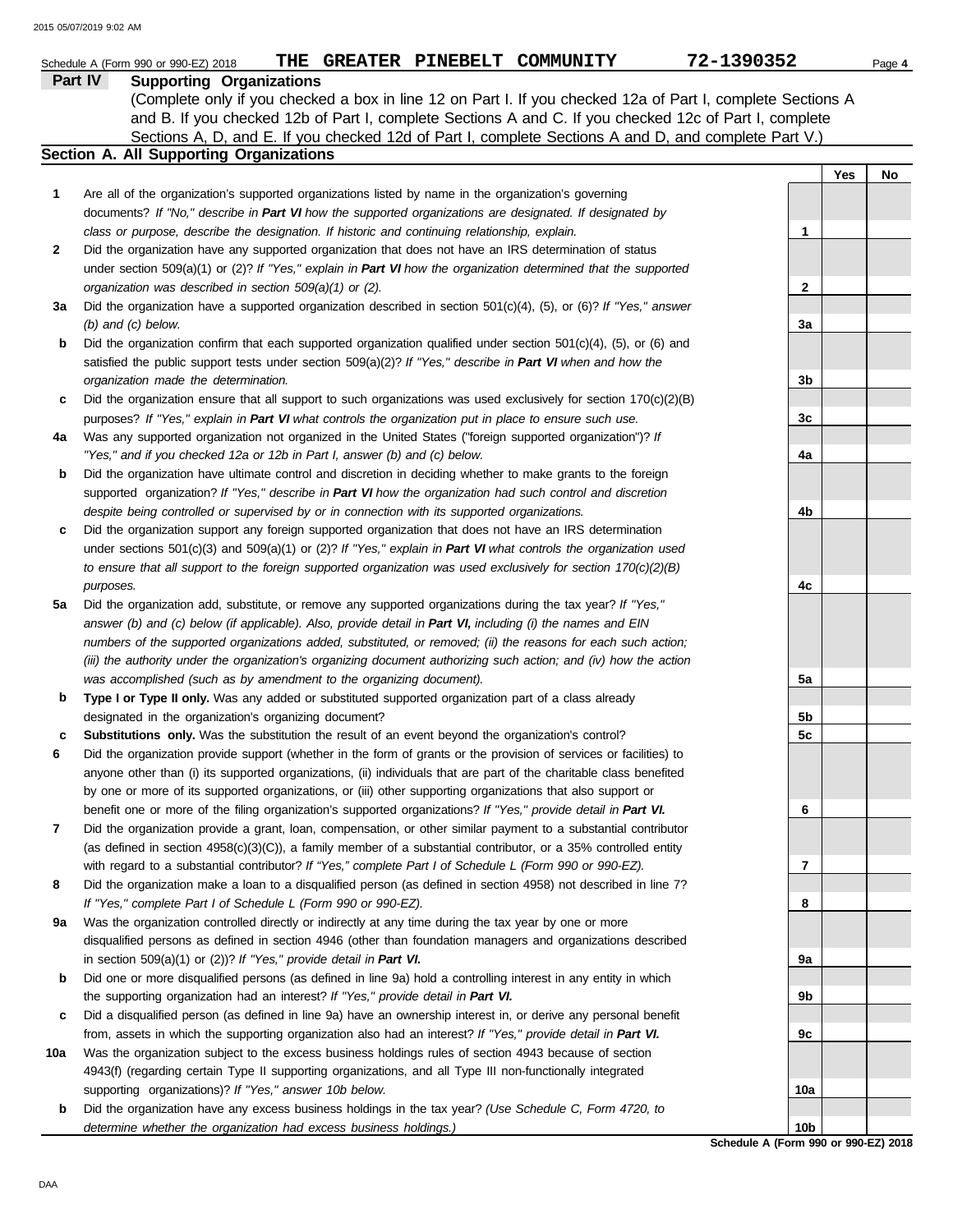Schedule A (Form 990 or 990-EZ) 2018 **THE GREATER PINEBELT COMMUNITY** **72-1390352**

## Part IV Supporting Organizations

(Complete only if you checked a box in line 12 on Part I. If you checked 12a of Part I, complete Sections A and B. If you checked 12b of Part I, complete Sections A and C. If you checked 12c of Part I, complete Sections A, D, and E. If you checked 12d of Part I, complete Sections A and D, and complete Part V.)

### Section A. All Supporting Organizations

| | | | Yes | No |
|---|---|---|---|---|
| 1 | Are all of the organization's supported organizations listed by name in the organization's governing documents? *If "No," describe in* ***Part VI*** *how the supported organizations are designated. If designated by class or purpose, describe the designation. If historic and continuing relationship, explain.* | 1 | | |
| 2 | Did the organization have any supported organization that does not have an IRS determination of status under section 509(a)(1) or (2)? *If "Yes," explain in* ***Part VI*** *how the organization determined that the supported organization was described in section 509(a)(1) or (2).* | 2 | | |
| 3a | Did the organization have a supported organization described in section 501(c)(4), (5), or (6)? *If "Yes," answer (b) and (c) below.* | 3a | | |
| b | Did the organization confirm that each supported organization qualified under section 501(c)(4), (5), or (6) and satisfied the public support tests under section 509(a)(2)? *If "Yes," describe in* ***Part VI*** *when and how the organization made the determination.* | 3b | | |
| c | Did the organization ensure that all support to such organizations was used exclusively for section 170(c)(2)(B) purposes? *If "Yes," explain in* ***Part VI*** *what controls the organization put in place to ensure such use.* | 3c | | |
| 4a | Was any supported organization not organized in the United States ("foreign supported organization")? *If "Yes," and if you checked 12a or 12b in Part I, answer (b) and (c) below.* | 4a | | |
| b | Did the organization have ultimate control and discretion in deciding whether to make grants to the foreign supported organization? *If "Yes," describe in* ***Part VI*** *how the organization had such control and discretion despite being controlled or supervised by or in connection with its supported organizations.* | 4b | | |
| c | Did the organization support any foreign supported organization that does not have an IRS determination under sections 501(c)(3) and 509(a)(1) or (2)? *If "Yes," explain in* ***Part VI*** *what controls the organization used to ensure that all support to the foreign supported organization was used exclusively for section 170(c)(2)(B) purposes.* | 4c | | |
| 5a | Did the organization add, substitute, or remove any supported organizations during the tax year? *If "Yes," answer (b) and (c) below (if applicable). Also, provide detail in* ***Part VI,*** *including (i) the names and EIN numbers of the supported organizations added, substituted, or removed; (ii) the reasons for each such action; (iii) the authority under the organization's organizing document authorizing such action; and (iv) how the action was accomplished (such as by amendment to the organizing document).* | 5a | | |
| b | **Type I or Type II only.** Was any added or substituted supported organization part of a class already designated in the organization's organizing document? | 5b | | |
| c | **Substitutions only.** Was the substitution the result of an event beyond the organization's control? | 5c | | |
| 6 | Did the organization provide support (whether in the form of grants or the provision of services or facilities) to anyone other than (i) its supported organizations, (ii) individuals that are part of the charitable class benefited by one or more of its supported organizations, or (iii) other supporting organizations that also support or benefit one or more of the filing organization's supported organizations? *If "Yes," provide detail in* ***Part VI.*** | 6 | | |
| 7 | Did the organization provide a grant, loan, compensation, or other similar payment to a substantial contributor (as defined in section 4958(c)(3)(C)), a family member of a substantial contributor, or a 35% controlled entity with regard to a substantial contributor? *If "Yes," complete Part I of Schedule L (Form 990 or 990-EZ).* | 7 | | |
| 8 | Did the organization make a loan to a disqualified person (as defined in section 4958) not described in line 7? *If "Yes," complete Part I of Schedule L (Form 990 or 990-EZ).* | 8 | | |
| 9a | Was the organization controlled directly or indirectly at any time during the tax year by one or more disqualified persons as defined in section 4946 (other than foundation managers and organizations described in section 509(a)(1) or (2))? *If "Yes," provide detail in* ***Part VI.*** | 9a | | |
| b | Did one or more disqualified persons (as defined in line 9a) hold a controlling interest in any entity in which the supporting organization had an interest? *If "Yes," provide detail in* ***Part VI.*** | 9b | | |
| c | Did a disqualified person (as defined in line 9a) have an ownership interest in, or derive any personal benefit from, assets in which the supporting organization also had an interest? *If "Yes," provide detail in* ***Part VI.*** | 9c | | |
| 10a | Was the organization subject to the excess business holdings rules of section 4943 because of section 4943(f) (regarding certain Type II supporting organizations, and all Type III non-functionally integrated supporting organizations)? *If "Yes," answer 10b below.* | 10a | | |
| b | Did the organization have any excess business holdings in the tax year? *(Use Schedule C, Form 4720, to determine whether the organization had excess business holdings.)* | 10b | | |

Schedule A (Form 990 or 990-EZ) 2018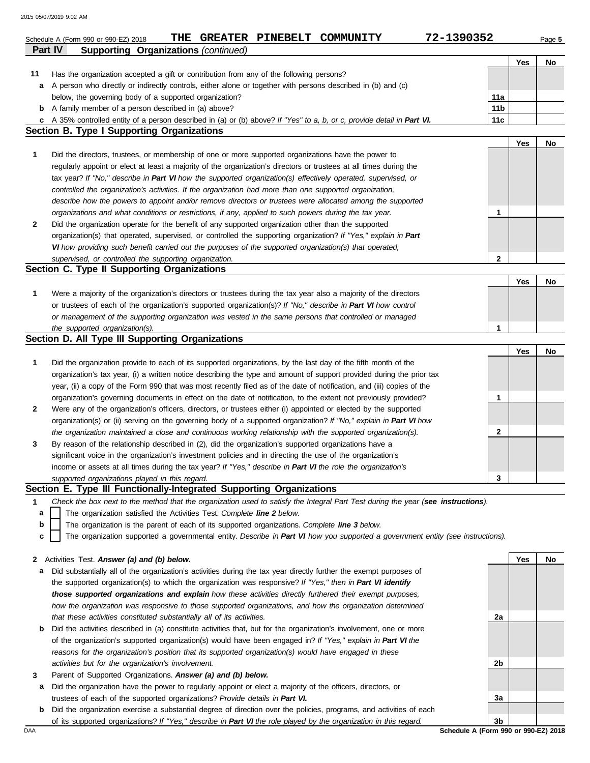Schedule A (Form 990 or 990-EZ) 2018 **THE GREATER PINEBELT COMMUNITY** **72-1390352**

## Part IV Supporting Organizations *(continued)*

| | | | Yes | No |
|---|---|---|---|---|
| **11** | Has the organization accepted a gift or contribution from any of the following persons? | | | |
| **a** | A person who directly or indirectly controls, either alone or together with persons described in (b) and (c) below, the governing body of a supported organization? | **11a** | | |
| **b** | A family member of a person described in (a) above? | **11b** | | |
| **c** | A 35% controlled entity of a person described in (a) or (b) above? *If "Yes" to a, b, or c, provide detail in **Part VI.*** | **11c** | | |

### Section B. Type I Supporting Organizations

| | | | Yes | No |
|---|---|---|---|---|
| **1** | Did the directors, trustees, or membership of one or more supported organizations have the power to regularly appoint or elect at least a majority of the organization's directors or trustees at all times during the tax year? *If "No," describe in **Part VI** how the supported organization(s) effectively operated, supervised, or controlled the organization's activities. If the organization had more than one supported organization, describe how the powers to appoint and/or remove directors or trustees were allocated among the supported organizations and what conditions or restrictions, if any, applied to such powers during the tax year.* | **1** | | |
| **2** | Did the organization operate for the benefit of any supported organization other than the supported organization(s) that operated, supervised, or controlled the supporting organization? *If "Yes," explain in **Part VI** how providing such benefit carried out the purposes of the supported organization(s) that operated, supervised, or controlled the supporting organization.* | **2** | | |

### Section C. Type II Supporting Organizations

| | | | Yes | No |
|---|---|---|---|---|
| **1** | Were a majority of the organization's directors or trustees during the tax year also a majority of the directors or trustees of each of the organization's supported organization(s)? *If "No," describe in **Part VI** how control or management of the supporting organization was vested in the same persons that controlled or managed the supported organization(s).* | **1** | | |

### Section D. All Type III Supporting Organizations

| | | | Yes | No |
|---|---|---|---|---|
| **1** | Did the organization provide to each of its supported organizations, by the last day of the fifth month of the organization's tax year, (i) a written notice describing the type and amount of support provided during the prior tax year, (ii) a copy of the Form 990 that was most recently filed as of the date of notification, and (iii) copies of the organization's governing documents in effect on the date of notification, to the extent not previously provided? | **1** | | |
| **2** | Were any of the organization's officers, directors, or trustees either (i) appointed or elected by the supported organization(s) or (ii) serving on the governing body of a supported organization? *If "No," explain in **Part VI** how the organization maintained a close and continuous working relationship with the supported organization(s).* | **2** | | |
| **3** | By reason of the relationship described in (2), did the organization's supported organizations have a significant voice in the organization's investment policies and in directing the use of the organization's income or assets at all times during the tax year? *If "Yes," describe in **Part VI** the role the organization's supported organizations played in this regard.* | **3** | | |

### Section E. Type III Functionally-Integrated Supporting Organizations

**1** *Check the box next to the method that the organization used to satisfy the Integral Part Test during the year (**see instructions**).*

- **a** ☐ The organization satisfied the Activities Test. *Complete **line 2** below.*
- **b** ☐ The organization is the parent of each of its supported organizations. *Complete **line 3** below.*
- **c** ☐ The organization supported a governmental entity. *Describe in **Part VI** how you supported a government entity (see instructions).*

| | | | Yes | No |
|---|---|---|---|---|
| **2** | Activities Test. ***Answer (a) and (b) below.*** | | | |
| **a** | Did substantially all of the organization's activities during the tax year directly further the exempt purposes of the supported organization(s) to which the organization was responsive? *If "Yes," then in **Part VI identify those supported organizations and explain** how these activities directly furthered their exempt purposes, how the organization was responsive to those supported organizations, and how the organization determined that these activities constituted substantially all of its activities.* | **2a** | | |
| **b** | Did the activities described in (a) constitute activities that, but for the organization's involvement, one or more of the organization's supported organization(s) would have been engaged in? *If "Yes," explain in **Part VI** the reasons for the organization's position that its supported organization(s) would have engaged in these activities but for the organization's involvement.* | **2b** | | |
| **3** | Parent of Supported Organizations. ***Answer (a) and (b) below.*** | | | |
| **a** | Did the organization have the power to regularly appoint or elect a majority of the officers, directors, or trustees of each of the supported organizations? *Provide details in **Part VI.*** | **3a** | | |
| **b** | Did the organization exercise a substantial degree of direction over the policies, programs, and activities of each of its supported organizations? *If "Yes," describe in **Part VI** the role played by the organization in this regard.* | **3b** | | |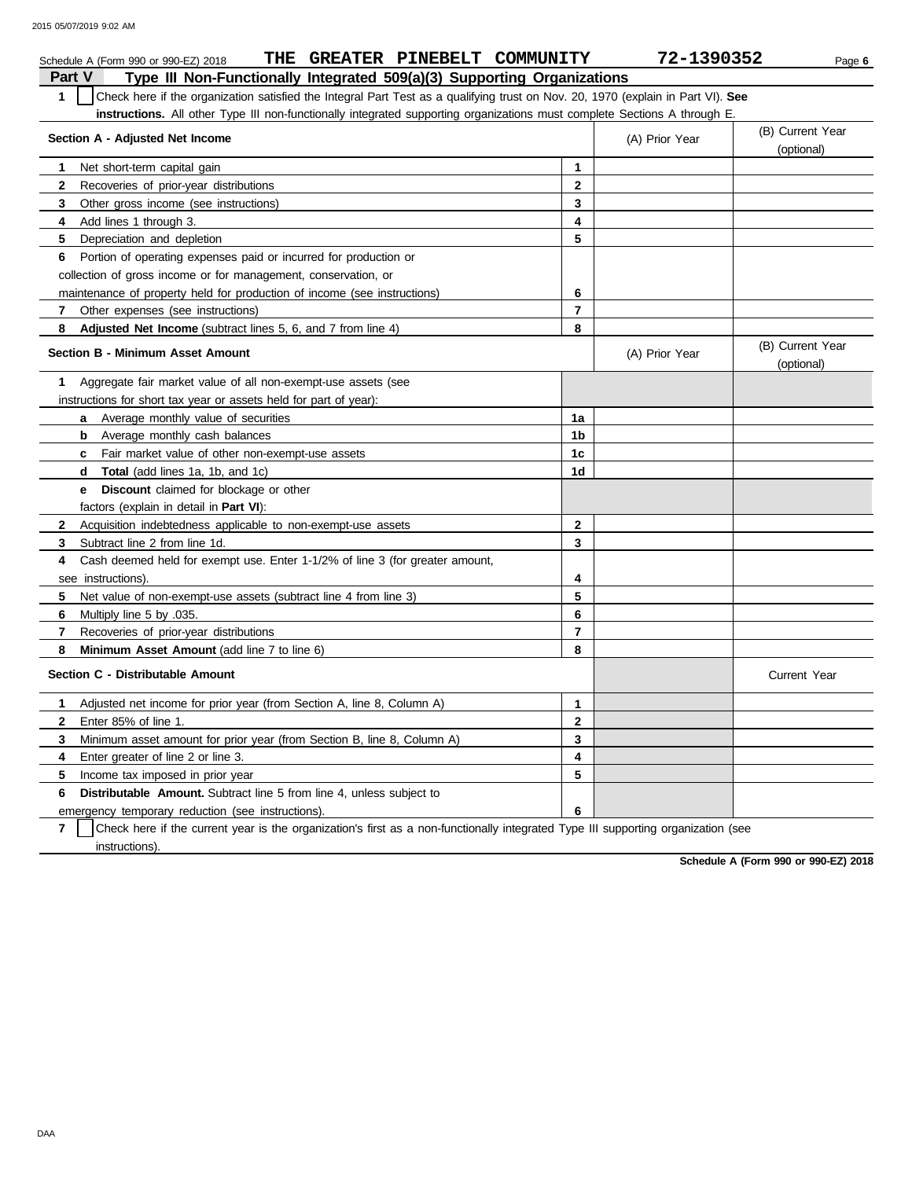Schedule A (Form 990 or 990-EZ) 2018 THE GREATER PINEBELT COMMUNITY 72-1390352

## Part V Type III Non-Functionally Integrated 509(a)(3) Supporting Organizations

**1** ☐ Check here if the organization satisfied the Integral Part Test as a qualifying trust on Nov. 20, 1970 (explain in Part VI). **See instructions.** All other Type III non-functionally integrated supporting organizations must complete Sections A through E.

| **Section A - Adjusted Net Income** | | (A) Prior Year | (B) Current Year (optional) |
|---|---|---|---|
| **1** Net short-term capital gain | 1 | | |
| **2** Recoveries of prior-year distributions | 2 | | |
| **3** Other gross income (see instructions) | 3 | | |
| **4** Add lines 1 through 3. | 4 | | |
| **5** Depreciation and depletion | 5 | | |
| **6** Portion of operating expenses paid or incurred for production or collection of gross income or for management, conservation, or maintenance of property held for production of income (see instructions) | 6 | | |
| **7** Other expenses (see instructions) | 7 | | |
| **8** **Adjusted Net Income** (subtract lines 5, 6, and 7 from line 4) | 8 | | |

| **Section B - Minimum Asset Amount** | | (A) Prior Year | (B) Current Year (optional) |
|---|---|---|---|
| **1** Aggregate fair market value of all non-exempt-use assets (see instructions for short tax year or assets held for part of year): | | | |
| **a** Average monthly value of securities | 1a | | |
| **b** Average monthly cash balances | 1b | | |
| **c** Fair market value of other non-exempt-use assets | 1c | | |
| **d** **Total** (add lines 1a, 1b, and 1c) | 1d | | |
| **e** **Discount** claimed for blockage or other factors (explain in detail in **Part VI**): | | | |
| **2** Acquisition indebtedness applicable to non-exempt-use assets | 2 | | |
| **3** Subtract line 2 from line 1d. | 3 | | |
| **4** Cash deemed held for exempt use. Enter 1-1/2% of line 3 (for greater amount, see instructions). | 4 | | |
| **5** Net value of non-exempt-use assets (subtract line 4 from line 3) | 5 | | |
| **6** Multiply line 5 by .035. | 6 | | |
| **7** Recoveries of prior-year distributions | 7 | | |
| **8** **Minimum Asset Amount** (add line 7 to line 6) | 8 | | |

| **Section C - Distributable Amount** | | | Current Year |
|---|---|---|---|
| **1** Adjusted net income for prior year (from Section A, line 8, Column A) | 1 | | |
| **2** Enter 85% of line 1. | 2 | | |
| **3** Minimum asset amount for prior year (from Section B, line 8, Column A) | 3 | | |
| **4** Enter greater of line 2 or line 3. | 4 | | |
| **5** Income tax imposed in prior year | 5 | | |
| **6** **Distributable Amount.** Subtract line 5 from line 4, unless subject to emergency temporary reduction (see instructions). | 6 | | |

**7** ☐ Check here if the current year is the organization's first as a non-functionally integrated Type III supporting organization (see instructions).

**Schedule A (Form 990 or 990-EZ) 2018**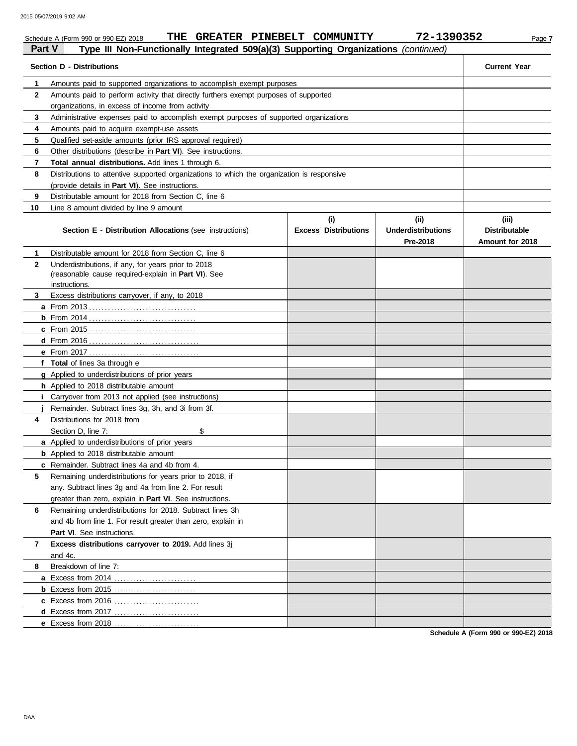Schedule A (Form 990 or 990-EZ) 2018 **THE GREATER PINEBELT COMMUNITY** **72-1390352** Page **7**

## Part V — Type III Non-Functionally Integrated 509(a)(3) Supporting Organizations *(continued)*

| | Section D - Distributions | Current Year |
|---|---|---|
| 1 | Amounts paid to supported organizations to accomplish exempt purposes | |
| 2 | Amounts paid to perform activity that directly furthers exempt purposes of supported organizations, in excess of income from activity | |
| 3 | Administrative expenses paid to accomplish exempt purposes of supported organizations | |
| 4 | Amounts paid to acquire exempt-use assets | |
| 5 | Qualified set-aside amounts (prior IRS approval required) | |
| 6 | Other distributions (describe in **Part VI**). See instructions. | |
| 7 | **Total annual distributions.** Add lines 1 through 6. | |
| 8 | Distributions to attentive supported organizations to which the organization is responsive (provide details in **Part VI**). See instructions. | |
| 9 | Distributable amount for 2018 from Section C, line 6 | |
| 10 | Line 8 amount divided by line 9 amount | |

| | Section E - Distribution Allocations (see instructions) | (i) Excess Distributions | (ii) Underdistributions Pre-2018 | (iii) Distributable Amount for 2018 |
|---|---|---|---|---|
| 1 | Distributable amount for 2018 from Section C, line 6 | | | |
| 2 | Underdistributions, if any, for years prior to 2018 (reasonable cause required-explain in **Part VI**). See instructions. | | | |
| 3 | Excess distributions carryover, if any, to 2018 | | | |
| a | From 2013 | | | |
| b | From 2014 | | | |
| c | From 2015 | | | |
| d | From 2016 | | | |
| e | From 2017 | | | |
| f | **Total** of lines 3a through e | | | |
| g | Applied to underdistributions of prior years | | | |
| h | Applied to 2018 distributable amount | | | |
| i | Carryover from 2013 not applied (see instructions) | | | |
| j | Remainder. Subtract lines 3g, 3h, and 3i from 3f. | | | |
| 4 | Distributions for 2018 from Section D, line 7: $ | | | |
| a | Applied to underdistributions of prior years | | | |
| b | Applied to 2018 distributable amount | | | |
| c | Remainder. Subtract lines 4a and 4b from 4. | | | |
| 5 | Remaining underdistributions for years prior to 2018, if any. Subtract lines 3g and 4a from line 2. For result greater than zero, explain in **Part VI**. See instructions. | | | |
| 6 | Remaining underdistributions for 2018. Subtract lines 3h and 4b from line 1. For result greater than zero, explain in **Part VI**. See instructions. | | | |
| 7 | **Excess distributions carryover to 2019.** Add lines 3j and 4c. | | | |
| 8 | Breakdown of line 7: | | | |
| a | Excess from 2014 | | | |
| b | Excess from 2015 | | | |
| c | Excess from 2016 | | | |
| d | Excess from 2017 | | | |
| e | Excess from 2018 | | | |

**Schedule A (Form 990 or 990-EZ) 2018**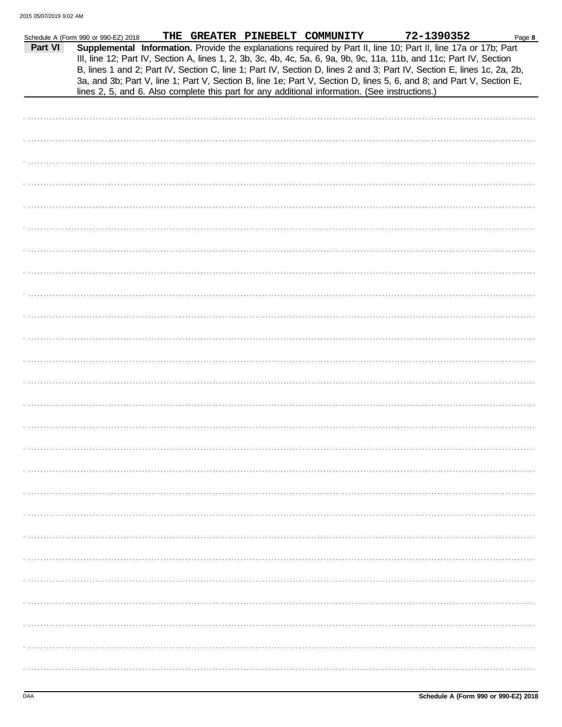Schedule A (Form 990 or 990-EZ) 2018 THE GREATER PINEBELT COMMUNITY 72-1390352

**Part VI** **Supplemental Information.** Provide the explanations required by Part II, line 10; Part II, line 17a or 17b; Part III, line 12; Part IV, Section A, lines 1, 2, 3b, 3c, 4b, 4c, 5a, 6, 9a, 9b, 9c, 11a, 11b, and 11c; Part IV, Section B, lines 1 and 2; Part IV, Section C, line 1; Part IV, Section D, lines 2 and 3; Part IV, Section E, lines 1c, 2a, 2b, 3a, and 3b; Part V, line 1; Part V, Section B, line 1e; Part V, Section D, lines 5, 6, and 8; and Part V, Section E, lines 2, 5, and 6. Also complete this part for any additional information. (See instructions.)

Schedule A (Form 990 or 990-EZ) 2018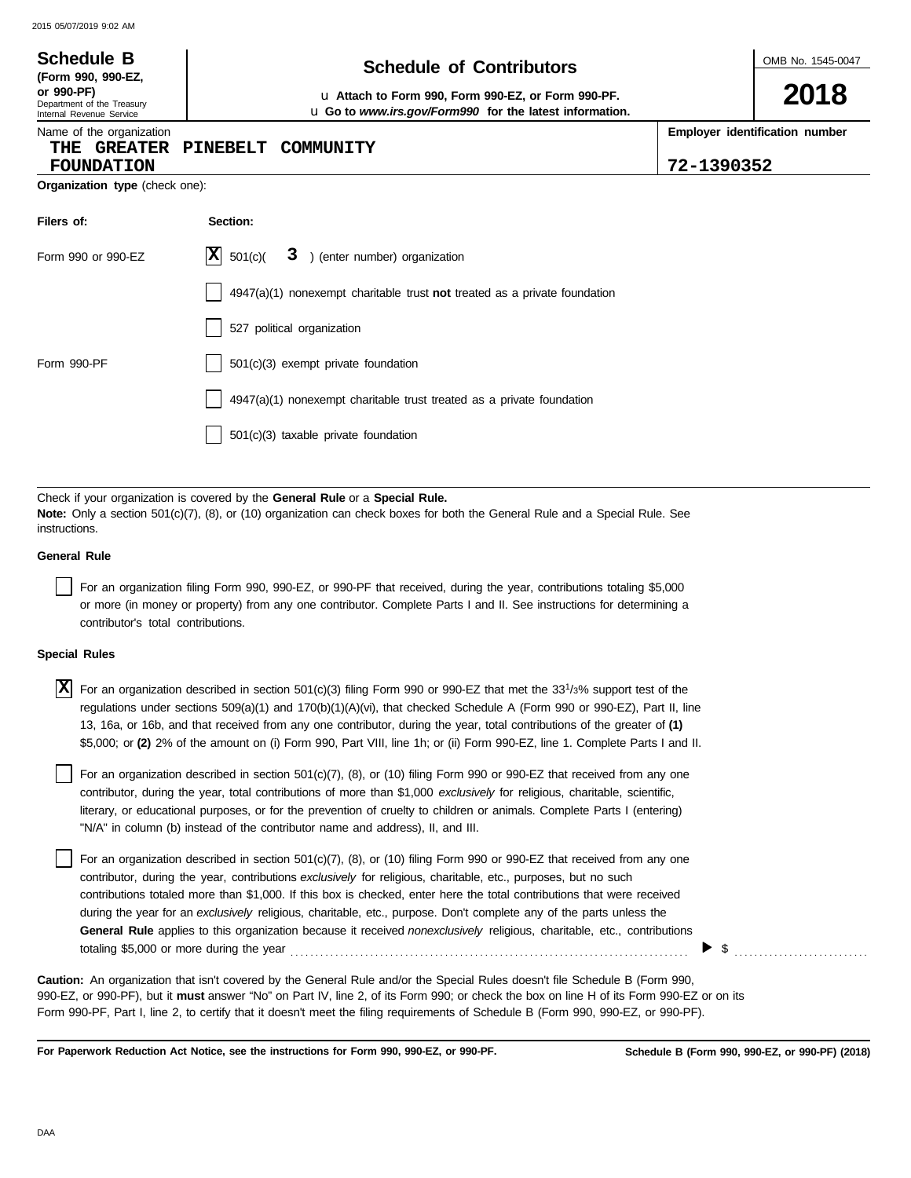**Schedule B**
**(Form 990, 990-EZ, or 990-PF)**
Department of the Treasury
Internal Revenue Service

# Schedule of Contributors

u **Attach to Form 990, Form 990-EZ, or Form 990-PF.**
u **Go to *www.irs.gov/Form990* for the latest information.**

OMB No. 1545-0047

**2018**

Name of the organization: **THE GREATER PINEBELT COMMUNITY FOUNDATION**

**Employer identification number:** **72-1390352**

**Organization type** (check one):

| Filers of: | Section: |
|---|---|
| Form 990 or 990-EZ | [X] 501(c)( **3** ) (enter number) organization |
| | [ ] 4947(a)(1) nonexempt charitable trust **not** treated as a private foundation |
| | [ ] 527 political organization |
| Form 990-PF | [ ] 501(c)(3) exempt private foundation |
| | [ ] 4947(a)(1) nonexempt charitable trust treated as a private foundation |
| | [ ] 501(c)(3) taxable private foundation |

Check if your organization is covered by the **General Rule** or a **Special Rule.**
**Note:** Only a section 501(c)(7), (8), or (10) organization can check boxes for both the General Rule and a Special Rule. See instructions.

**General Rule**

[ ] For an organization filing Form 990, 990-EZ, or 990-PF that received, during the year, contributions totaling $5,000 or more (in money or property) from any one contributor. Complete Parts I and II. See instructions for determining a contributor's total contributions.

**Special Rules**

[X] For an organization described in section 501(c)(3) filing Form 990 or 990-EZ that met the 33 1/3% support test of the regulations under sections 509(a)(1) and 170(b)(1)(A)(vi), that checked Schedule A (Form 990 or 990-EZ), Part II, line 13, 16a, or 16b, and that received from any one contributor, during the year, total contributions of the greater of **(1)** $5,000; or **(2)** 2% of the amount on (i) Form 990, Part VIII, line 1h; or (ii) Form 990-EZ, line 1. Complete Parts I and II.

[ ] For an organization described in section 501(c)(7), (8), or (10) filing Form 990 or 990-EZ that received from any one contributor, during the year, total contributions of more than $1,000 *exclusively* for religious, charitable, scientific, literary, or educational purposes, or for the prevention of cruelty to children or animals. Complete Parts I (entering) "N/A" in column (b) instead of the contributor name and address), II, and III.

[ ] For an organization described in section 501(c)(7), (8), or (10) filing Form 990 or 990-EZ that received from any one contributor, during the year, contributions *exclusively* for religious, charitable, etc., purposes, but no such contributions totaled more than $1,000. If this box is checked, enter here the total contributions that were received during the year for an *exclusively* religious, charitable, etc., purpose. Don't complete any of the parts unless the **General Rule** applies to this organization because it received *nonexclusively* religious, charitable, etc., contributions totaling $5,000 or more during the year . . . . . . . . . . ▶ $ . . . . . . . . . .

**Caution:** An organization that isn't covered by the General Rule and/or the Special Rules doesn't file Schedule B (Form 990, 990-EZ, or 990-PF), but it **must** answer "No" on Part IV, line 2, of its Form 990; or check the box on line H of its Form 990-EZ or on its Form 990-PF, Part I, line 2, to certify that it doesn't meet the filing requirements of Schedule B (Form 990, 990-EZ, or 990-PF).

**For Paperwork Reduction Act Notice, see the instructions for Form 990, 990-EZ, or 990-PF.** **Schedule B (Form 990, 990-EZ, or 990-PF) (2018)**

DAA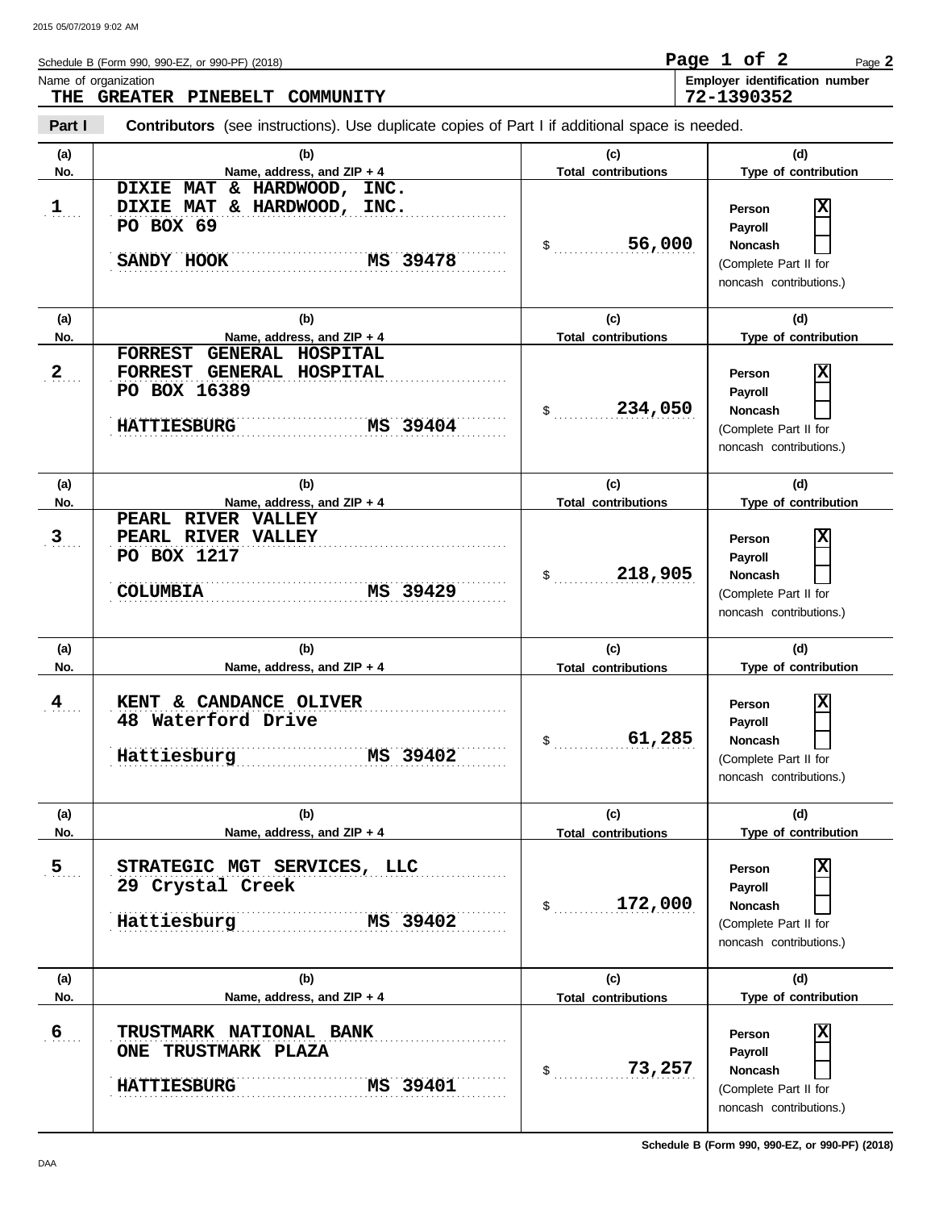Schedule B (Form 990, 990-EZ, or 990-PF) (2018)

Name of organization: **THE GREATER PINEBELT COMMUNITY**

Employer identification number: **72-1390352**

**Part I** **Contributors** (see instructions). Use duplicate copies of Part I if additional space is needed.

| (a) No. | (b) Name, address, and ZIP + 4 | (c) Total contributions | (d) Type of contribution |
|---|---|---|---|
| 1 | DIXIE MAT & HARDWOOD, INC.<br>DIXIE MAT & HARDWOOD, INC.<br>PO BOX 69<br>SANDY HOOK MS 39478 | $ 56,000 | Person [X]<br>Payroll [ ]<br>Noncash [ ]<br>(Complete Part II for noncash contributions.) |
| 2 | FORREST GENERAL HOSPITAL<br>FORREST GENERAL HOSPITAL<br>PO BOX 16389<br>HATTIESBURG MS 39404 | $ 234,050 | Person [X]<br>Payroll [ ]<br>Noncash [ ]<br>(Complete Part II for noncash contributions.) |
| 3 | PEARL RIVER VALLEY<br>PEARL RIVER VALLEY<br>PO BOX 1217<br>COLUMBIA MS 39429 | $ 218,905 | Person [X]<br>Payroll [ ]<br>Noncash [ ]<br>(Complete Part II for noncash contributions.) |
| 4 | KENT & CANDANCE OLIVER<br>48 Waterford Drive<br>Hattiesburg MS 39402 | $ 61,285 | Person [X]<br>Payroll [ ]<br>Noncash [ ]<br>(Complete Part II for noncash contributions.) |
| 5 | STRATEGIC MGT SERVICES, LLC<br>29 Crystal Creek<br>Hattiesburg MS 39402 | $ 172,000 | Person [X]<br>Payroll [ ]<br>Noncash [ ]<br>(Complete Part II for noncash contributions.) |
| 6 | TRUSTMARK NATIONAL BANK<br>ONE TRUSTMARK PLAZA<br>HATTIESBURG MS 39401 | $ 73,257 | Person [X]<br>Payroll [ ]<br>Noncash [ ]<br>(Complete Part II for noncash contributions.) |

Schedule B (Form 990, 990-EZ, or 990-PF) (2018)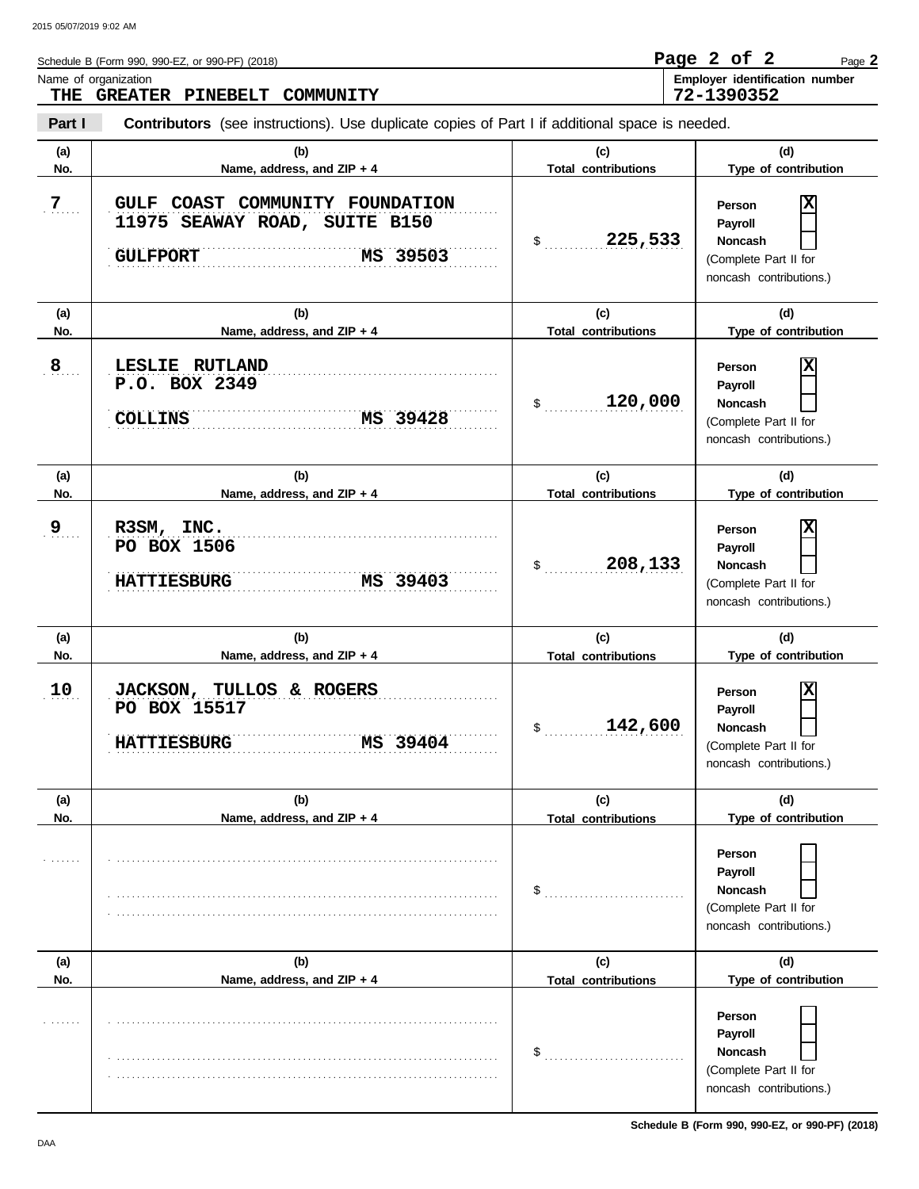Schedule B (Form 990, 990-EZ, or 990-PF) (2018)

Page 2

Name of organization: **THE GREATER PINEBELT COMMUNITY**

Employer identification number: **72-1390352**

**Part I** **Contributors** (see instructions). Use duplicate copies of Part I if additional space is needed.

| (a) No. | (b) Name, address, and ZIP + 4 | (c) Total contributions | (d) Type of contribution |
|---|---|---|---|
| 7 | GULF COAST COMMUNITY FOUNDATION<br>11975 SEAWAY ROAD, SUITE B150<br>GULFPORT MS 39503 | $ 225,533 | Person [X]<br>Payroll [ ]<br>Noncash [ ]<br>(Complete Part II for noncash contributions.) |
| 8 | LESLIE RUTLAND<br>P.O. BOX 2349<br>COLLINS MS 39428 | $ 120,000 | Person [X]<br>Payroll [ ]<br>Noncash [ ]<br>(Complete Part II for noncash contributions.) |
| 9 | R3SM, INC.<br>PO BOX 1506<br>HATTIESBURG MS 39403 | $ 208,133 | Person [X]<br>Payroll [ ]<br>Noncash [ ]<br>(Complete Part II for noncash contributions.) |
| 10 | JACKSON, TULLOS & ROGERS<br>PO BOX 15517<br>HATTIESBURG MS 39404 | $ 142,600 | Person [X]<br>Payroll [ ]<br>Noncash [ ]<br>(Complete Part II for noncash contributions.) |
| | | $ | Person [ ]<br>Payroll [ ]<br>Noncash [ ]<br>(Complete Part II for noncash contributions.) |
| | | $ | Person [ ]<br>Payroll [ ]<br>Noncash [ ]<br>(Complete Part II for noncash contributions.) |

Schedule B (Form 990, 990-EZ, or 990-PF) (2018)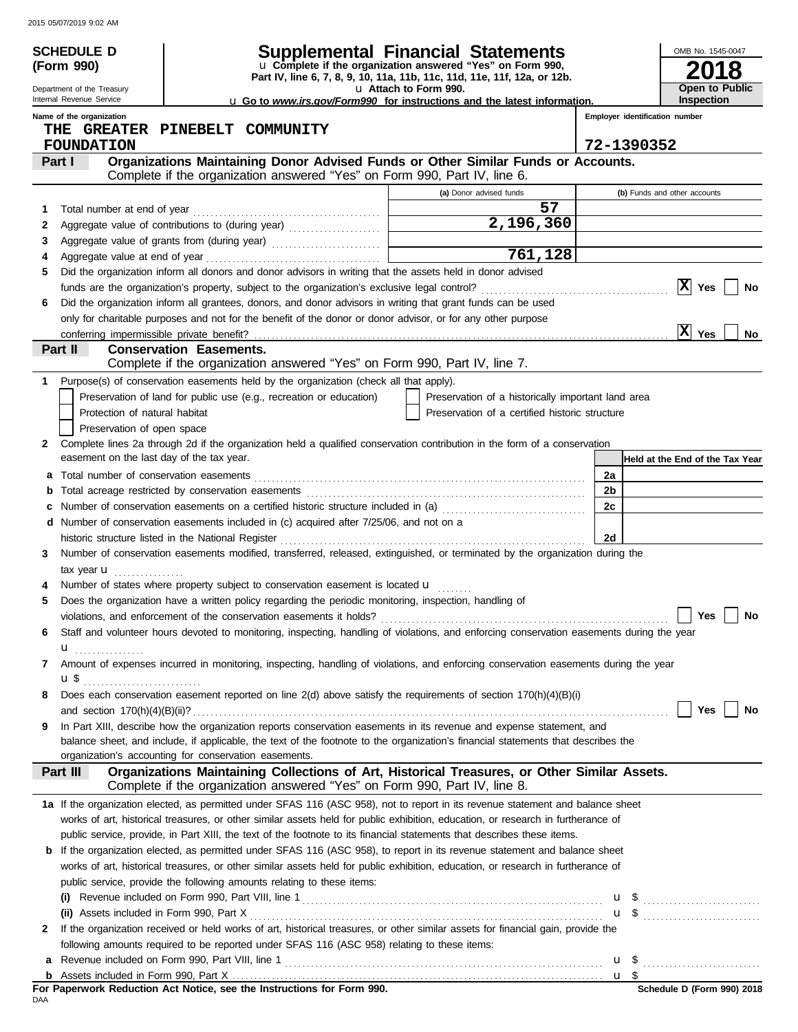**SCHEDULE D (Form 990)**

Department of the Treasury
Internal Revenue Service

# Supplemental Financial Statements

▶ Complete if the organization answered "Yes" on Form 990, Part IV, line 6, 7, 8, 9, 10, 11a, 11b, 11c, 11d, 11e, 11f, 12a, or 12b.
▶ Attach to Form 990.
▶ Go to *www.irs.gov/Form990* for instructions and the latest information.

OMB No. 1545-0047
**2018**
**Open to Public Inspection**

Name of the organization: THE GREATER PINEBELT COMMUNITY FOUNDATION
Employer identification number: 72-1390352

## Part I — Organizations Maintaining Donor Advised Funds or Other Similar Funds or Accounts.
Complete if the organization answered "Yes" on Form 990, Part IV, line 6.

| | | (a) Donor advised funds | (b) Funds and other accounts |
|---|---|---|---|
| 1 | Total number at end of year | 57 | |
| 2 | Aggregate value of contributions to (during year) | 2,196,360 | |
| 3 | Aggregate value of grants from (during year) | | |
| 4 | Aggregate value at end of year | 761,128 | |

5 Did the organization inform all donors and donor advisors in writing that the assets held in donor advised funds are the organization's property, subject to the organization's exclusive legal control? [X] Yes [ ] No

6 Did the organization inform all grantees, donors, and donor advisors in writing that grant funds can be used only for charitable purposes and not for the benefit of the donor or donor advisor, or for any other purpose conferring impermissible private benefit? [X] Yes [ ] No

## Part II — Conservation Easements.
Complete if the organization answered "Yes" on Form 990, Part IV, line 7.

1 Purpose(s) of conservation easements held by the organization (check all that apply).
- [ ] Preservation of land for public use (e.g., recreation or education)
- [ ] Protection of natural habitat
- [ ] Preservation of open space
- [ ] Preservation of a historically important land area
- [ ] Preservation of a certified historic structure

2 Complete lines 2a through 2d if the organization held a qualified conservation contribution in the form of a conservation easement on the last day of the tax year.

| | | | Held at the End of the Tax Year |
|---|---|---|---|
| a | Total number of conservation easements | 2a | |
| b | Total acreage restricted by conservation easements | 2b | |
| c | Number of conservation easements on a certified historic structure included in (a) | 2c | |
| d | Number of conservation easements included in (c) acquired after 7/25/06, and not on a historic structure listed in the National Register | 2d | |

3 Number of conservation easements modified, transferred, released, extinguished, or terminated by the organization during the tax year ▶

4 Number of states where property subject to conservation easement is located ▶

5 Does the organization have a written policy regarding the periodic monitoring, inspection, handling of violations, and enforcement of the conservation easements it holds? [ ] Yes [ ] No

6 Staff and volunteer hours devoted to monitoring, inspecting, handling of violations, and enforcing conservation easements during the year ▶

7 Amount of expenses incurred in monitoring, inspecting, handling of violations, and enforcing conservation easements during the year ▶ $

8 Does each conservation easement reported on line 2(d) above satisfy the requirements of section 170(h)(4)(B)(i) and section 170(h)(4)(B)(ii)? [ ] Yes [ ] No

9 In Part XIII, describe how the organization reports conservation easements in its revenue and expense statement, and balance sheet, and include, if applicable, the text of the footnote to the organization's financial statements that describes the organization's accounting for conservation easements.

## Part III — Organizations Maintaining Collections of Art, Historical Treasures, or Other Similar Assets.
Complete if the organization answered "Yes" on Form 990, Part IV, line 8.

1a If the organization elected, as permitted under SFAS 116 (ASC 958), not to report in its revenue statement and balance sheet works of art, historical treasures, or other similar assets held for public exhibition, education, or research in furtherance of public service, provide, in Part XIII, the text of the footnote to its financial statements that describes these items.

b If the organization elected, as permitted under SFAS 116 (ASC 958), to report in its revenue statement and balance sheet works of art, historical treasures, or other similar assets held for public exhibition, education, or research in furtherance of public service, provide the following amounts relating to these items:

(i) Revenue included on Form 990, Part VIII, line 1 ▶ $

(ii) Assets included in Form 990, Part X ▶ $

2 If the organization received or held works of art, historical treasures, or other similar assets for financial gain, provide the following amounts required to be reported under SFAS 116 (ASC 958) relating to these items:

a Revenue included on Form 990, Part VIII, line 1 ▶ $

b Assets included in Form 990, Part X ▶ $

**For Paperwork Reduction Act Notice, see the Instructions for Form 990.**
Schedule D (Form 990) 2018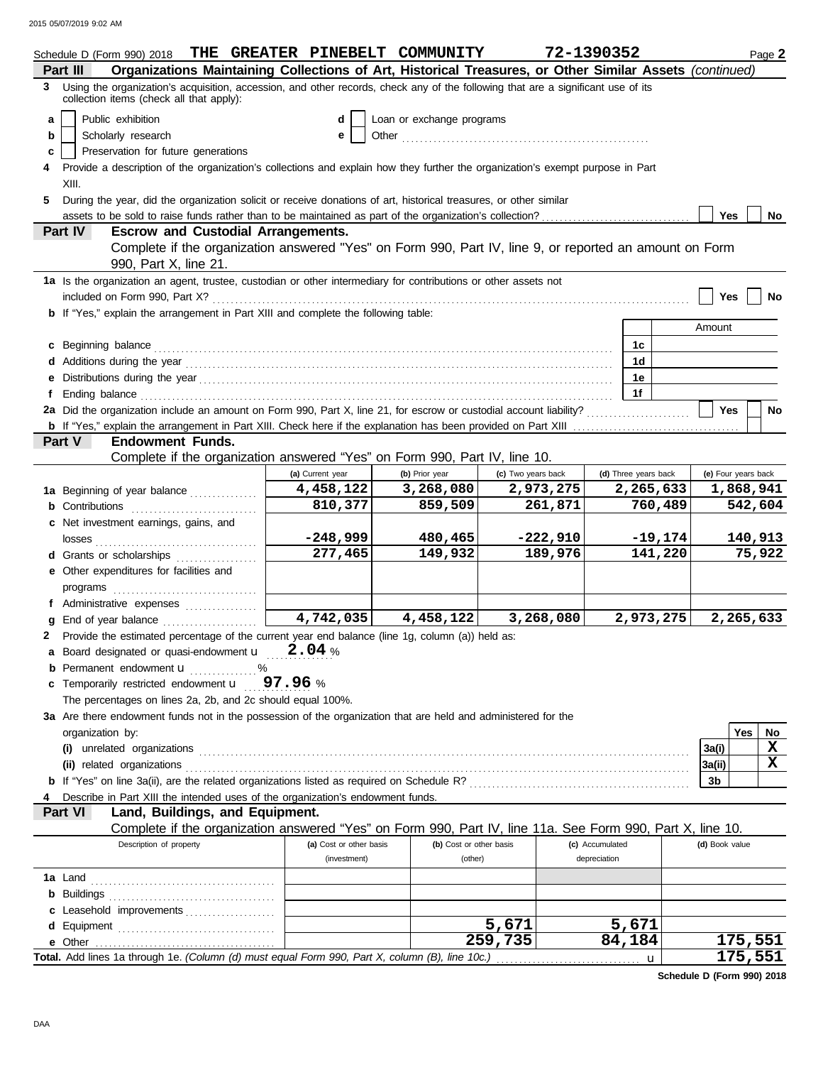Schedule D (Form 990) 2018 THE GREATER PINEBELT COMMUNITY 72-1390352 Page **2**

## Part III Organizations Maintaining Collections of Art, Historical Treasures, or Other Similar Assets *(continued)*

**3** Using the organization's acquisition, accession, and other records, check any of the following that are a significant use of its collection items (check all that apply):

- **a** ☐ Public exhibition
- **b** ☐ Scholarly research
- **c** ☐ Preservation for future generations
- **d** ☐ Loan or exchange programs
- **e** ☐ Other

**4** Provide a description of the organization's collections and explain how they further the organization's exempt purpose in Part XIII.

**5** During the year, did the organization solicit or receive donations of art, historical treasures, or other similar assets to be sold to raise funds rather than to be maintained as part of the organization's collection? ☐ Yes ☐ No

## Part IV Escrow and Custodial Arrangements.

Complete if the organization answered "Yes" on Form 990, Part IV, line 9, or reported an amount on Form 990, Part X, line 21.

**1a** Is the organization an agent, trustee, custodian or other intermediary for contributions or other assets not included on Form 990, Part X? ☐ Yes ☐ No

**b** If "Yes," explain the arrangement in Part XIII and complete the following table:

| | | Amount |
|---|---|---|
| **c** Beginning balance | 1c | |
| **d** Additions during the year | 1d | |
| **e** Distributions during the year | 1e | |
| **f** Ending balance | 1f | |

**2a** Did the organization include an amount on Form 990, Part X, line 21, for escrow or custodial account liability? ☐ Yes ☐ No

**b** If "Yes," explain the arrangement in Part XIII. Check here if the explanation has been provided on Part XIII ☐

## Part V Endowment Funds.

Complete if the organization answered "Yes" on Form 990, Part IV, line 10.

| | (a) Current year | (b) Prior year | (c) Two years back | (d) Three years back | (e) Four years back |
|---|---|---|---|---|---|
| **1a** Beginning of year balance | 4,458,122 | 3,268,080 | 2,973,275 | 2,265,633 | 1,868,941 |
| **b** Contributions | 810,377 | 859,509 | 261,871 | 760,489 | 542,604 |
| **c** Net investment earnings, gains, and losses | -248,999 | 480,465 | -222,910 | -19,174 | 140,913 |
| **d** Grants or scholarships | 277,465 | 149,932 | 189,976 | 141,220 | 75,922 |
| **e** Other expenditures for facilities and programs | | | | | |
| **f** Administrative expenses | | | | | |
| **g** End of year balance | 4,742,035 | 4,458,122 | 3,268,080 | 2,973,275 | 2,265,633 |

**2** Provide the estimated percentage of the current year end balance (line 1g, column (a)) held as:

- **a** Board designated or quasi-endowment 2.04 %
- **b** Permanent endowment %
- **c** Temporarily restricted endowment 97.96 %

The percentages on lines 2a, 2b, and 2c should equal 100%.

**3a** Are there endowment funds not in the possession of the organization that are held and administered for the organization by:

| | | Yes | No |
|---|---|---|---|
| **(i)** unrelated organizations | 3a(i) | | X |
| **(ii)** related organizations | 3a(ii) | | X |
| **b** If "Yes" on line 3a(ii), are the related organizations listed as required on Schedule R? | 3b | | |

**4** Describe in Part XIII the intended uses of the organization's endowment funds.

## Part VI Land, Buildings, and Equipment.

Complete if the organization answered "Yes" on Form 990, Part IV, line 11a. See Form 990, Part X, line 10.

| Description of property | (a) Cost or other basis (investment) | (b) Cost or other basis (other) | (c) Accumulated depreciation | (d) Book value |
|---|---|---|---|---|
| **1a** Land | | | | |
| **b** Buildings | | | | |
| **c** Leasehold improvements | | | | |
| **d** Equipment | | 5,671 | 5,671 | |
| **e** Other | | 259,735 | 84,184 | 175,551 |
| **Total.** Add lines 1a through 1e. *(Column (d) must equal Form 990, Part X, column (B), line 10c.)* | | | | 175,551 |

Schedule D (Form 990) 2018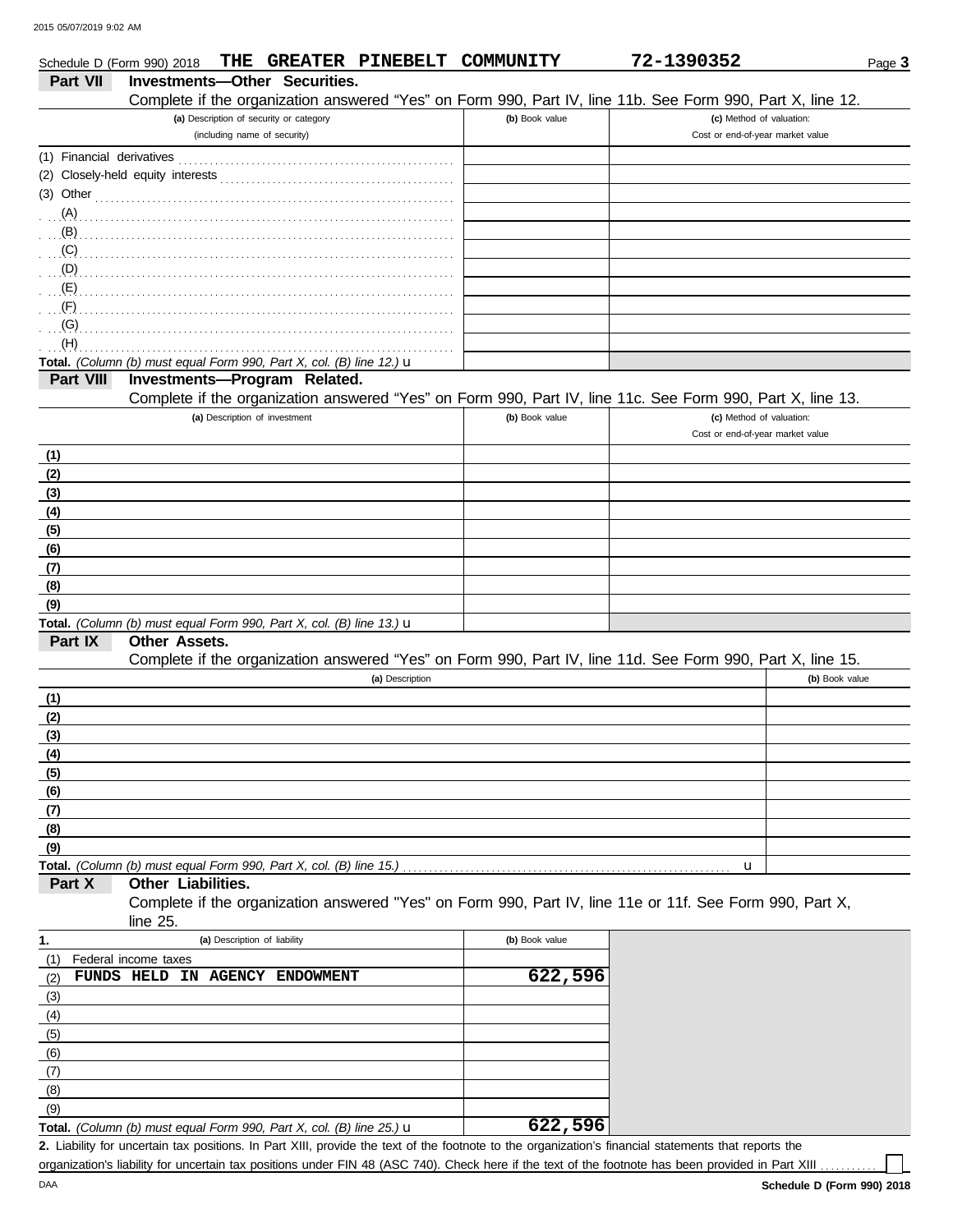Schedule D (Form 990) 2018 **THE GREATER PINEBELT COMMUNITY** **72-1390352** Page **3**

## Part VII Investments—Other Securities.

Complete if the organization answered "Yes" on Form 990, Part IV, line 11b. See Form 990, Part X, line 12.

| (a) Description of security or category (including name of security) | (b) Book value | (c) Method of valuation: Cost or end-of-year market value |
|---|---|---|
| (1) Financial derivatives | | |
| (2) Closely-held equity interests | | |
| (3) Other | | |
| (A) | | |
| (B) | | |
| (C) | | |
| (D) | | |
| (E) | | |
| (F) | | |
| (G) | | |
| (H) | | |
| **Total.** *(Column (b) must equal Form 990, Part X, col. (B) line 12.)* u | | |

## Part VIII Investments—Program Related.

Complete if the organization answered "Yes" on Form 990, Part IV, line 11c. See Form 990, Part X, line 13.

| (a) Description of investment | (b) Book value | (c) Method of valuation: Cost or end-of-year market value |
|---|---|---|
| (1) | | |
| (2) | | |
| (3) | | |
| (4) | | |
| (5) | | |
| (6) | | |
| (7) | | |
| (8) | | |
| (9) | | |
| **Total.** *(Column (b) must equal Form 990, Part X, col. (B) line 13.)* u | | |

## Part IX Other Assets.

Complete if the organization answered "Yes" on Form 990, Part IV, line 11d. See Form 990, Part X, line 15.

| (a) Description | (b) Book value |
|---|---|
| (1) | |
| (2) | |
| (3) | |
| (4) | |
| (5) | |
| (6) | |
| (7) | |
| (8) | |
| (9) | |
| **Total.** *(Column (b) must equal Form 990, Part X, col. (B) line 15.)* u | |

## Part X Other Liabilities.

Complete if the organization answered "Yes" on Form 990, Part IV, line 11e or 11f. See Form 990, Part X, line 25.

| 1. (a) Description of liability | (b) Book value |
|---|---|
| (1) Federal income taxes | |
| (2) FUNDS HELD IN AGENCY ENDOWMENT | 622,596 |
| (3) | |
| (4) | |
| (5) | |
| (6) | |
| (7) | |
| (8) | |
| (9) | |
| **Total.** *(Column (b) must equal Form 990, Part X, col. (B) line 25.)* u | 622,596 |

**2.** Liability for uncertain tax positions. In Part XIII, provide the text of the footnote to the organization's financial statements that reports the organization's liability for uncertain tax positions under FIN 48 (ASC 740). Check here if the text of the footnote has been provided in Part XIII ☐

DAA **Schedule D (Form 990) 2018**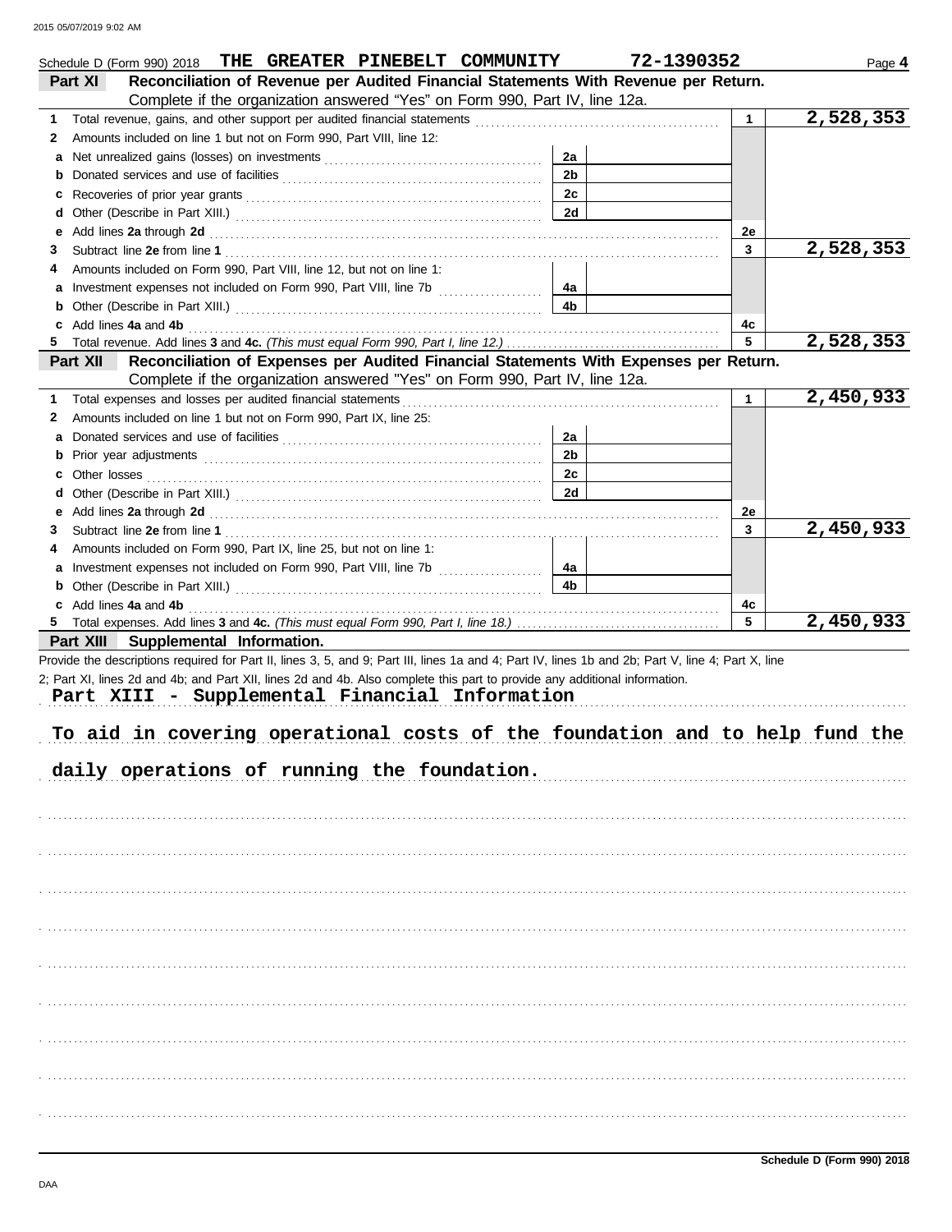Schedule D (Form 990) 2018 **THE GREATER PINEBELT COMMUNITY** **72-1390352** Page **4**

## Part XI Reconciliation of Revenue per Audited Financial Statements With Revenue per Return.

Complete if the organization answered "Yes" on Form 990, Part IV, line 12a.

| | | | | | |
|---|---|---|---|---|---|
| 1 | Total revenue, gains, and other support per audited financial statements | | | 1 | 2,528,353 |
| 2 | Amounts included on line 1 but not on Form 990, Part VIII, line 12: | | | | |
| a | Net unrealized gains (losses) on investments | 2a | | | |
| b | Donated services and use of facilities | 2b | | | |
| c | Recoveries of prior year grants | 2c | | | |
| d | Other (Describe in Part XIII.) | 2d | | | |
| e | Add lines **2a** through **2d** | | | 2e | |
| 3 | Subtract line **2e** from line **1** | | | 3 | 2,528,353 |
| 4 | Amounts included on Form 990, Part VIII, line 12, but not on line 1: | | | | |
| a | Investment expenses not included on Form 990, Part VIII, line 7b | 4a | | | |
| b | Other (Describe in Part XIII.) | 4b | | | |
| c | Add lines **4a** and **4b** | | | 4c | |
| 5 | Total revenue. Add lines **3** and **4c.** *(This must equal Form 990, Part I, line 12.)* | | | 5 | 2,528,353 |

## Part XII Reconciliation of Expenses per Audited Financial Statements With Expenses per Return.

Complete if the organization answered "Yes" on Form 990, Part IV, line 12a.

| | | | | | |
|---|---|---|---|---|---|
| 1 | Total expenses and losses per audited financial statements | | | 1 | 2,450,933 |
| 2 | Amounts included on line 1 but not on Form 990, Part IX, line 25: | | | | |
| a | Donated services and use of facilities | 2a | | | |
| b | Prior year adjustments | 2b | | | |
| c | Other losses | 2c | | | |
| d | Other (Describe in Part XIII.) | 2d | | | |
| e | Add lines **2a** through **2d** | | | 2e | |
| 3 | Subtract line **2e** from line **1** | | | 3 | 2,450,933 |
| 4 | Amounts included on Form 990, Part IX, line 25, but not on line 1: | | | | |
| a | Investment expenses not included on Form 990, Part VIII, line 7b | 4a | | | |
| b | Other (Describe in Part XIII.) | 4b | | | |
| c | Add lines **4a** and **4b** | | | 4c | |
| 5 | Total expenses. Add lines **3** and **4c.** *(This must equal Form 990, Part I, line 18.)* | | | 5 | 2,450,933 |

## Part XIII Supplemental Information.

Provide the descriptions required for Part II, lines 3, 5, and 9; Part III, lines 1a and 4; Part IV, lines 1b and 2b; Part V, line 4; Part X, line 2; Part XI, lines 2d and 4b; and Part XII, lines 2d and 4b. Also complete this part to provide any additional information.

**Part XIII - Supplemental Financial Information**

To aid in covering operational costs of the foundation and to help fund the daily operations of running the foundation.

Schedule D (Form 990) 2018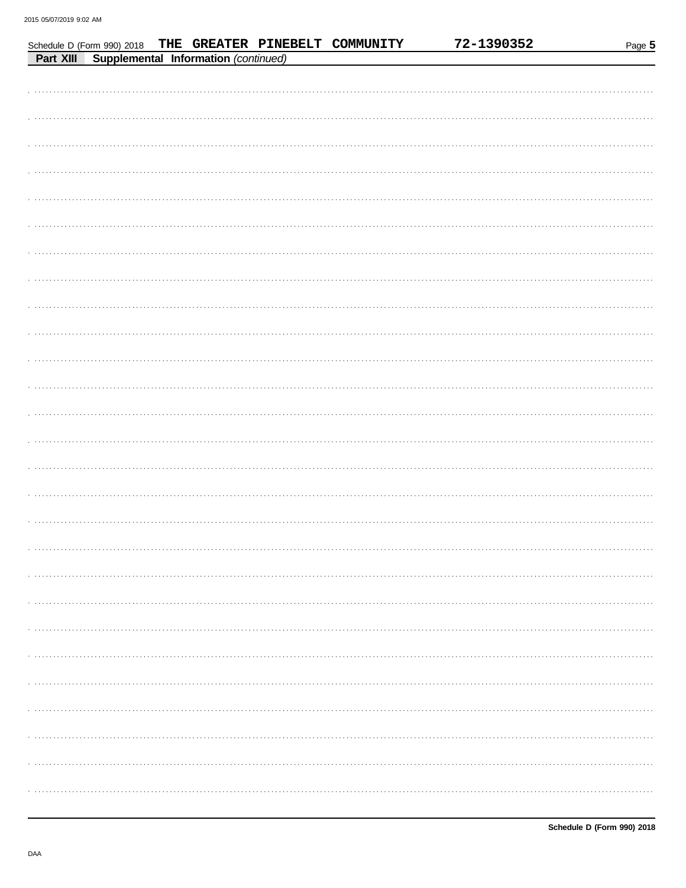Schedule D (Form 990) 2018 THE GREATER PINEBELT COMMUNITY 72-1390352

**Part XIII Supplemental Information** *(continued)*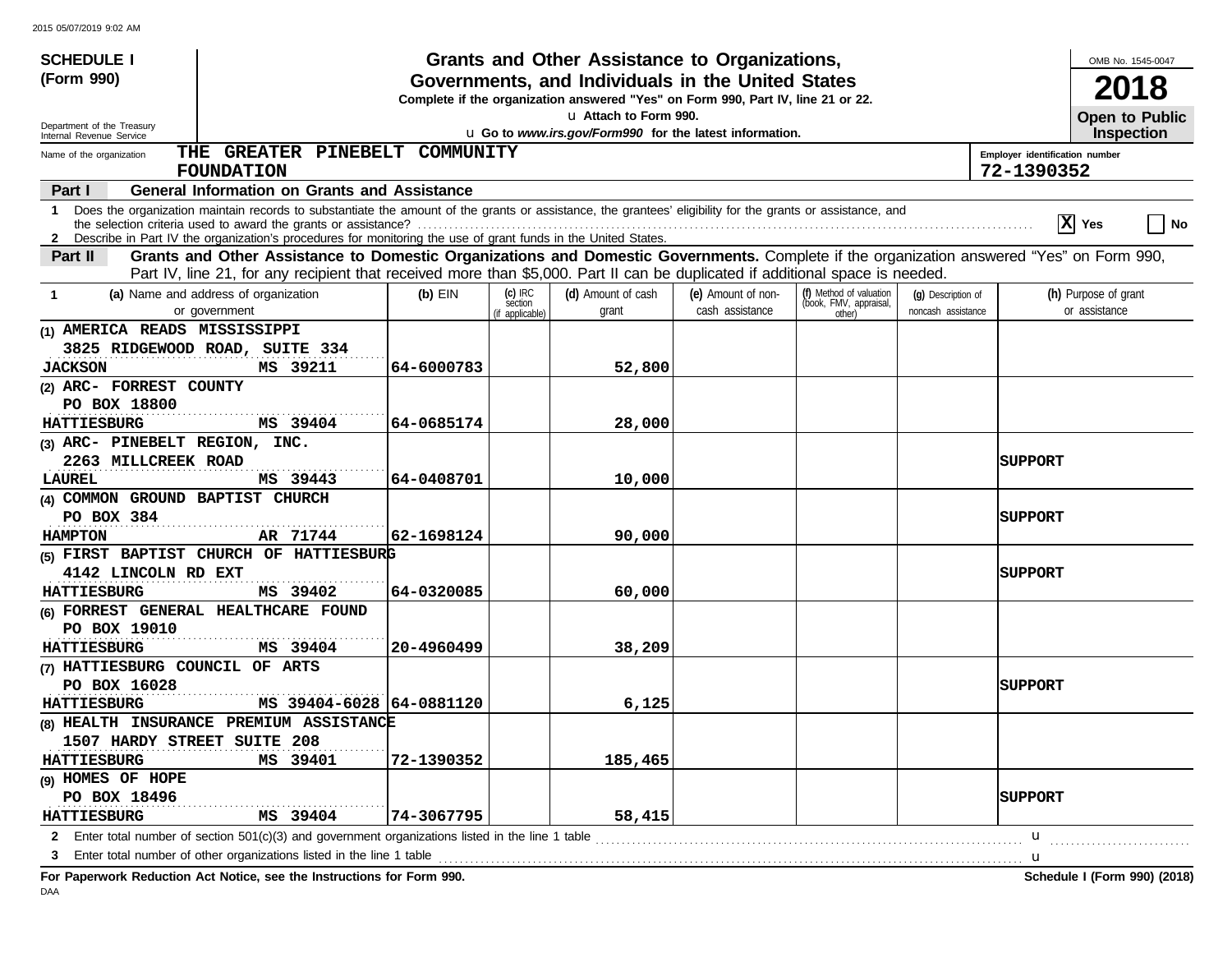**SCHEDULE I (Form 990)**

Department of the Treasury
Internal Revenue Service

# Grants and Other Assistance to Organizations, Governments, and Individuals in the United States

**Complete if the organization answered "Yes" on Form 990, Part IV, line 21 or 22.**

u Attach to Form 990.

u Go to *www.irs.gov/Form990* for the latest information.

OMB No. 1545-0047

**2018**

**Open to Public Inspection**

Name of the organization: **THE GREATER PINEBELT COMMUNITY FOUNDATION**

Employer identification number: **72-1390352**

## Part I General Information on Grants and Assistance

1 Does the organization maintain records to substantiate the amount of the grants or assistance, the grantees' eligibility for the grants or assistance, and the selection criteria used to award the grants or assistance? .......... [X] Yes [ ] No

2 Describe in Part IV the organization's procedures for monitoring the use of grant funds in the United States.

## Part II Grants and Other Assistance to Domestic Organizations and Domestic Governments.

Complete if the organization answered "Yes" on Form 990, Part IV, line 21, for any recipient that received more than $5,000. Part II can be duplicated if additional space is needed.

| 1 (a) Name and address of organization or government | (b) EIN | (c) IRC section (if applicable) | (d) Amount of cash grant | (e) Amount of non-cash assistance | (f) Method of valuation (book, FMV, appraisal, other) | (g) Description of noncash assistance | (h) Purpose of grant or assistance |
|---|---|---|---|---|---|---|---|
| (1) AMERICA READS MISSISSIPPI<br>3825 RIDGEWOOD ROAD, SUITE 334<br>JACKSON MS 39211 | 64-6000783 | | 52,800 | | | | |
| (2) ARC- FORREST COUNTY<br>PO BOX 18800<br>HATTIESBURG MS 39404 | 64-0685174 | | 28,000 | | | | |
| (3) ARC- PINEBELT REGION, INC.<br>2263 MILLCREEK ROAD<br>LAUREL MS 39443 | 64-0408701 | | 10,000 | | | | SUPPORT |
| (4) COMMON GROUND BAPTIST CHURCH<br>PO BOX 384<br>HAMPTON AR 71744 | 62-1698124 | | 90,000 | | | | SUPPORT |
| (5) FIRST BAPTIST CHURCH OF HATTIESBURG<br>4142 LINCOLN RD EXT<br>HATTIESBURG MS 39402 | 64-0320085 | | 60,000 | | | | SUPPORT |
| (6) FORREST GENERAL HEALTHCARE FOUND<br>PO BOX 19010<br>HATTIESBURG MS 39404 | 20-4960499 | | 38,209 | | | | |
| (7) HATTIESBURG COUNCIL OF ARTS<br>PO BOX 16028<br>HATTIESBURG MS 39404-6028 | 64-0881120 | | 6,125 | | | | SUPPORT |
| (8) HEALTH INSURANCE PREMIUM ASSISTANCE<br>1507 HARDY STREET SUITE 208<br>HATTIESBURG MS 39401 | 72-1390352 | | 185,465 | | | | |
| (9) HOMES OF HOPE<br>PO BOX 18496<br>HATTIESBURG MS 39404 | 74-3067795 | | 58,415 | | | | SUPPORT |

2 Enter total number of section 501(c)(3) and government organizations listed in the line 1 table .......... u

3 Enter total number of other organizations listed in the line 1 table .......... u

**For Paperwork Reduction Act Notice, see the Instructions for Form 990.**

**Schedule I (Form 990) (2018)**

DAA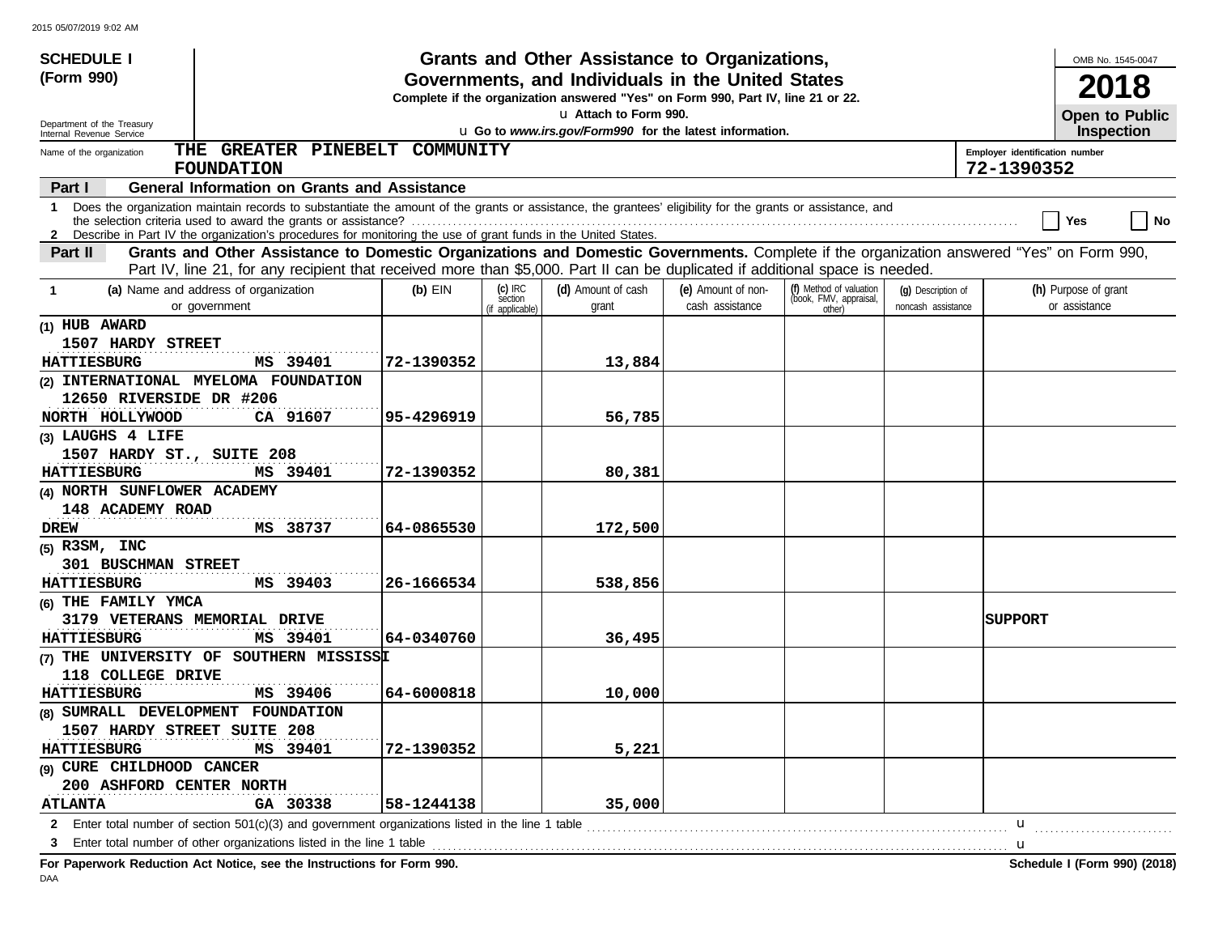**SCHEDULE I (Form 990)**

Department of the Treasury
Internal Revenue Service

# Grants and Other Assistance to Organizations, Governments, and Individuals in the United States

**Complete if the organization answered "Yes" on Form 990, Part IV, line 21 or 22.**
**Attach to Form 990.**
**Go to *www.irs.gov/Form990* for the latest information.**

OMB No. 1545-0047

**2018**

**Open to Public Inspection**

Name of the organization: **THE GREATER PINEBELT COMMUNITY FOUNDATION**

Employer identification number: **72-1390352**

## Part I General Information on Grants and Assistance

1 Does the organization maintain records to substantiate the amount of the grants or assistance, the grantees' eligibility for the grants or assistance, and the selection criteria used to award the grants or assistance? ☐ Yes ☐ No

2 Describe in Part IV the organization's procedures for monitoring the use of grant funds in the United States.

## Part II Grants and Other Assistance to Domestic Organizations and Domestic Governments.

Complete if the organization answered "Yes" on Form 990, Part IV, line 21, for any recipient that received more than $5,000. Part II can be duplicated if additional space is needed.

| 1 (a) Name and address of organization or government | (b) EIN | (c) IRC section (if applicable) | (d) Amount of cash grant | (e) Amount of non-cash assistance | (f) Method of valuation (book, FMV, appraisal, other) | (g) Description of noncash assistance | (h) Purpose of grant or assistance |
|---|---|---|---|---|---|---|---|
| (1) HUB AWARD<br>1507 HARDY STREET<br>HATTIESBURG MS 39401 | 72-1390352 | | 13,884 | | | | |
| (2) INTERNATIONAL MYELOMA FOUNDATION<br>12650 RIVERSIDE DR #206<br>NORTH HOLLYWOOD CA 91607 | 95-4296919 | | 56,785 | | | | |
| (3) LAUGHS 4 LIFE<br>1507 HARDY ST., SUITE 208<br>HATTIESBURG MS 39401 | 72-1390352 | | 80,381 | | | | |
| (4) NORTH SUNFLOWER ACADEMY<br>148 ACADEMY ROAD<br>DREW MS 38737 | 64-0865530 | | 172,500 | | | | |
| (5) R3SM, INC<br>301 BUSCHMAN STREET<br>HATTIESBURG MS 39403 | 26-1666534 | | 538,856 | | | | |
| (6) THE FAMILY YMCA<br>3179 VETERANS MEMORIAL DRIVE<br>HATTIESBURG MS 39401 | 64-0340760 | | 36,495 | | | | SUPPORT |
| (7) THE UNIVERSITY OF SOUTHERN MISSISSI<br>118 COLLEGE DRIVE<br>HATTIESBURG MS 39406 | 64-6000818 | | 10,000 | | | | |
| (8) SUMRALL DEVELOPMENT FOUNDATION<br>1507 HARDY STREET SUITE 208<br>HATTIESBURG MS 39401 | 72-1390352 | | 5,221 | | | | |
| (9) CURE CHILDHOOD CANCER<br>200 ASHFORD CENTER NORTH<br>ATLANTA GA 30338 | 58-1244138 | | 35,000 | | | | |

2 Enter total number of section 501(c)(3) and government organizations listed in the line 1 table

3 Enter total number of other organizations listed in the line 1 table

**For Paperwork Reduction Act Notice, see the Instructions for Form 990.**

**Schedule I (Form 990) (2018)**

DAA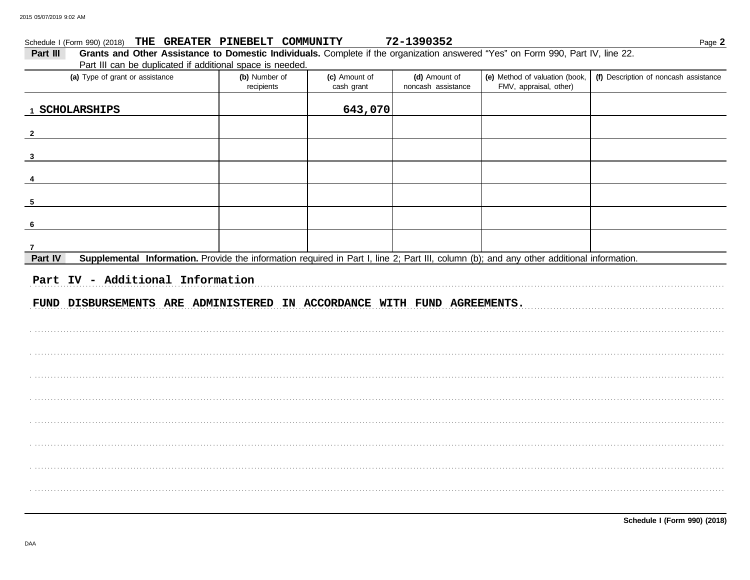Schedule I (Form 990) (2018) **THE GREATER PINEBELT COMMUNITY** **72-1390352**

**Part III** **Grants and Other Assistance to Domestic Individuals.** Complete if the organization answered "Yes" on Form 990, Part IV, line 22. Part III can be duplicated if additional space is needed.

| (a) Type of grant or assistance | (b) Number of recipients | (c) Amount of cash grant | (d) Amount of noncash assistance | (e) Method of valuation (book, FMV, appraisal, other) | (f) Description of noncash assistance |
|---|---|---|---|---|---|
| 1 SCHOLARSHIPS | | 643,070 | | | |
| 2 | | | | | |
| 3 | | | | | |
| 4 | | | | | |
| 5 | | | | | |
| 6 | | | | | |
| 7 | | | | | |

**Part IV** **Supplemental Information.** Provide the information required in Part I, line 2; Part III, column (b); and any other additional information.

Part IV - Additional Information

FUND DISBURSEMENTS ARE ADMINISTERED IN ACCORDANCE WITH FUND AGREEMENTS.

**Schedule I (Form 990) (2018)**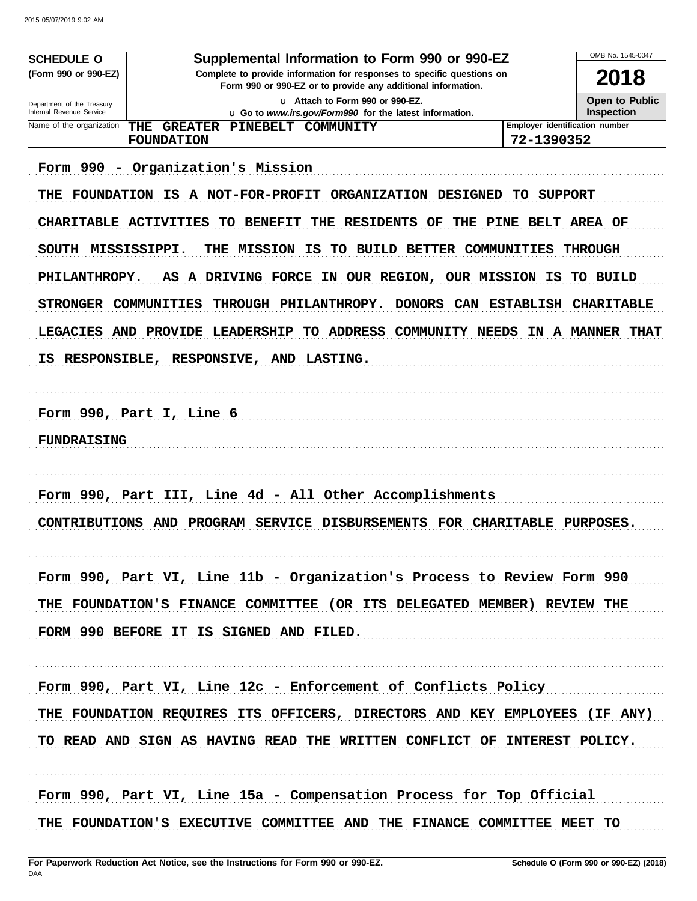**SCHEDULE O**
**(Form 990 or 990-EZ)**

Department of the Treasury
Internal Revenue Service

# Supplemental Information to Form 990 or 990-EZ

**Complete to provide information for responses to specific questions on Form 990 or 990-EZ or to provide any additional information.**

u Attach to Form 990 or 990-EZ.
u Go to *www.irs.gov/Form990* for the latest information.

OMB No. 1545-0047

**2018**

**Open to Public Inspection**

| Name of the organization | Employer identification number |
|---|---|
| THE GREATER PINEBELT COMMUNITY FOUNDATION | 72-1390352 |

Form 990 - Organization's Mission

THE FOUNDATION IS A NOT-FOR-PROFIT ORGANIZATION DESIGNED TO SUPPORT CHARITABLE ACTIVITIES TO BENEFIT THE RESIDENTS OF THE PINE BELT AREA OF SOUTH MISSISSIPPI. THE MISSION IS TO BUILD BETTER COMMUNITIES THROUGH PHILANTHROPY. AS A DRIVING FORCE IN OUR REGION, OUR MISSION IS TO BUILD STRONGER COMMUNITIES THROUGH PHILANTHROPY. DONORS CAN ESTABLISH CHARITABLE LEGACIES AND PROVIDE LEADERSHIP TO ADDRESS COMMUNITY NEEDS IN A MANNER THAT IS RESPONSIBLE, RESPONSIVE, AND LASTING.

Form 990, Part I, Line 6

FUNDRAISING

Form 990, Part III, Line 4d - All Other Accomplishments

CONTRIBUTIONS AND PROGRAM SERVICE DISBURSEMENTS FOR CHARITABLE PURPOSES.

Form 990, Part VI, Line 11b - Organization's Process to Review Form 990

THE FOUNDATION'S FINANCE COMMITTEE (OR ITS DELEGATED MEMBER) REVIEW THE FORM 990 BEFORE IT IS SIGNED AND FILED.

Form 990, Part VI, Line 12c - Enforcement of Conflicts Policy

THE FOUNDATION REQUIRES ITS OFFICERS, DIRECTORS AND KEY EMPLOYEES (IF ANY) TO READ AND SIGN AS HAVING READ THE WRITTEN CONFLICT OF INTEREST POLICY.

Form 990, Part VI, Line 15a - Compensation Process for Top Official

THE FOUNDATION'S EXECUTIVE COMMITTEE AND THE FINANCE COMMITTEE MEET TO

**For Paperwork Reduction Act Notice, see the Instructions for Form 990 or 990-EZ.**
DAA
**Schedule O (Form 990 or 990-EZ) (2018)**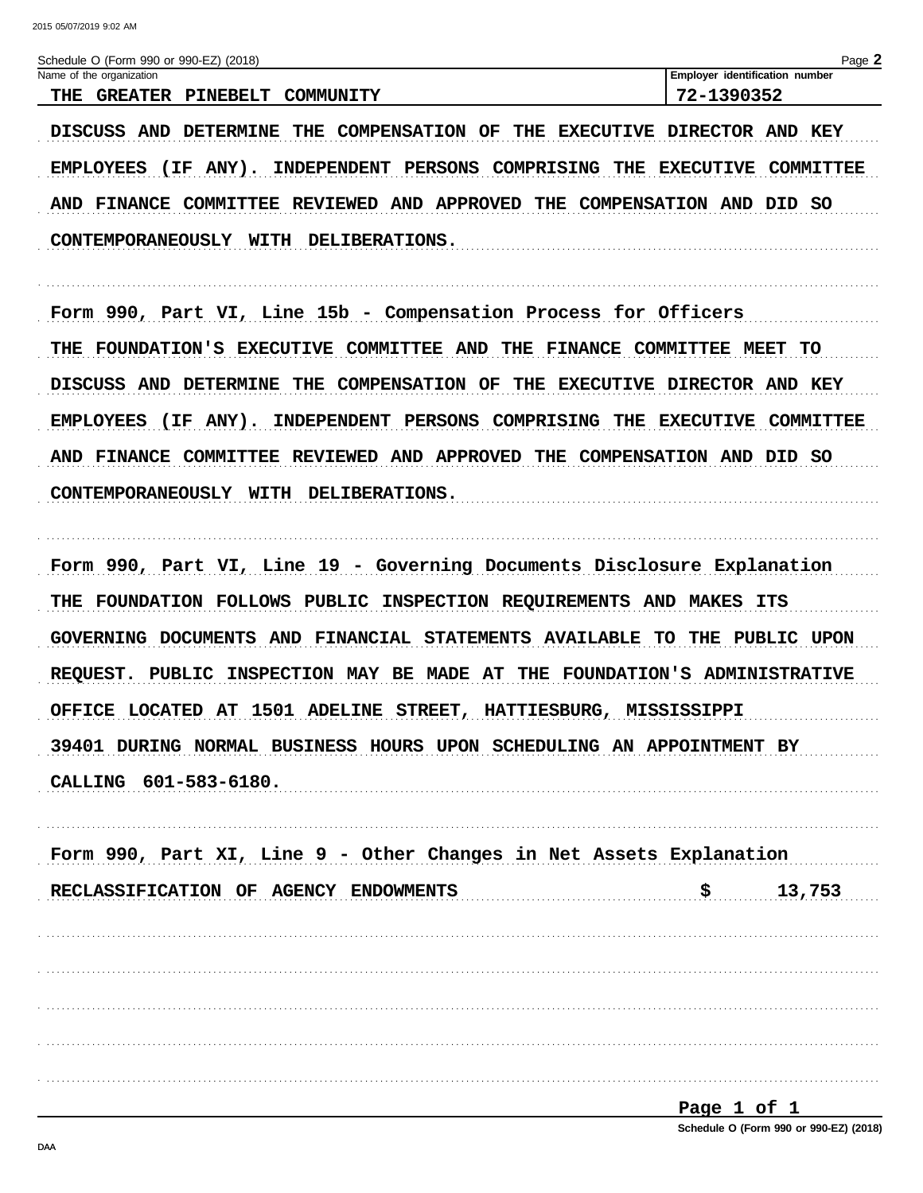Schedule O (Form 990 or 990-EZ) (2018)

| Name of the organization | Employer identification number |
| --- | --- |
| THE GREATER PINEBELT COMMUNITY | 72-1390352 |

DISCUSS AND DETERMINE THE COMPENSATION OF THE EXECUTIVE DIRECTOR AND KEY EMPLOYEES (IF ANY). INDEPENDENT PERSONS COMPRISING THE EXECUTIVE COMMITTEE AND FINANCE COMMITTEE REVIEWED AND APPROVED THE COMPENSATION AND DID SO CONTEMPORANEOUSLY WITH DELIBERATIONS.

Form 990, Part VI, Line 15b - Compensation Process for Officers

THE FOUNDATION'S EXECUTIVE COMMITTEE AND THE FINANCE COMMITTEE MEET TO DISCUSS AND DETERMINE THE COMPENSATION OF THE EXECUTIVE DIRECTOR AND KEY EMPLOYEES (IF ANY). INDEPENDENT PERSONS COMPRISING THE EXECUTIVE COMMITTEE AND FINANCE COMMITTEE REVIEWED AND APPROVED THE COMPENSATION AND DID SO CONTEMPORANEOUSLY WITH DELIBERATIONS.

Form 990, Part VI, Line 19 - Governing Documents Disclosure Explanation

THE FOUNDATION FOLLOWS PUBLIC INSPECTION REQUIREMENTS AND MAKES ITS GOVERNING DOCUMENTS AND FINANCIAL STATEMENTS AVAILABLE TO THE PUBLIC UPON REQUEST. PUBLIC INSPECTION MAY BE MADE AT THE FOUNDATION'S ADMINISTRATIVE OFFICE LOCATED AT 1501 ADELINE STREET, HATTIESBURG, MISSISSIPPI 39401 DURING NORMAL BUSINESS HOURS UPON SCHEDULING AN APPOINTMENT BY CALLING 601-583-6180.

Form 990, Part XI, Line 9 - Other Changes in Net Assets Explanation

RECLASSIFICATION OF AGENCY ENDOWMENTS $ 13,753

Schedule O (Form 990 or 990-EZ) (2018)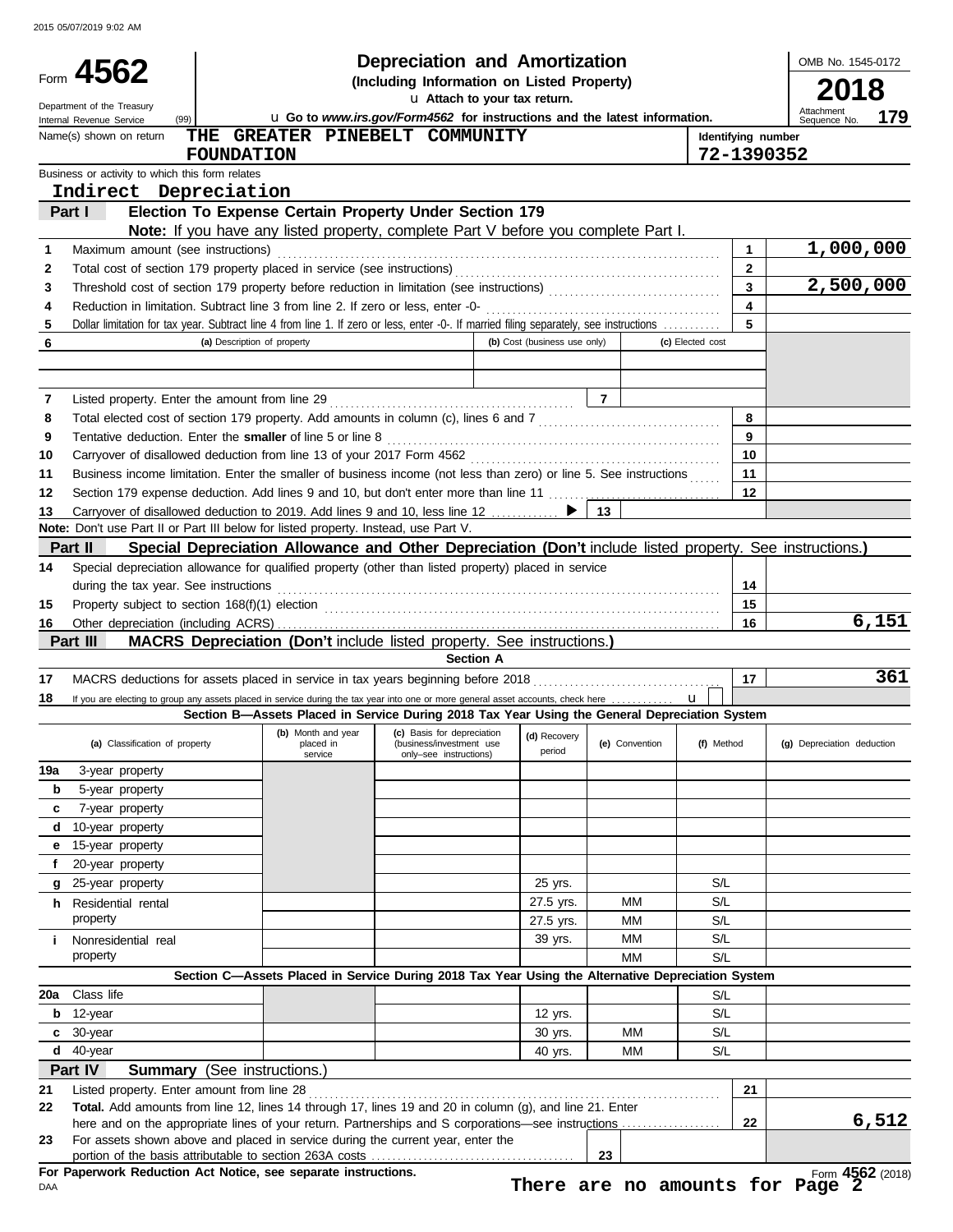2015 05/07/2019 9:02 AM

# Form 4562 — Depreciation and Amortization

**(Including Information on Listed Property)**

u Attach to your tax return.

Department of the Treasury
Internal Revenue Service (99)

u Go to *www.irs.gov/Form4562* for instructions and the latest information.

OMB No. 1545-0172

**2018**

Attachment Sequence No. **179**

| Name(s) shown on return | Identifying number |
|---|---|
| THE GREATER PINEBELT COMMUNITY FOUNDATION | 72-1390352 |

Business or activity to which this form relates

Indirect Depreciation

## Part I — Election To Expense Certain Property Under Section 179

**Note:** If you have any listed property, complete Part V before you complete Part I.

| Line | Description | Box | Amount |
|---|---|---|---|
| 1 | Maximum amount (see instructions) | 1 | 1,000,000 |
| 2 | Total cost of section 179 property placed in service (see instructions) | 2 | |
| 3 | Threshold cost of section 179 property before reduction in limitation (see instructions) | 3 | 2,500,000 |
| 4 | Reduction in limitation. Subtract line 3 from line 2. If zero or less, enter -0- | 4 | |
| 5 | Dollar limitation for tax year. Subtract line 4 from line 1. If zero or less, enter -0-. If married filing separately, see instructions | 5 | |

| 6 | (a) Description of property | (b) Cost (business use only) | (c) Elected cost |
|---|---|---|---|
| | | | |
| | | | |

| Line | Description | Box | Amount |
|---|---|---|---|
| 7 | Listed property. Enter the amount from line 29 | 7 | |
| 8 | Total elected cost of section 179 property. Add amounts in column (c), lines 6 and 7 | 8 | |
| 9 | Tentative deduction. Enter the **smaller** of line 5 or line 8 | 9 | |
| 10 | Carryover of disallowed deduction from line 13 of your 2017 Form 4562 | 10 | |
| 11 | Business income limitation. Enter the smaller of business income (not less than zero) or line 5. See instructions | 11 | |
| 12 | Section 179 expense deduction. Add lines 9 and 10, but don't enter more than line 11 | 12 | |
| 13 | Carryover of disallowed deduction to 2019. Add lines 9 and 10, less line 12 ▶ | 13 | |

**Note:** Don't use Part II or Part III below for listed property. Instead, use Part V.

## Part II — Special Depreciation Allowance and Other Depreciation (Don't include listed property. See instructions.)

| Line | Description | Box | Amount |
|---|---|---|---|
| 14 | Special depreciation allowance for qualified property (other than listed property) placed in service during the tax year. See instructions | 14 | |
| 15 | Property subject to section 168(f)(1) election | 15 | |
| 16 | Other depreciation (including ACRS) | 16 | 6,151 |

## Part III — MACRS Depreciation (Don't include listed property. See instructions.)

### Section A

| Line | Description | Box | Amount |
|---|---|---|---|
| 17 | MACRS deductions for assets placed in service in tax years beginning before 2018 | 17 | 361 |
| 18 | If you are electing to group any assets placed in service during the tax year into one or more general asset accounts, check here u | | |

### Section B—Assets Placed in Service During 2018 Tax Year Using the General Depreciation System

| | (a) Classification of property | (b) Month and year placed in service | (c) Basis for depreciation (business/investment use only–see instructions) | (d) Recovery period | (e) Convention | (f) Method | (g) Depreciation deduction |
|---|---|---|---|---|---|---|---|
| 19a | 3-year property | | | | | | |
| b | 5-year property | | | | | | |
| c | 7-year property | | | | | | |
| d | 10-year property | | | | | | |
| e | 15-year property | | | | | | |
| f | 20-year property | | | | | | |
| g | 25-year property | | | 25 yrs. | | S/L | |
| h | Residential rental property | | | 27.5 yrs. | MM | S/L | |
| | | | | 27.5 yrs. | MM | S/L | |
| i | Nonresidential real property | | | 39 yrs. | MM | S/L | |
| | | | | | MM | S/L | |

### Section C—Assets Placed in Service During 2018 Tax Year Using the Alternative Depreciation System

| | (a) Classification of property | (b) Month and year placed in service | (c) Basis for depreciation | (d) Recovery period | (e) Convention | (f) Method | (g) Depreciation deduction |
|---|---|---|---|---|---|---|---|
| 20a | Class life | | | | | S/L | |
| b | 12-year | | | 12 yrs. | | S/L | |
| c | 30-year | | | 30 yrs. | MM | S/L | |
| d | 40-year | | | 40 yrs. | MM | S/L | |

## Part IV — Summary (See instructions.)

| Line | Description | Box | Amount |
|---|---|---|---|
| 21 | Listed property. Enter amount from line 28 | 21 | |
| 22 | **Total.** Add amounts from line 12, lines 14 through 17, lines 19 and 20 in column (g), and line 21. Enter here and on the appropriate lines of your return. Partnerships and S corporations—see instructions | 22 | 6,512 |
| 23 | For assets shown above and placed in service during the current year, enter the portion of the basis attributable to section 263A costs | 23 | |

**For Paperwork Reduction Act Notice, see separate instructions.**

DAA

**There are no amounts for Page 2**

Form **4562** (2018)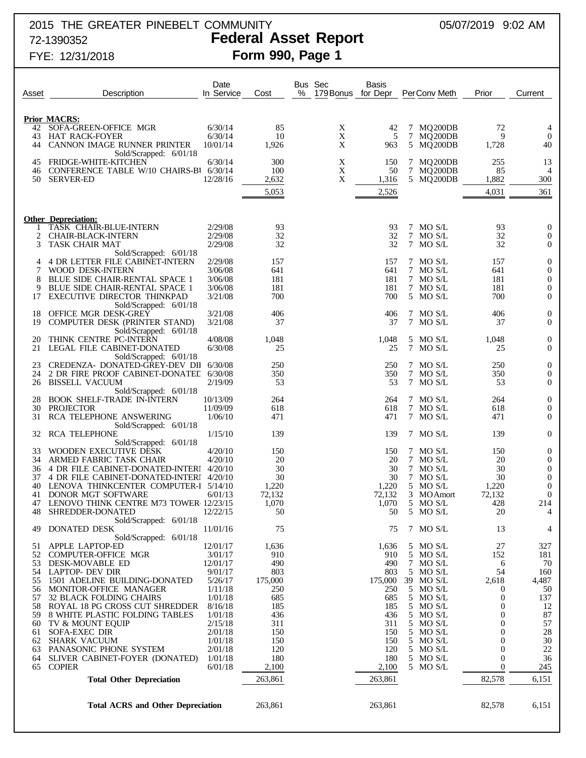# 2015 THE GREATER PINEBELT COMMUNITY

72-1390352

FYE: 12/31/2018

05/07/2019 9:02 AM

## Federal Asset Report
## Form 990, Page 1

| Asset | Description | Date In Service | Cost | Bus % | Sec 179 Bonus | Basis for Depr | Per | Conv Meth | Prior | Current |
|---|---|---|---|---|---|---|---|---|---|---|
| **Prior MACRS:** | | | | | | | | | | |
| 42 | SOFA-GREEN-OFFICE MGR | 6/30/14 | 85 | | X | 42 | 7 | MQ200DB | 72 | 4 |
| 43 | HAT RACK-FOYER | 6/30/14 | 10 | | X | 5 | 7 | MQ200DB | 9 | 0 |
| 44 | CANNON IMAGE RUNNER PRINTER | 10/01/14 | 1,926 | | X | 963 | 5 | MQ200DB | 1,728 | 40 |
| | Sold/Scrapped: 6/01/18 | | | | | | | | | |
| 45 | FRIDGE-WHITE-KITCHEN | 6/30/14 | 300 | | X | 150 | 7 | MQ200DB | 255 | 13 |
| 46 | CONFERENCE TABLE W/10 CHAIRS-BI | 6/30/14 | 100 | | X | 50 | 7 | MQ200DB | 85 | 4 |
| 50 | SERVER-ED | 12/28/16 | 2,632 | | X | 1,316 | 5 | MQ200DB | 1,882 | 300 |
| | | | 5,053 | | | 2,526 | | | 4,031 | 361 |
| **Other Depreciation:** | | | | | | | | | | |
| 1 | TASK CHAIR-BLUE-INTERN | 2/29/08 | 93 | | | 93 | 7 | MO S/L | 93 | 0 |
| 2 | CHAIR-BLACK-INTERN | 2/29/08 | 32 | | | 32 | 7 | MO S/L | 32 | 0 |
| 3 | TASK CHAIR MAT | 2/29/08 | 32 | | | 32 | 7 | MO S/L | 32 | 0 |
| | Sold/Scrapped: 6/01/18 | | | | | | | | | |
| 4 | 4 DR LETTER FILE CABINET-INTERN | 2/29/08 | 157 | | | 157 | 7 | MO S/L | 157 | 0 |
| 7 | WOOD DESK-INTERN | 3/06/08 | 641 | | | 641 | 7 | MO S/L | 641 | 0 |
| 8 | BLUE SIDE CHAIR-RENTAL SPACE 1 | 3/06/08 | 181 | | | 181 | 7 | MO S/L | 181 | 0 |
| 9 | BLUE SIDE CHAIR-RENTAL SPACE 1 | 3/06/08 | 181 | | | 181 | 7 | MO S/L | 181 | 0 |
| 17 | EXECUTIVE DIRECTOR THINKPAD | 3/21/08 | 700 | | | 700 | 5 | MO S/L | 700 | 0 |
| | Sold/Scrapped: 6/01/18 | | | | | | | | | |
| 18 | OFFICE MGR DESK-GREY | 3/21/08 | 406 | | | 406 | 7 | MO S/L | 406 | 0 |
| 19 | COMPUTER DESK (PRINTER STAND) | 3/21/08 | 37 | | | 37 | 7 | MO S/L | 37 | 0 |
| | Sold/Scrapped: 6/01/18 | | | | | | | | | |
| 20 | THINK CENTRE PC-INTERN | 4/08/08 | 1,048 | | | 1,048 | 5 | MO S/L | 1,048 | 0 |
| 21 | LEGAL FILE CABINET-DONATED | 6/30/08 | 25 | | | 25 | 7 | MO S/L | 25 | 0 |
| | Sold/Scrapped: 6/01/18 | | | | | | | | | |
| 23 | CREDENZA- DONATED-GREY-DEV DII | 6/30/08 | 250 | | | 250 | 7 | MO S/L | 250 | 0 |
| 24 | 2 DR FIRE PROOF CABINET-DONATEE | 6/30/08 | 350 | | | 350 | 7 | MO S/L | 350 | 0 |
| 26 | BISSELL VACUUM | 2/19/09 | 53 | | | 53 | 7 | MO S/L | 53 | 0 |
| | Sold/Scrapped: 6/01/18 | | | | | | | | | |
| 28 | BOOK SHELF-TRADE IN-INTERN | 10/13/09 | 264 | | | 264 | 7 | MO S/L | 264 | 0 |
| 30 | PROJECTOR | 11/09/09 | 618 | | | 618 | 7 | MO S/L | 618 | 0 |
| 31 | RCA TELEPHONE ANSWERING | 1/06/10 | 471 | | | 471 | 7 | MO S/L | 471 | 0 |
| | Sold/Scrapped: 6/01/18 | | | | | | | | | |
| 32 | RCA TELEPHONE | 1/15/10 | 139 | | | 139 | 7 | MO S/L | 139 | 0 |
| | Sold/Scrapped: 6/01/18 | | | | | | | | | |
| 33 | WOODEN EXECUTIVE DESK | 4/20/10 | 150 | | | 150 | 7 | MO S/L | 150 | 0 |
| 34 | ARMED FABRIC TASK CHAIR | 4/20/10 | 20 | | | 20 | 7 | MO S/L | 20 | 0 |
| 36 | 4 DR FILE CABINET-DONATED-INTERI | 4/20/10 | 30 | | | 30 | 7 | MO S/L | 30 | 0 |
| 37 | 4 DR FILE CABINET-DONATED-INTERI | 4/20/10 | 30 | | | 30 | 7 | MO S/L | 30 | 0 |
| 40 | LENOVA THINKCENTER COMPUTER-I | 5/14/10 | 1,220 | | | 1,220 | 5 | MO S/L | 1,220 | 0 |
| 41 | DONOR MGT SOFTWARE | 6/01/13 | 72,132 | | | 72,132 | 3 | MO Amort | 72,132 | 0 |
| 47 | LENOVO THINK CENTRE M73 TOWER | 12/23/15 | 1,070 | | | 1,070 | 5 | MO S/L | 428 | 214 |
| 48 | SHREDDER-DONATED | 12/22/15 | 50 | | | 50 | 5 | MO S/L | 20 | 4 |
| | Sold/Scrapped: 6/01/18 | | | | | | | | | |
| 49 | DONATED DESK | 11/01/16 | 75 | | | 75 | 7 | MO S/L | 13 | 4 |
| | Sold/Scrapped: 6/01/18 | | | | | | | | | |
| 51 | APPLE LAPTOP-ED | 12/01/17 | 1,636 | | | 1,636 | 5 | MO S/L | 27 | 327 |
| 52 | COMPUTER-OFFICE MGR | 3/01/17 | 910 | | | 910 | 5 | MO S/L | 152 | 181 |
| 53 | DESK-MOVABLE ED | 12/01/17 | 490 | | | 490 | 7 | MO S/L | 6 | 70 |
| 54 | LAPTOP- DEV DIR | 9/01/17 | 803 | | | 803 | 5 | MO S/L | 54 | 160 |
| 55 | 1501 ADELINE BUILDING-DONATED | 5/26/17 | 175,000 | | | 175,000 | 39 | MO S/L | 2,618 | 4,487 |
| 56 | MONITOR-OFFICE MANAGER | 1/11/18 | 250 | | | 250 | 5 | MO S/L | 0 | 50 |
| 57 | 32 BLACK FOLDING CHAIRS | 1/01/18 | 685 | | | 685 | 5 | MO S/L | 0 | 137 |
| 58 | ROYAL 18 PG CROSS CUT SHREDDER | 8/16/18 | 185 | | | 185 | 5 | MO S/L | 0 | 12 |
| 59 | 8 WHITE PLASTIC FOLDING TABLES | 1/01/18 | 436 | | | 436 | 5 | MO S/L | 0 | 87 |
| 60 | TV & MOUNT EQUIP | 2/15/18 | 311 | | | 311 | 5 | MO S/L | 0 | 57 |
| 61 | SOFA-EXEC DIR | 2/01/18 | 150 | | | 150 | 5 | MO S/L | 0 | 28 |
| 62 | SHARK VACUUM | 1/01/18 | 150 | | | 150 | 5 | MO S/L | 0 | 30 |
| 63 | PANASONIC PHONE SYSTEM | 2/01/18 | 120 | | | 120 | 5 | MO S/L | 0 | 22 |
| 64 | SLIVER CABINET-FOYER (DONATED) | 1/01/18 | 180 | | | 180 | 5 | MO S/L | 0 | 36 |
| 65 | COPIER | 6/01/18 | 2,100 | | | 2,100 | 5 | MO S/L | 0 | 245 |
| | **Total Other Depreciation** | | 263,861 | | | 263,861 | | | 82,578 | 6,151 |
| | **Total ACRS and Other Depreciation** | | 263,861 | | | 263,861 | | | 82,578 | 6,151 |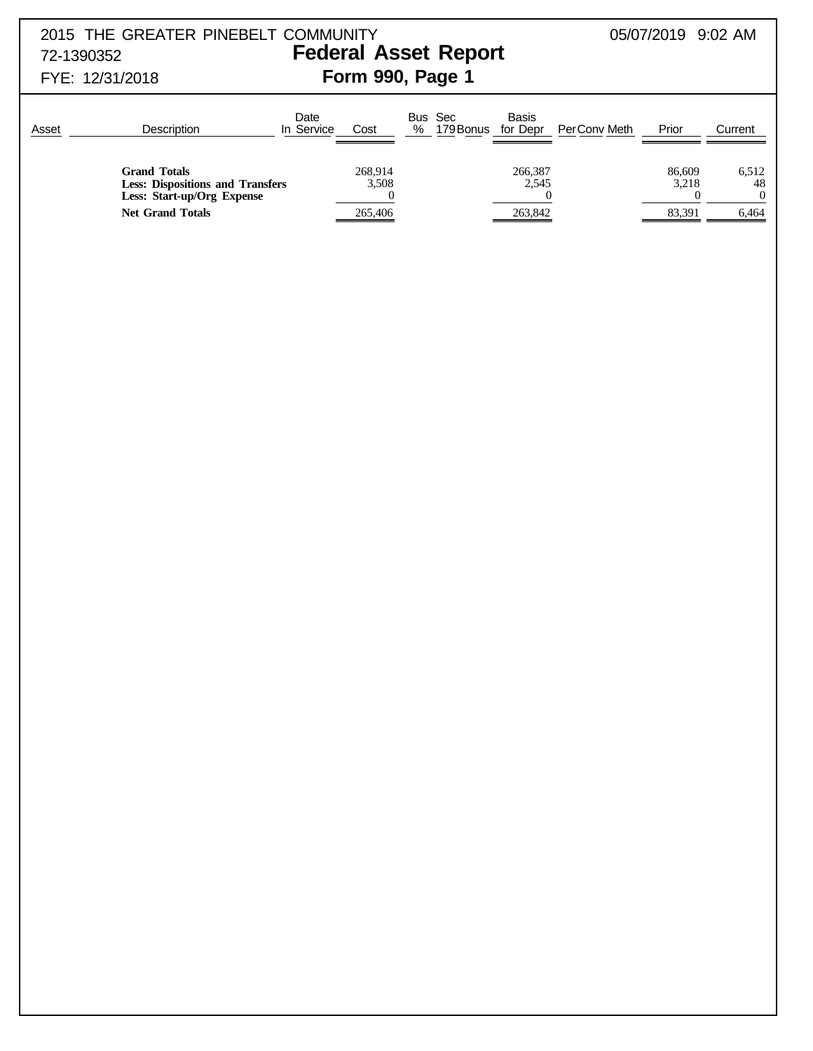2015 THE GREATER PINEBELT COMMUNITY
72-1390352
FYE: 12/31/2018

05/07/2019 9:02 AM

# Federal Asset Report
## Form 990, Page 1

| Asset | Description | Date In Service | Cost | Bus % | Sec 179 | Bonus | Basis for Depr | Per | Conv | Meth | Prior | Current |
|---|---|---|---|---|---|---|---|---|---|---|---|---|
| | **Grand Totals** | | 268,914 | | | | 266,387 | | | | 86,609 | 6,512 |
| | **Less: Dispositions and Transfers** | | 3,508 | | | | 2,545 | | | | 3,218 | 48 |
| | **Less: Start-up/Org Expense** | | 0 | | | | 0 | | | | 0 | 0 |
| | **Net Grand Totals** | | 265,406 | | | | 263,842 | | | | 83,391 | 6,464 |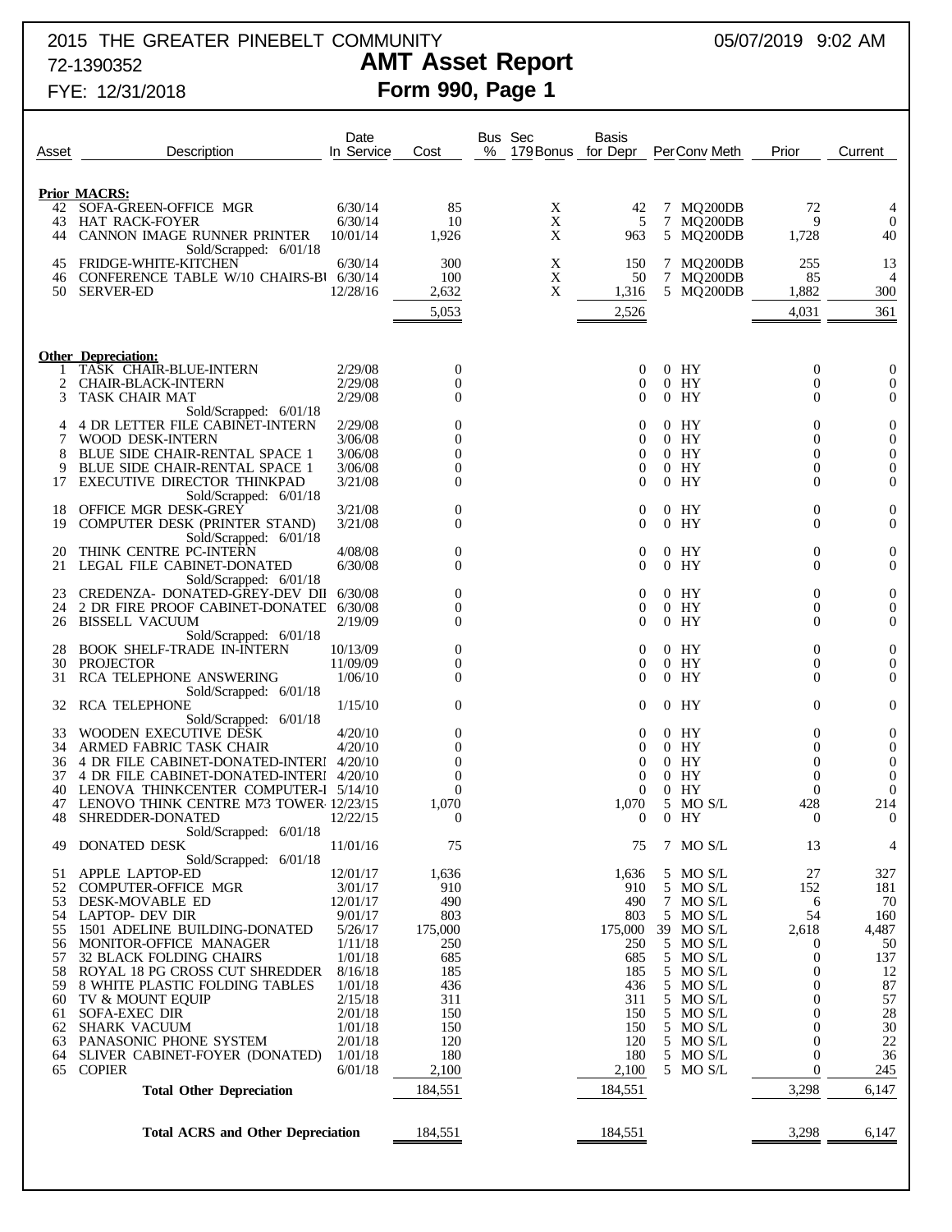2015 THE GREATER PINEBELT COMMUNITY 05/07/2019 9:02 AM

72-1390352

FYE: 12/31/2018

# AMT Asset Report
## Form 990, Page 1

| Asset | Description | Date In Service | Cost | Bus % | Sec 179 Bonus | Basis for Depr | Per | Conv | Meth | Prior | Current |
|---|---|---|---|---|---|---|---|---|---|---|---|
| **Prior MACRS:** | | | | | | | | | | | |
| 42 | SOFA-GREEN-OFFICE MGR | 6/30/14 | 85 | | X | 42 | 7 | MQ | 200DB | 72 | 4 |
| 43 | HAT RACK-FOYER | 6/30/14 | 10 | | X | 5 | 7 | MQ | 200DB | 9 | 0 |
| 44 | CANNON IMAGE RUNNER PRINTER Sold/Scrapped: 6/01/18 | 10/01/14 | 1,926 | | X | 963 | 5 | MQ | 200DB | 1,728 | 40 |
| 45 | FRIDGE-WHITE-KITCHEN | 6/30/14 | 300 | | X | 150 | 7 | MQ | 200DB | 255 | 13 |
| 46 | CONFERENCE TABLE W/10 CHAIRS-BI | 6/30/14 | 100 | | X | 50 | 7 | MQ | 200DB | 85 | 4 |
| 50 | SERVER-ED | 12/28/16 | 2,632 | | X | 1,316 | 5 | MQ | 200DB | 1,882 | 300 |
| | | | 5,053 | | | 2,526 | | | | 4,031 | 361 |
| **Other Depreciation:** | | | | | | | | | | | |
| 1 | TASK CHAIR-BLUE-INTERN | 2/29/08 | 0 | | | 0 | 0 | HY | | 0 | 0 |
| 2 | CHAIR-BLACK-INTERN | 2/29/08 | 0 | | | 0 | 0 | HY | | 0 | 0 |
| 3 | TASK CHAIR MAT Sold/Scrapped: 6/01/18 | 2/29/08 | 0 | | | 0 | 0 | HY | | 0 | 0 |
| 4 | 4 DR LETTER FILE CABINET-INTERN | 2/29/08 | 0 | | | 0 | 0 | HY | | 0 | 0 |
| 7 | WOOD DESK-INTERN | 3/06/08 | 0 | | | 0 | 0 | HY | | 0 | 0 |
| 8 | BLUE SIDE CHAIR-RENTAL SPACE 1 | 3/06/08 | 0 | | | 0 | 0 | HY | | 0 | 0 |
| 9 | BLUE SIDE CHAIR-RENTAL SPACE 1 | 3/06/08 | 0 | | | 0 | 0 | HY | | 0 | 0 |
| 17 | EXECUTIVE DIRECTOR THINKPAD Sold/Scrapped: 6/01/18 | 3/21/08 | 0 | | | 0 | 0 | HY | | 0 | 0 |
| 18 | OFFICE MGR DESK-GREY | 3/21/08 | 0 | | | 0 | 0 | HY | | 0 | 0 |
| 19 | COMPUTER DESK (PRINTER STAND) Sold/Scrapped: 6/01/18 | 3/21/08 | 0 | | | 0 | 0 | HY | | 0 | 0 |
| 20 | THINK CENTRE PC-INTERN | 4/08/08 | 0 | | | 0 | 0 | HY | | 0 | 0 |
| 21 | LEGAL FILE CABINET-DONATED Sold/Scrapped: 6/01/18 | 6/30/08 | 0 | | | 0 | 0 | HY | | 0 | 0 |
| 23 | CREDENZA- DONATED-GREY-DEV DII | 6/30/08 | 0 | | | 0 | 0 | HY | | 0 | 0 |
| 24 | 2 DR FIRE PROOF CABINET-DONATEE | 6/30/08 | 0 | | | 0 | 0 | HY | | 0 | 0 |
| 26 | BISSELL VACUUM Sold/Scrapped: 6/01/18 | 2/19/09 | 0 | | | 0 | 0 | HY | | 0 | 0 |
| 28 | BOOK SHELF-TRADE IN-INTERN | 10/13/09 | 0 | | | 0 | 0 | HY | | 0 | 0 |
| 30 | PROJECTOR | 11/09/09 | 0 | | | 0 | 0 | HY | | 0 | 0 |
| 31 | RCA TELEPHONE ANSWERING Sold/Scrapped: 6/01/18 | 1/06/10 | 0 | | | 0 | 0 | HY | | 0 | 0 |
| 32 | RCA TELEPHONE Sold/Scrapped: 6/01/18 | 1/15/10 | 0 | | | 0 | 0 | HY | | 0 | 0 |
| 33 | WOODEN EXECUTIVE DESK | 4/20/10 | 0 | | | 0 | 0 | HY | | 0 | 0 |
| 34 | ARMED FABRIC TASK CHAIR | 4/20/10 | 0 | | | 0 | 0 | HY | | 0 | 0 |
| 36 | 4 DR FILE CABINET-DONATED-INTERI | 4/20/10 | 0 | | | 0 | 0 | HY | | 0 | 0 |
| 37 | 4 DR FILE CABINET-DONATED-INTERI | 4/20/10 | 0 | | | 0 | 0 | HY | | 0 | 0 |
| 40 | LENOVA THINKCENTER COMPUTER-I | 5/14/10 | 0 | | | 0 | 0 | HY | | 0 | 0 |
| 47 | LENOVO THINK CENTRE M73 TOWER | 12/23/15 | 1,070 | | | 1,070 | 5 | MO | S/L | 428 | 214 |
| 48 | SHREDDER-DONATED Sold/Scrapped: 6/01/18 | 12/22/15 | 0 | | | 0 | 0 | HY | | 0 | 0 |
| 49 | DONATED DESK Sold/Scrapped: 6/01/18 | 11/01/16 | 75 | | | 75 | 7 | MO | S/L | 13 | 4 |
| 51 | APPLE LAPTOP-ED | 12/01/17 | 1,636 | | | 1,636 | 5 | MO | S/L | 27 | 327 |
| 52 | COMPUTER-OFFICE MGR | 3/01/17 | 910 | | | 910 | 5 | MO | S/L | 152 | 181 |
| 53 | DESK-MOVABLE ED | 12/01/17 | 490 | | | 490 | 7 | MO | S/L | 6 | 70 |
| 54 | LAPTOP- DEV DIR | 9/01/17 | 803 | | | 803 | 5 | MO | S/L | 54 | 160 |
| 55 | 1501 ADELINE BUILDING-DONATED | 5/26/17 | 175,000 | | | 175,000 | 39 | MO | S/L | 2,618 | 4,487 |
| 56 | MONITOR-OFFICE MANAGER | 1/11/18 | 250 | | | 250 | 5 | MO | S/L | 0 | 50 |
| 57 | 32 BLACK FOLDING CHAIRS | 1/01/18 | 685 | | | 685 | 5 | MO | S/L | 0 | 137 |
| 58 | ROYAL 18 PG CROSS CUT SHREDDER | 8/16/18 | 185 | | | 185 | 5 | MO | S/L | 0 | 12 |
| 59 | 8 WHITE PLASTIC FOLDING TABLES | 1/01/18 | 436 | | | 436 | 5 | MO | S/L | 0 | 87 |
| 60 | TV & MOUNT EQUIP | 2/15/18 | 311 | | | 311 | 5 | MO | S/L | 0 | 57 |
| 61 | SOFA-EXEC DIR | 2/01/18 | 150 | | | 150 | 5 | MO | S/L | 0 | 28 |
| 62 | SHARK VACUUM | 1/01/18 | 150 | | | 150 | 5 | MO | S/L | 0 | 30 |
| 63 | PANASONIC PHONE SYSTEM | 2/01/18 | 120 | | | 120 | 5 | MO | S/L | 0 | 22 |
| 64 | SLIVER CABINET-FOYER (DONATED) | 1/01/18 | 180 | | | 180 | 5 | MO | S/L | 0 | 36 |
| 65 | COPIER | 6/01/18 | 2,100 | | | 2,100 | 5 | MO | S/L | 0 | 245 |
| | **Total Other Depreciation** | | 184,551 | | | 184,551 | | | | 3,298 | 6,147 |
| | **Total ACRS and Other Depreciation** | | 184,551 | | | 184,551 | | | | 3,298 | 6,147 |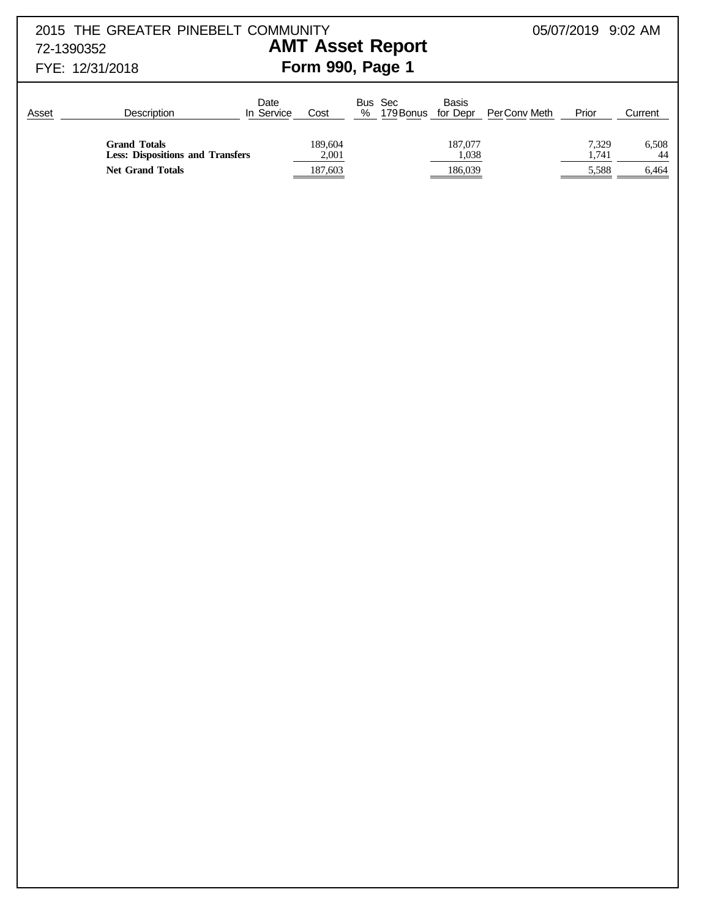2015 THE GREATER PINEBELT COMMUNITY 05/07/2019 9:02 AM
72-1390352
FYE: 12/31/2018

# AMT Asset Report
## Form 990, Page 1

| Asset | Description | Date In Service | Cost | Bus % | Sec 179 | Bonus | Basis for Depr | Per | Conv | Meth | Prior | Current |
|---|---|---|---|---|---|---|---|---|---|---|---|---|
| | **Grand Totals** | | 189,604 | | | | 187,077 | | | | 7,329 | 6,508 |
| | **Less: Dispositions and Transfers** | | 2,001 | | | | 1,038 | | | | 1,741 | 44 |
| | **Net Grand Totals** | | 187,603 | | | | 186,039 | | | | 5,588 | 6,464 |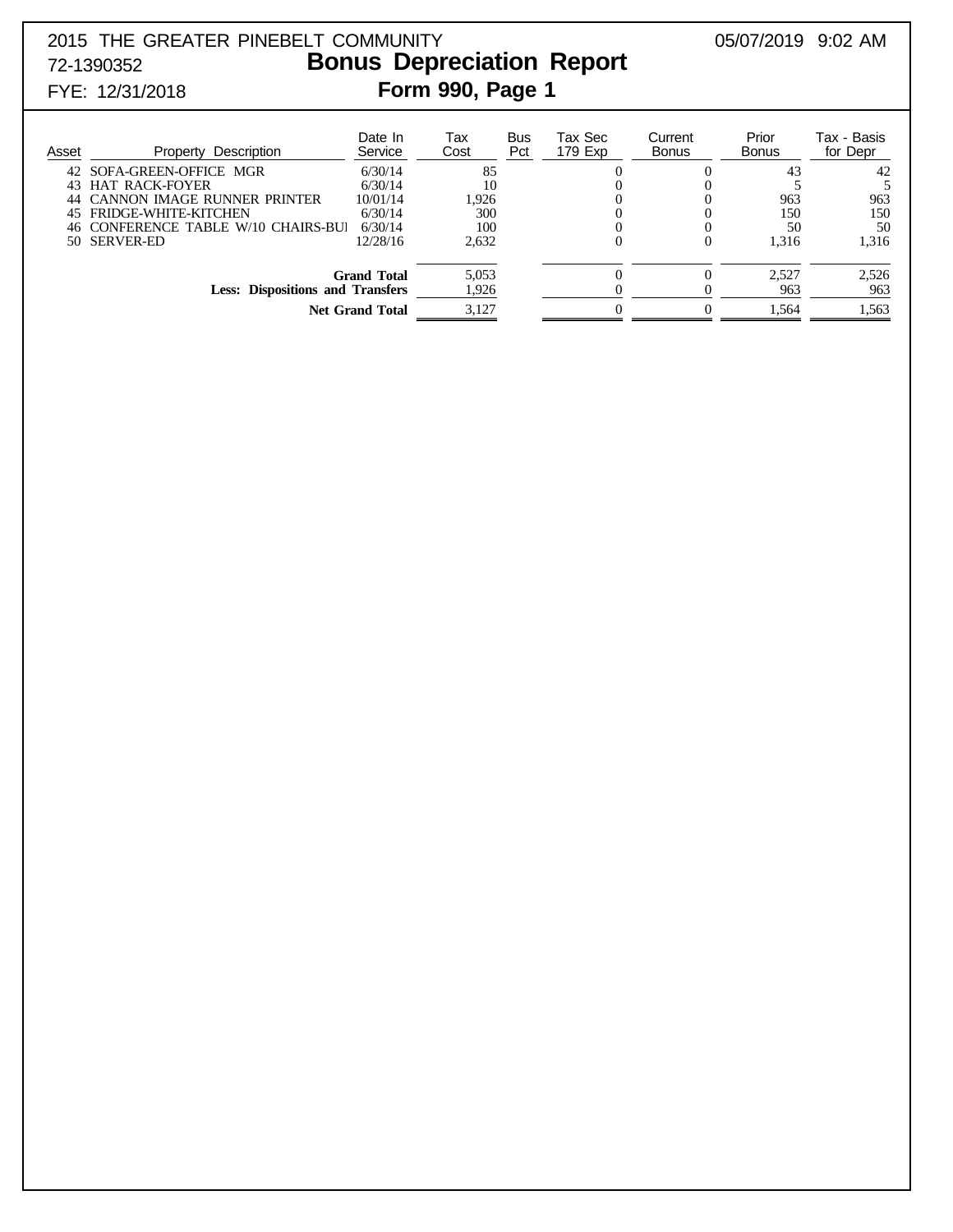2015 THE GREATER PINEBELT COMMUNITY 05/07/2019 9:02 AM
72-1390352
FYE: 12/31/2018

# Bonus Depreciation Report
## Form 990, Page 1

| Asset | Property Description | Date In Service | Tax Cost | Bus Pct | Tax Sec 179 Exp | Current Bonus | Prior Bonus | Tax - Basis for Depr |
|---|---|---|---|---|---|---|---|---|
| 42 | SOFA-GREEN-OFFICE MGR | 6/30/14 | 85 | | 0 | 0 | 43 | 42 |
| 43 | HAT RACK-FOYER | 6/30/14 | 10 | | 0 | 0 | 5 | 5 |
| 44 | CANNON IMAGE RUNNER PRINTER | 10/01/14 | 1,926 | | 0 | 0 | 963 | 963 |
| 45 | FRIDGE-WHITE-KITCHEN | 6/30/14 | 300 | | 0 | 0 | 150 | 150 |
| 46 | CONFERENCE TABLE W/10 CHAIRS-BUI | 6/30/14 | 100 | | 0 | 0 | 50 | 50 |
| 50 | SERVER-ED | 12/28/16 | 2,632 | | 0 | 0 | 1,316 | 1,316 |
| | **Grand Total** | | 5,053 | | 0 | 0 | 2,527 | 2,526 |
| | **Less: Dispositions and Transfers** | | 1,926 | | 0 | 0 | 963 | 963 |
| | **Net Grand Total** | | 3,127 | | 0 | 0 | 1,564 | 1,563 |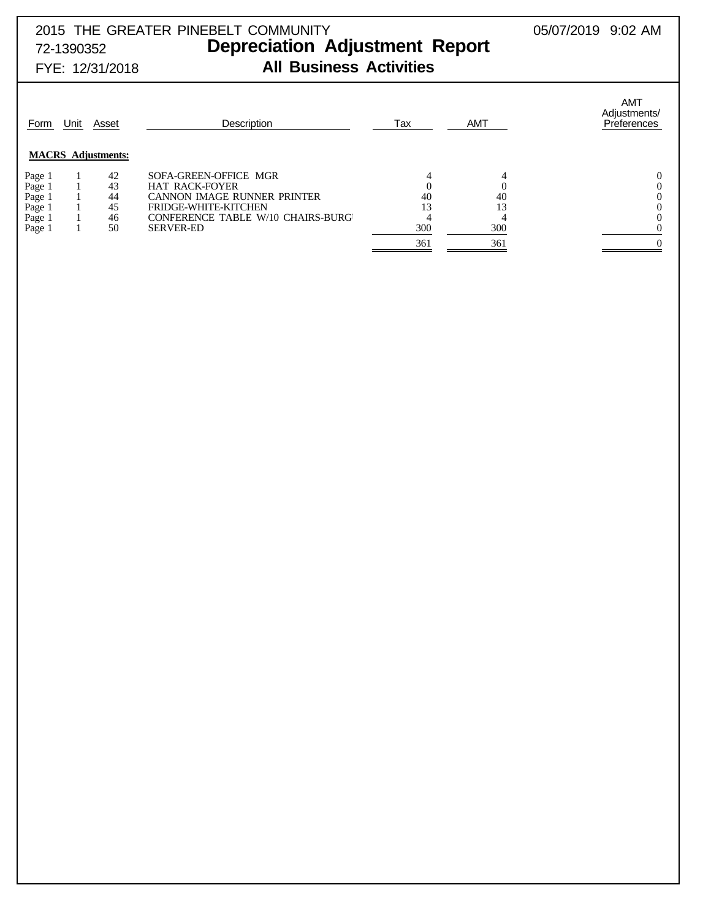2015 THE GREATER PINEBELT COMMUNITY
72-1390352
FYE: 12/31/2018

05/07/2019 9:02 AM

# Depreciation Adjustment Report
## All Business Activities

| Form | Unit | Asset | Description | Tax | AMT | AMT Adjustments/ Preferences |
|---|---|---|---|---|---|---|
| **MACRS Adjustments:** | | | | | | |
| Page 1 | 1 | 42 | SOFA-GREEN-OFFICE MGR | 4 | 4 | 0 |
| Page 1 | 1 | 43 | HAT RACK-FOYER | 0 | 0 | 0 |
| Page 1 | 1 | 44 | CANNON IMAGE RUNNER PRINTER | 40 | 40 | 0 |
| Page 1 | 1 | 45 | FRIDGE-WHITE-KITCHEN | 13 | 13 | 0 |
| Page 1 | 1 | 46 | CONFERENCE TABLE W/10 CHAIRS-BURG | 4 | 4 | 0 |
| Page 1 | 1 | 50 | SERVER-ED | 300 | 300 | 0 |
| | | | | 361 | 361 | 0 |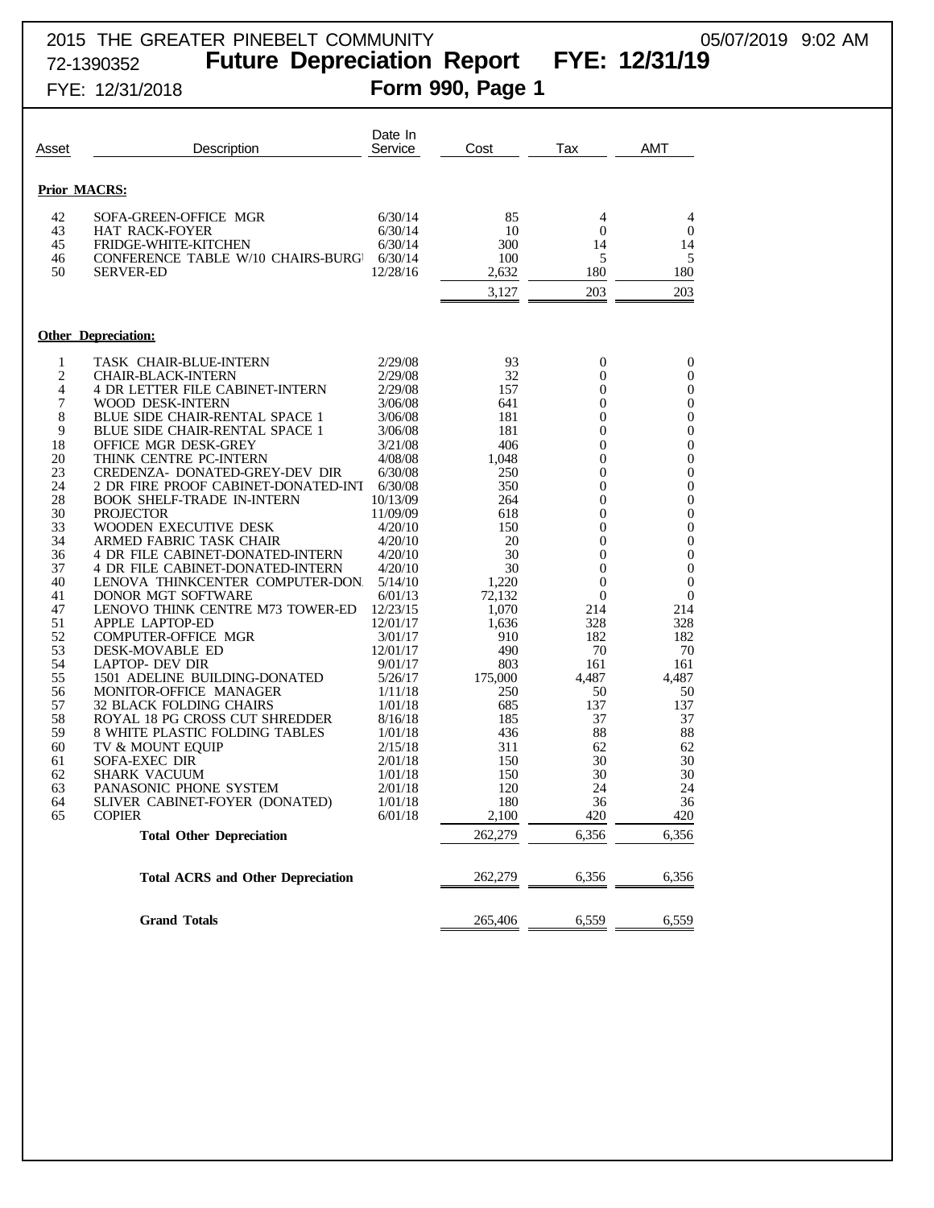2015 THE GREATER PINEBELT COMMUNITY 05/07/2019 9:02 AM
72-1390352 **Future Depreciation Report FYE: 12/31/19**
FYE: 12/31/2018 **Form 990, Page 1**

| Asset | Description | Date In Service | Cost | Tax | AMT |
|---|---|---|---|---|---|
| **Prior MACRS:** | | | | | |
| 42 | SOFA-GREEN-OFFICE MGR | 6/30/14 | 85 | 4 | 4 |
| 43 | HAT RACK-FOYER | 6/30/14 | 10 | 0 | 0 |
| 45 | FRIDGE-WHITE-KITCHEN | 6/30/14 | 300 | 14 | 14 |
| 46 | CONFERENCE TABLE W/10 CHAIRS-BURG | 6/30/14 | 100 | 5 | 5 |
| 50 | SERVER-ED | 12/28/16 | 2,632 | 180 | 180 |
| | | | 3,127 | 203 | 203 |
| **Other Depreciation:** | | | | | |
| 1 | TASK CHAIR-BLUE-INTERN | 2/29/08 | 93 | 0 | 0 |
| 2 | CHAIR-BLACK-INTERN | 2/29/08 | 32 | 0 | 0 |
| 4 | 4 DR LETTER FILE CABINET-INTERN | 2/29/08 | 157 | 0 | 0 |
| 7 | WOOD DESK-INTERN | 3/06/08 | 641 | 0 | 0 |
| 8 | BLUE SIDE CHAIR-RENTAL SPACE 1 | 3/06/08 | 181 | 0 | 0 |
| 9 | BLUE SIDE CHAIR-RENTAL SPACE 1 | 3/06/08 | 181 | 0 | 0 |
| 18 | OFFICE MGR DESK-GREY | 3/21/08 | 406 | 0 | 0 |
| 20 | THINK CENTRE PC-INTERN | 4/08/08 | 1,048 | 0 | 0 |
| 23 | CREDENZA- DONATED-GREY-DEV DIR | 6/30/08 | 250 | 0 | 0 |
| 24 | 2 DR FIRE PROOF CABINET-DONATED-INT | 6/30/08 | 350 | 0 | 0 |
| 28 | BOOK SHELF-TRADE IN-INTERN | 10/13/09 | 264 | 0 | 0 |
| 30 | PROJECTOR | 11/09/09 | 618 | 0 | 0 |
| 33 | WOODEN EXECUTIVE DESK | 4/20/10 | 150 | 0 | 0 |
| 34 | ARMED FABRIC TASK CHAIR | 4/20/10 | 20 | 0 | 0 |
| 36 | 4 DR FILE CABINET-DONATED-INTERN | 4/20/10 | 30 | 0 | 0 |
| 37 | 4 DR FILE CABINET-DONATED-INTERN | 4/20/10 | 30 | 0 | 0 |
| 40 | LENOVA THINKCENTER COMPUTER-DON. | 5/14/10 | 1,220 | 0 | 0 |
| 41 | DONOR MGT SOFTWARE | 6/01/13 | 72,132 | 0 | 0 |
| 47 | LENOVO THINK CENTRE M73 TOWER-ED | 12/23/15 | 1,070 | 214 | 214 |
| 51 | APPLE LAPTOP-ED | 12/01/17 | 1,636 | 328 | 328 |
| 52 | COMPUTER-OFFICE MGR | 3/01/17 | 910 | 182 | 182 |
| 53 | DESK-MOVABLE ED | 12/01/17 | 490 | 70 | 70 |
| 54 | LAPTOP- DEV DIR | 9/01/17 | 803 | 161 | 161 |
| 55 | 1501 ADELINE BUILDING-DONATED | 5/26/17 | 175,000 | 4,487 | 4,487 |
| 56 | MONITOR-OFFICE MANAGER | 1/11/18 | 250 | 50 | 50 |
| 57 | 32 BLACK FOLDING CHAIRS | 1/01/18 | 685 | 137 | 137 |
| 58 | ROYAL 18 PG CROSS CUT SHREDDER | 8/16/18 | 185 | 37 | 37 |
| 59 | 8 WHITE PLASTIC FOLDING TABLES | 1/01/18 | 436 | 88 | 88 |
| 60 | TV & MOUNT EQUIP | 2/15/18 | 311 | 62 | 62 |
| 61 | SOFA-EXEC DIR | 2/01/18 | 150 | 30 | 30 |
| 62 | SHARK VACUUM | 1/01/18 | 150 | 30 | 30 |
| 63 | PANASONIC PHONE SYSTEM | 2/01/18 | 120 | 24 | 24 |
| 64 | SLIVER CABINET-FOYER (DONATED) | 1/01/18 | 180 | 36 | 36 |
| 65 | COPIER | 6/01/18 | 2,100 | 420 | 420 |
| | **Total Other Depreciation** | | 262,279 | 6,356 | 6,356 |
| | **Total ACRS and Other Depreciation** | | 262,279 | 6,356 | 6,356 |
| | **Grand Totals** | | 265,406 | 6,559 | 6,559 |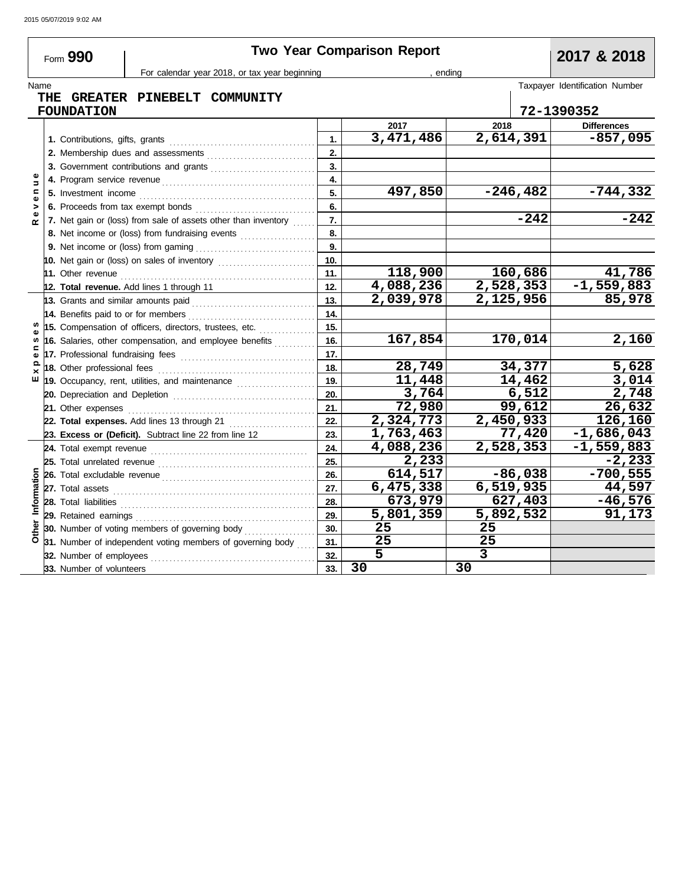Form **990**

# Two Year Comparison Report

**2017 & 2018**

For calendar year 2018, or tax year beginning , ending

Name: **THE GREATER PINEBELT COMMUNITY FOUNDATION**

Taxpayer Identification Number: **72-1390352**

| Section | Line | | 2017 | 2018 | Differences |
|---|---|---|---|---|---|
| Revenue | 1. Contributions, gifts, grants | 1. | 3,471,486 | 2,614,391 | -857,095 |
| | 2. Membership dues and assessments | 2. | | | |
| | 3. Government contributions and grants | 3. | | | |
| | 4. Program service revenue | 4. | | | |
| | 5. Investment income | 5. | 497,850 | -246,482 | -744,332 |
| | 6. Proceeds from tax exempt bonds | 6. | | | |
| | 7. Net gain or (loss) from sale of assets other than inventory | 7. | | -242 | -242 |
| | 8. Net income or (loss) from fundraising events | 8. | | | |
| | 9. Net income or (loss) from gaming | 9. | | | |
| | 10. Net gain or (loss) on sales of inventory | 10. | | | |
| | 11. Other revenue | 11. | 118,900 | 160,686 | 41,786 |
| | **12. Total revenue.** Add lines 1 through 11 | 12. | 4,088,236 | 2,528,353 | -1,559,883 |
| Expenses | 13. Grants and similar amounts paid | 13. | 2,039,978 | 2,125,956 | 85,978 |
| | 14. Benefits paid to or for members | 14. | | | |
| | 15. Compensation of officers, directors, trustees, etc. | 15. | | | |
| | 16. Salaries, other compensation, and employee benefits | 16. | 167,854 | 170,014 | 2,160 |
| | 17. Professional fundraising fees | 17. | | | |
| | 18. Other professional fees | 18. | 28,749 | 34,377 | 5,628 |
| | 19. Occupancy, rent, utilities, and maintenance | 19. | 11,448 | 14,462 | 3,014 |
| | 20. Depreciation and Depletion | 20. | 3,764 | 6,512 | 2,748 |
| | 21. Other expenses | 21. | 72,980 | 99,612 | 26,632 |
| | **22. Total expenses.** Add lines 13 through 21 | 22. | 2,324,773 | 2,450,933 | 126,160 |
| | **23. Excess or (Deficit).** Subtract line 22 from line 12 | 23. | 1,763,463 | 77,420 | -1,686,043 |
| Other Information | 24. Total exempt revenue | 24. | 4,088,236 | 2,528,353 | -1,559,883 |
| | 25. Total unrelated revenue | 25. | 2,233 | | -2,233 |
| | 26. Total excludable revenue | 26. | 614,517 | -86,038 | -700,555 |
| | 27. Total assets | 27. | 6,475,338 | 6,519,935 | 44,597 |
| | 28. Total liabilities | 28. | 673,979 | 627,403 | -46,576 |
| | 29. Retained earnings | 29. | 5,801,359 | 5,892,532 | 91,173 |
| | 30. Number of voting members of governing body | 30. | 25 | 25 | |
| | 31. Number of independent voting members of governing body | 31. | 25 | 25 | |
| | 32. Number of employees | 32. | 5 | 3 | |
| | 33. Number of volunteers | 33. | 30 | 30 | |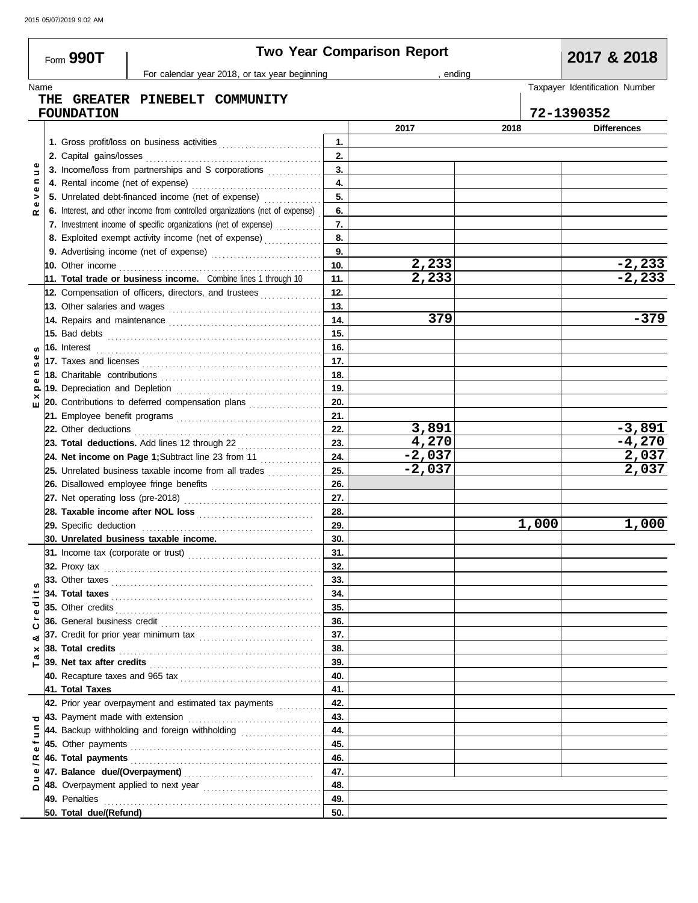Form **990T**

**Two Year Comparison Report**

**2017 & 2018**

For calendar year 2018, or tax year beginning , ending

Name: **THE GREATER PINEBELT COMMUNITY FOUNDATION**

Taxpayer Identification Number: **72-1390352**

| Section | Line | | 2017 | 2018 | Differences |
|---|---|---|---|---|---|
| Revenue | 1. Gross profit/loss on business activities | 1. | | | |
| | 2. Capital gains/losses | 2. | | | |
| | 3. Income/loss from partnerships and S corporations | 3. | | | |
| | 4. Rental income (net of expense) | 4. | | | |
| | 5. Unrelated debt-financed income (net of expense) | 5. | | | |
| | 6. Interest, and other income from controlled organizations (net of expense) | 6. | | | |
| | 7. Investment income of specific organizations (net of expense) | 7. | | | |
| | 8. Exploited exempt activity income (net of expense) | 8. | | | |
| | 9. Advertising income (net of expense) | 9. | | | |
| | 10. Other income | 10. | 2,233 | | -2,233 |
| | **11. Total trade or business income.** Combine lines 1 through 10 | 11. | 2,233 | | -2,233 |
| Expenses | 12. Compensation of officers, directors, and trustees | 12. | | | |
| | 13. Other salaries and wages | 13. | | | |
| | 14. Repairs and maintenance | 14. | 379 | | -379 |
| | 15. Bad debts | 15. | | | |
| | 16. Interest | 16. | | | |
| | 17. Taxes and licenses | 17. | | | |
| | 18. Charitable contributions | 18. | | | |
| | 19. Depreciation and Depletion | 19. | | | |
| | 20. Contributions to deferred compensation plans | 20. | | | |
| | 21. Employee benefit programs | 21. | | | |
| | 22. Other deductions | 22. | 3,891 | | -3,891 |
| | **23. Total deductions.** Add lines 12 through 22 | 23. | 4,270 | | -4,270 |
| | **24. Net income on Page 1;** Subtract line 23 from 11 | 24. | -2,037 | | 2,037 |
| | 25. Unrelated business taxable income from all trades | 25. | -2,037 | | 2,037 |
| | 26. Disallowed employee fringe benefits | 26. | | | |
| | 27. Net operating loss (pre-2018) | 27. | | | |
| | **28. Taxable income after NOL loss** | 28. | | | |
| | 29. Specific deduction | 29. | | 1,000 | 1,000 |
| | **30. Unrelated business taxable income.** | 30. | | | |
| Tax & Credits | 31. Income tax (corporate or trust) | 31. | | | |
| | 32. Proxy tax | 32. | | | |
| | 33. Other taxes | 33. | | | |
| | **34. Total taxes** | 34. | | | |
| | 35. Other credits | 35. | | | |
| | 36. General business credit | 36. | | | |
| | 37. Credit for prior year minimum tax | 37. | | | |
| | **38. Total credits** | 38. | | | |
| | **39. Net tax after credits** | 39. | | | |
| | 40. Recapture taxes and 965 tax | 40. | | | |
| | **41. Total Taxes** | 41. | | | |
| Due/Refund | 42. Prior year overpayment and estimated tax payments | 42. | | | |
| | 43. Payment made with extension | 43. | | | |
| | 44. Backup withholding and foreign withholding | 44. | | | |
| | 45. Other payments | 45. | | | |
| | **46. Total payments** | 46. | | | |
| | **47. Balance due/(Overpayment)** | 47. | | | |
| | 48. Overpayment applied to next year | 48. | | | |
| | 49. Penalties | 49. | | | |
| | **50. Total due/(Refund)** | 50. | | | |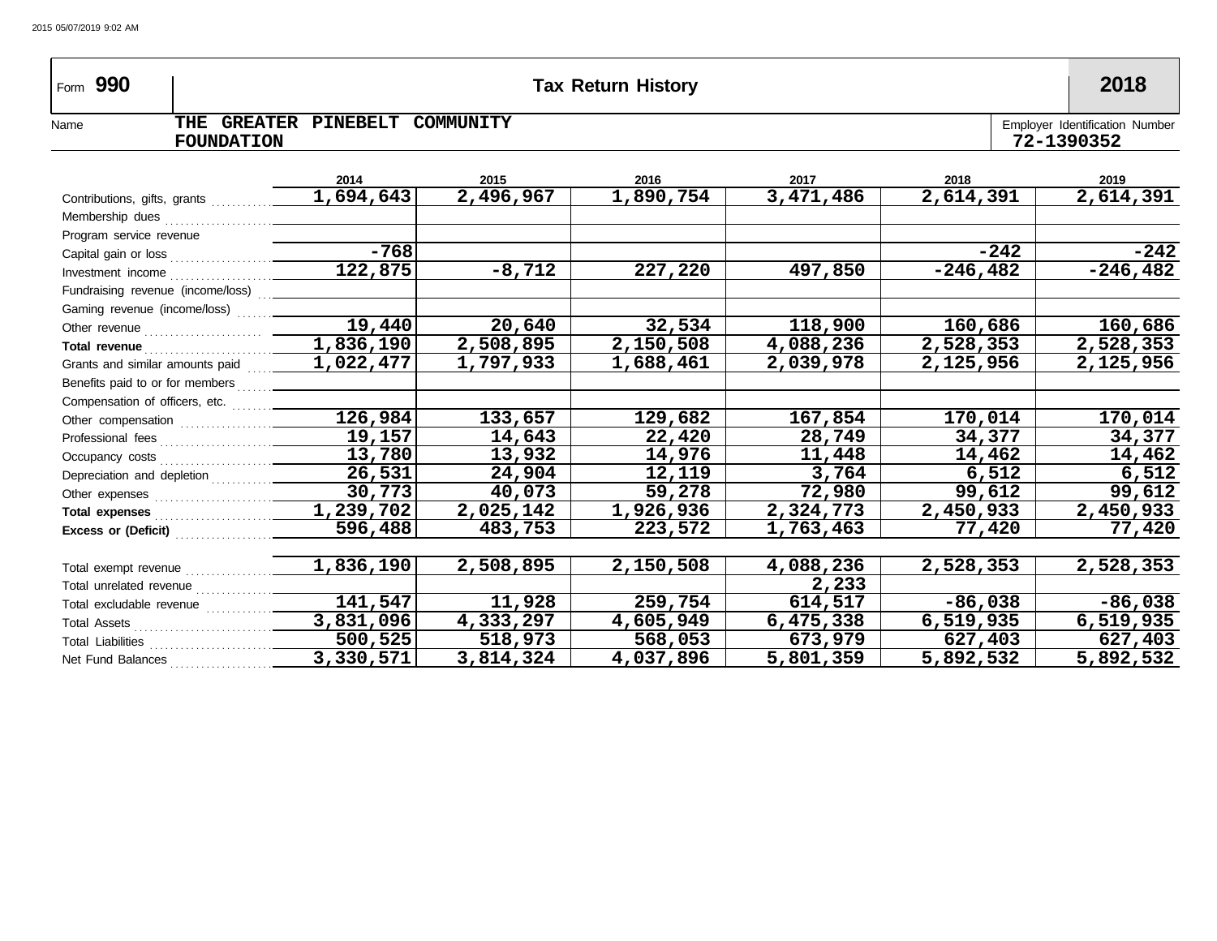Form **990** | **Tax Return History** | **2018**

Name: **THE GREATER PINEBELT COMMUNITY FOUNDATION**

Employer Identification Number: **72-1390352**

| | 2014 | 2015 | 2016 | 2017 | 2018 | 2019 |
|---|---|---|---|---|---|---|
| Contributions, gifts, grants | 1,694,643 | 2,496,967 | 1,890,754 | 3,471,486 | 2,614,391 | 2,614,391 |
| Membership dues | | | | | | |
| Program service revenue | | | | | | |
| Capital gain or loss | -768 | | | | -242 | -242 |
| Investment income | 122,875 | -8,712 | 227,220 | 497,850 | -246,482 | -246,482 |
| Fundraising revenue (income/loss) | | | | | | |
| Gaming revenue (income/loss) | | | | | | |
| Other revenue | 19,440 | 20,640 | 32,534 | 118,900 | 160,686 | 160,686 |
| **Total revenue** | 1,836,190 | 2,508,895 | 2,150,508 | 4,088,236 | 2,528,353 | 2,528,353 |
| Grants and similar amounts paid | 1,022,477 | 1,797,933 | 1,688,461 | 2,039,978 | 2,125,956 | 2,125,956 |
| Benefits paid to or for members | | | | | | |
| Compensation of officers, etc. | | | | | | |
| Other compensation | 126,984 | 133,657 | 129,682 | 167,854 | 170,014 | 170,014 |
| Professional fees | 19,157 | 14,643 | 22,420 | 28,749 | 34,377 | 34,377 |
| Occupancy costs | 13,780 | 13,932 | 14,976 | 11,448 | 14,462 | 14,462 |
| Depreciation and depletion | 26,531 | 24,904 | 12,119 | 3,764 | 6,512 | 6,512 |
| Other expenses | 30,773 | 40,073 | 59,278 | 72,980 | 99,612 | 99,612 |
| **Total expenses** | 1,239,702 | 2,025,142 | 1,926,936 | 2,324,773 | 2,450,933 | 2,450,933 |
| **Excess or (Deficit)** | 596,488 | 483,753 | 223,572 | 1,763,463 | 77,420 | 77,420 |
| | | | | | | |
| Total exempt revenue | 1,836,190 | 2,508,895 | 2,150,508 | 4,088,236 | 2,528,353 | 2,528,353 |
| Total unrelated revenue | | | | 2,233 | | |
| Total excludable revenue | 141,547 | 11,928 | 259,754 | 614,517 | -86,038 | -86,038 |
| Total Assets | 3,831,096 | 4,333,297 | 4,605,949 | 6,475,338 | 6,519,935 | 6,519,935 |
| Total Liabilities | 500,525 | 518,973 | 568,053 | 673,979 | 627,403 | 627,403 |
| Net Fund Balances | 3,330,571 | 3,814,324 | 4,037,896 | 5,801,359 | 5,892,532 | 5,892,532 |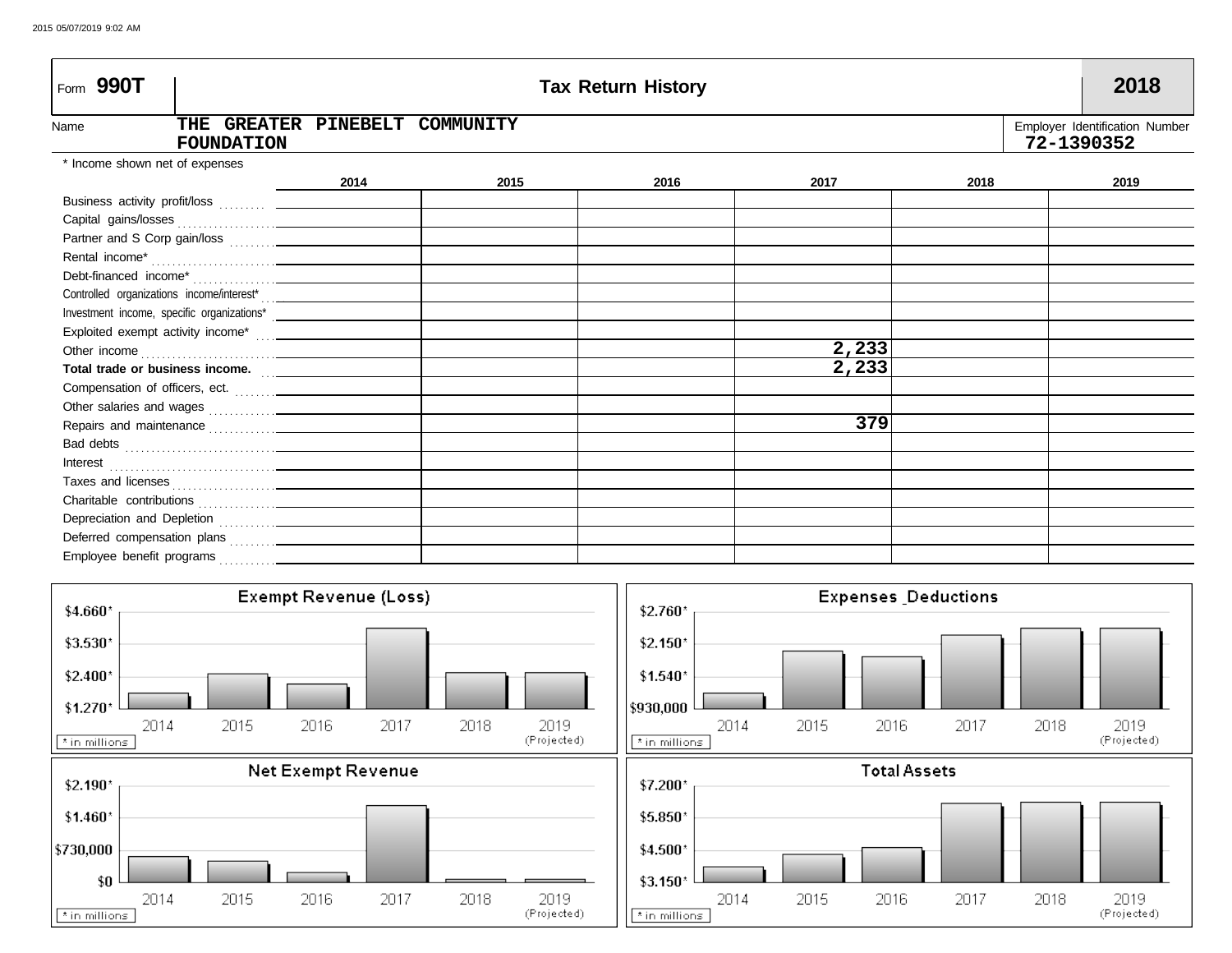Form **990T** | **Tax Return History** | **2018**

Name: **THE GREATER PINEBELT COMMUNITY FOUNDATION**

Employer Identification Number: **72-1390352**

\* Income shown net of expenses

| | 2014 | 2015 | 2016 | 2017 | 2018 | 2019 |
|---|---|---|---|---|---|---|
| Business activity profit/loss | | | | | | |
| Capital gains/losses | | | | | | |
| Partner and S Corp gain/loss | | | | | | |
| Rental income* | | | | | | |
| Debt-financed income* | | | | | | |
| Controlled organizations income/interest* | | | | | | |
| Investment income, specific organizations* | | | | | | |
| Exploited exempt activity income* | | | | | | |
| Other income | | | | 2,233 | | |
| **Total trade or business income.** | | | | 2,233 | | |
| Compensation of officers, ect. | | | | | | |
| Other salaries and wages | | | | | | |
| Repairs and maintenance | | | | 379 | | |
| Bad debts | | | | | | |
| Interest | | | | | | |
| Taxes and licenses | | | | | | |
| Charitable contributions | | | | | | |
| Depreciation and Depletion | | | | | | |
| Deferred compensation plans | | | | | | |
| Employee benefit programs | | | | | | |

**Exempt Revenue (Loss)**

\$4.660\*, \$3.530\*, \$2.400\*, \$1.270\*

2014, 2015, 2016, 2017, 2018, 2019 (Projected)

\* in millions

**Expenses Deductions**

\$2.760\*, \$2.150\*, \$1.540\*, \$930,000

2014, 2015, 2016, 2017, 2018, 2019 (Projected)

\* in millions

**Net Exempt Revenue**

\$2.190\*, \$1.460\*, \$730,000, \$0

2014, 2015, 2016, 2017, 2018, 2019 (Projected)

\* in millions

**Total Assets**

\$7.200\*, \$5.850\*, \$4.500\*, \$3.150\*

2014, 2015, 2016, 2017, 2018, 2019 (Projected)

\* in millions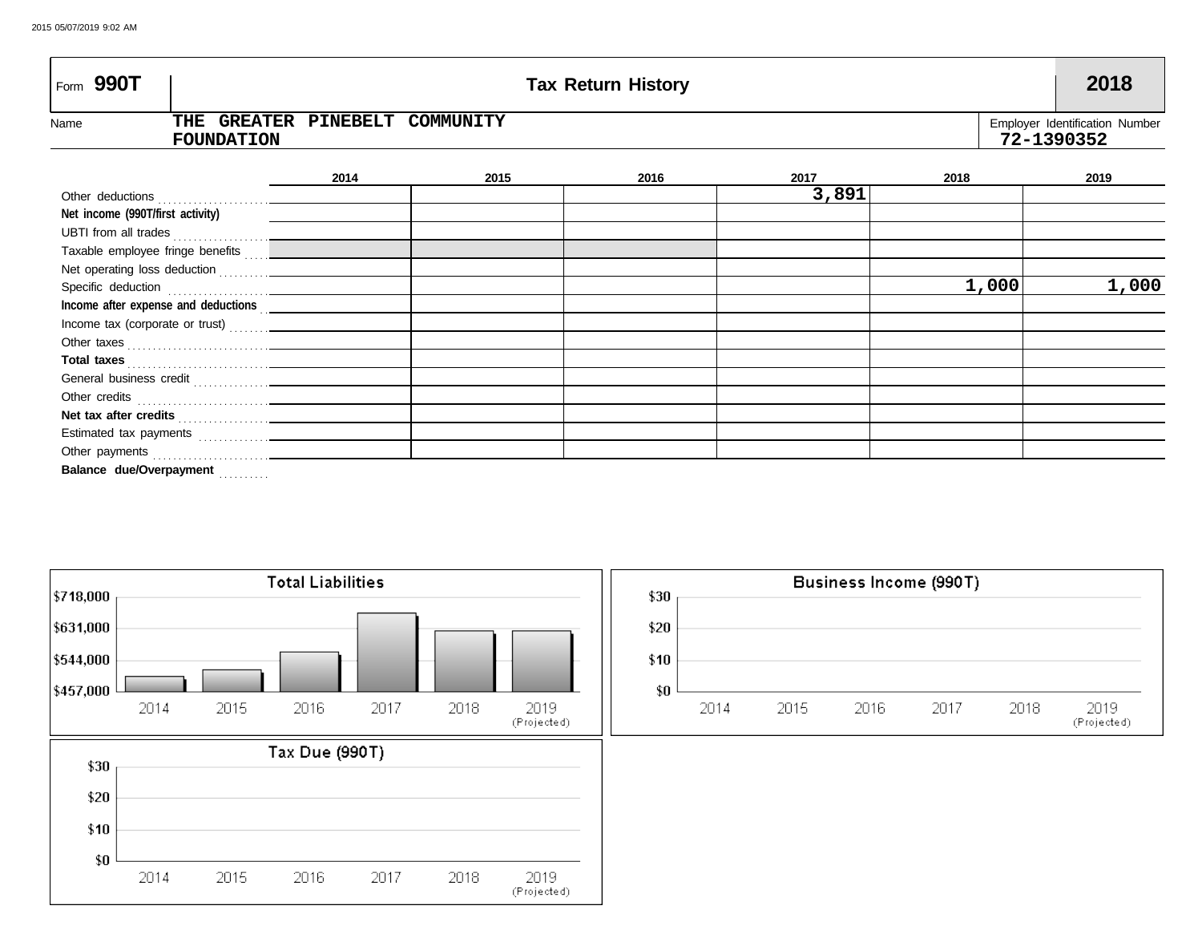# Form 990T — Tax Return History — 2018

**Name:** THE GREATER PINEBELT COMMUNITY FOUNDATION

**Employer Identification Number:** 72-1390352

| | 2014 | 2015 | 2016 | 2017 | 2018 | 2019 |
|---|---|---|---|---|---|---|
| Other deductions | | | | 3,891 | | |
| **Net income (990T/first activity)** | | | | | | |
| UBTI from all trades | | | | | | |
| Taxable employee fringe benefits | | | | | | |
| Net operating loss deduction | | | | | | |
| Specific deduction | | | | | 1,000 | 1,000 |
| **Income after expense and deductions** | | | | | | |
| Income tax (corporate or trust) | | | | | | |
| Other taxes | | | | | | |
| **Total taxes** | | | | | | |
| General business credit | | | | | | |
| Other credits | | | | | | |
| **Net tax after credits** | | | | | | |
| Estimated tax payments | | | | | | |
| Other payments | | | | | | |
| **Balance due/Overpayment** | | | | | | |

**Total Liabilities**

$718,000 / $631,000 / $544,000 / $457,000

2014, 2015, 2016, 2017, 2018, 2019 (Projected)

**Business Income (990T)**

$30 / $20 / $10 / $0

2014, 2015, 2016, 2017, 2018, 2019 (Projected)

**Tax Due (990T)**

$30 / $20 / $10 / $0

2014, 2015, 2016, 2017, 2018, 2019 (Projected)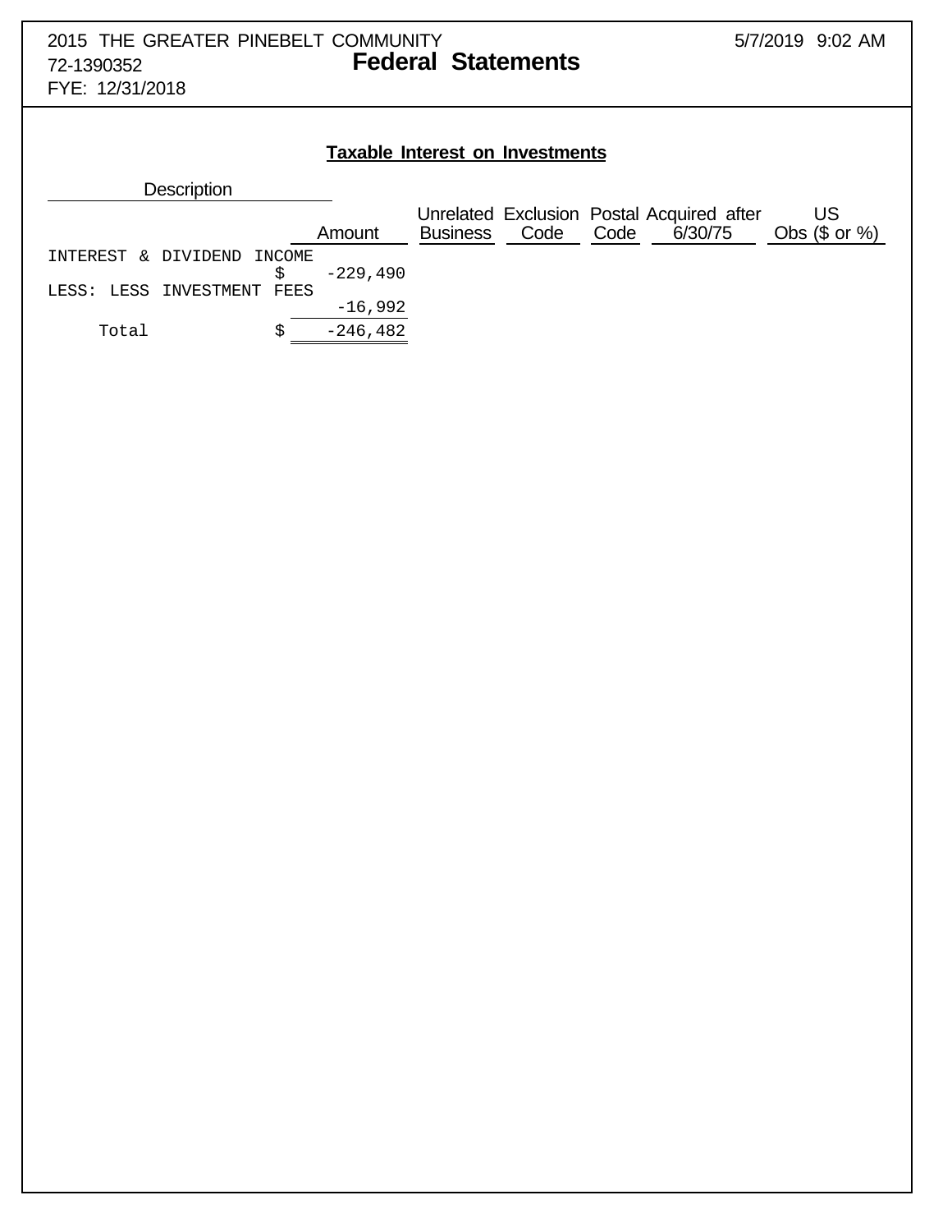2015 THE GREATER PINEBELT COMMUNITY
72-1390352
FYE: 12/31/2018

5/7/2019 9:02 AM

# Federal Statements

## Taxable Interest on Investments

| Description | Amount | Unrelated Business | Exclusion Code | Postal Code | Acquired after 6/30/75 | US Obs ($ or %) |
|---|---|---|---|---|---|---|
| INTEREST & DIVIDEND INCOME | $ -229,490 | | | | | |
| LESS: LESS INVESTMENT FEES | -16,992 | | | | | |
| Total | $ -246,482 | | | | | |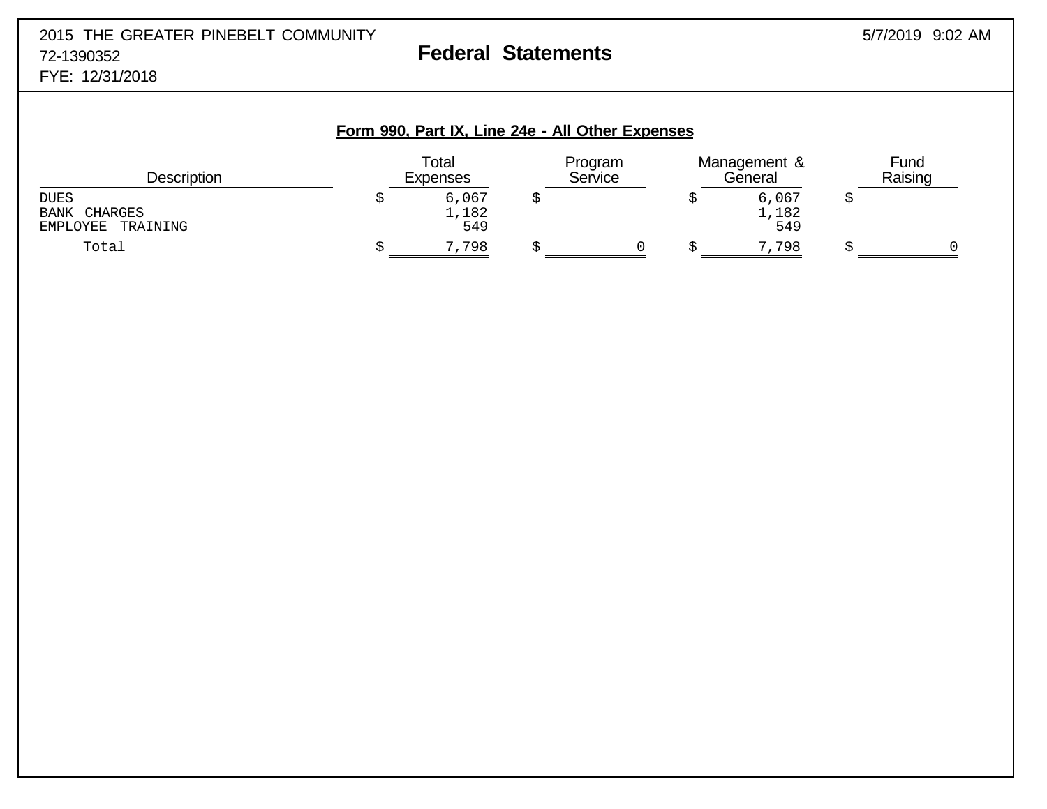2015 THE GREATER PINEBELT COMMUNITY
72-1390352
FYE: 12/31/2018

# Federal Statements

5/7/2019 9:02 AM

## Form 990, Part IX, Line 24e - All Other Expenses

| Description | Total Expenses | Program Service | Management & General | Fund Raising |
|---|---|---|---|---|
| DUES | $ 6,067 | $ | $ 6,067 | $ |
| BANK CHARGES | 1,182 | | 1,182 | |
| EMPLOYEE TRAINING | 549 | | 549 | |
| Total | $ 7,798 | $ 0 | $ 7,798 | $ 0 |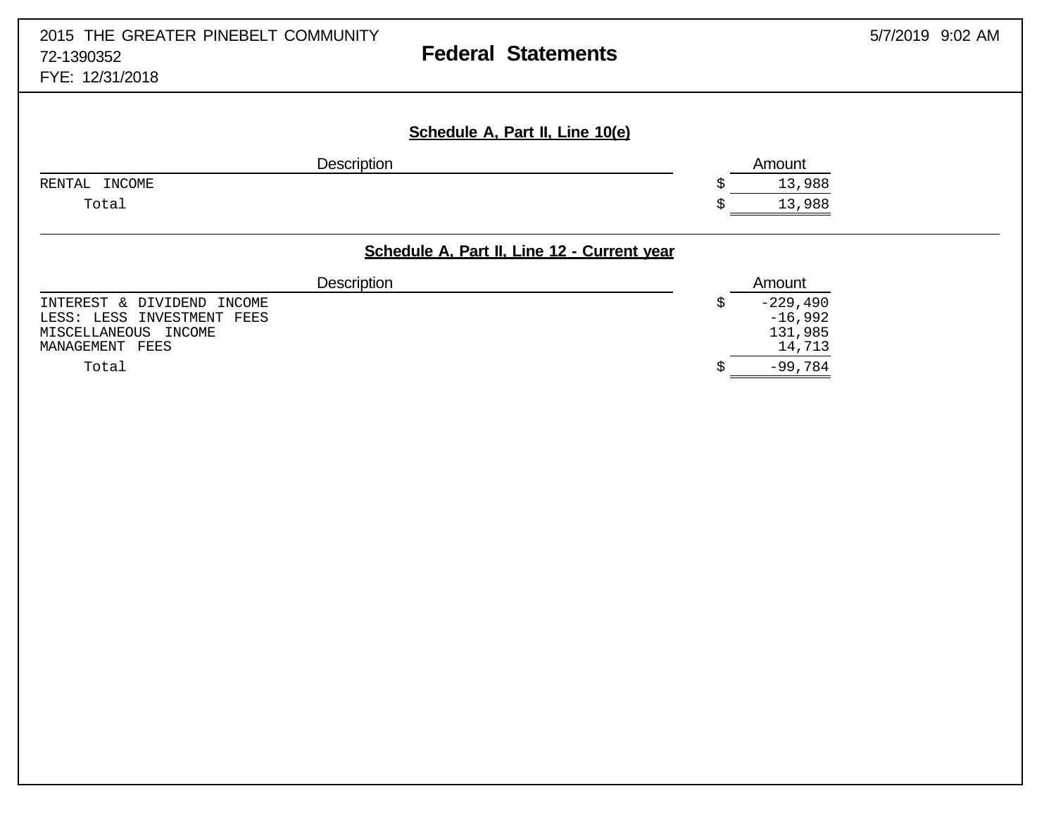2015 THE GREATER PINEBELT COMMUNITY
72-1390352
FYE: 12/31/2018

# Federal Statements

5/7/2019 9:02 AM

## Schedule A, Part II, Line 10(e)

| Description | | Amount |
|---|---|---|
| RENTAL INCOME | $ | 13,988 |
| Total | $ | 13,988 |

## Schedule A, Part II, Line 12 - Current year

| Description | | Amount |
|---|---|---|
| INTEREST & DIVIDEND INCOME | $ | -229,490 |
| LESS: LESS INVESTMENT FEES | | -16,992 |
| MISCELLANEOUS INCOME | | 131,985 |
| MANAGEMENT FEES | | 14,713 |
| Total | $ | -99,784 |